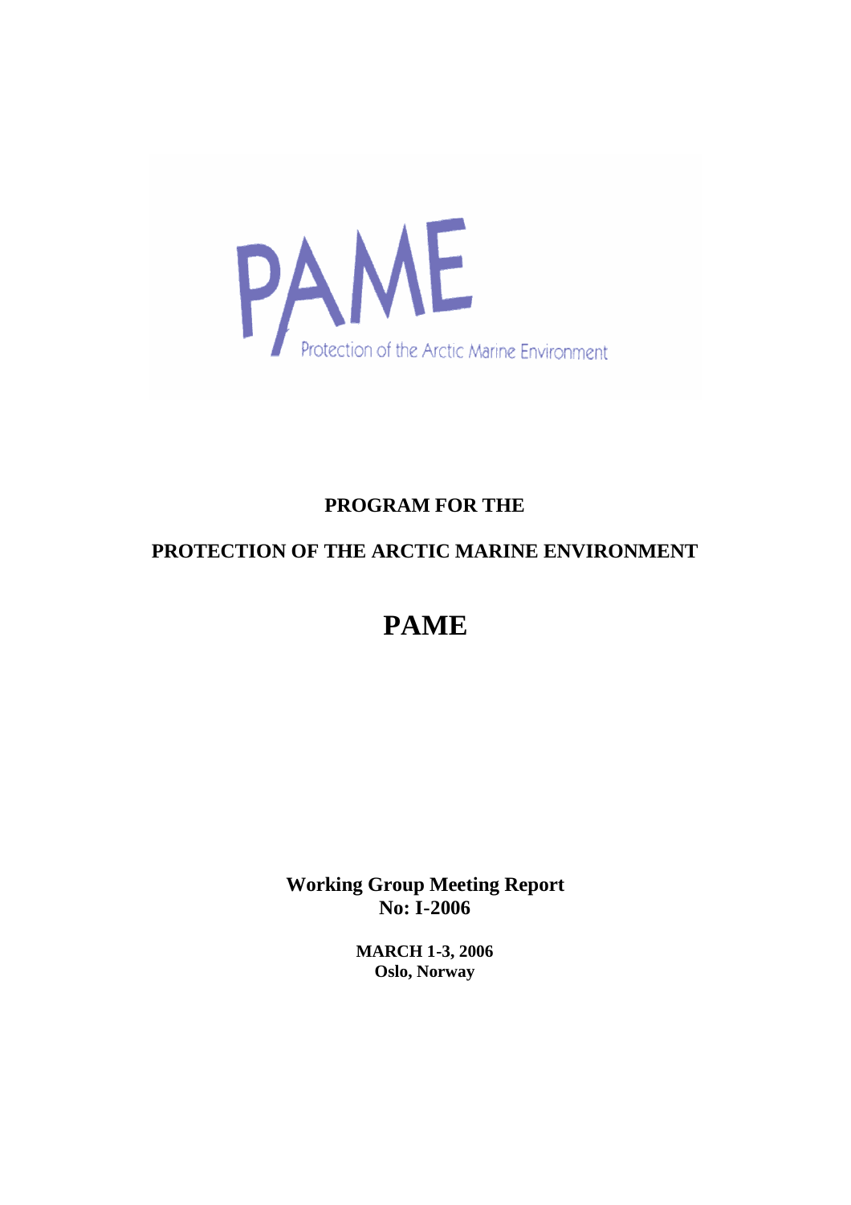PAME

Protection of the Arctic Marine Environment

**PROGRAM FOR THE**

**PROTECTION OF THE ARCTIC MARINE ENVIRONMENT**

# PAME

**Working Group Meeting Report**
**No: I-2006**

**MARCH 1-3, 2006**
**Oslo, Norway**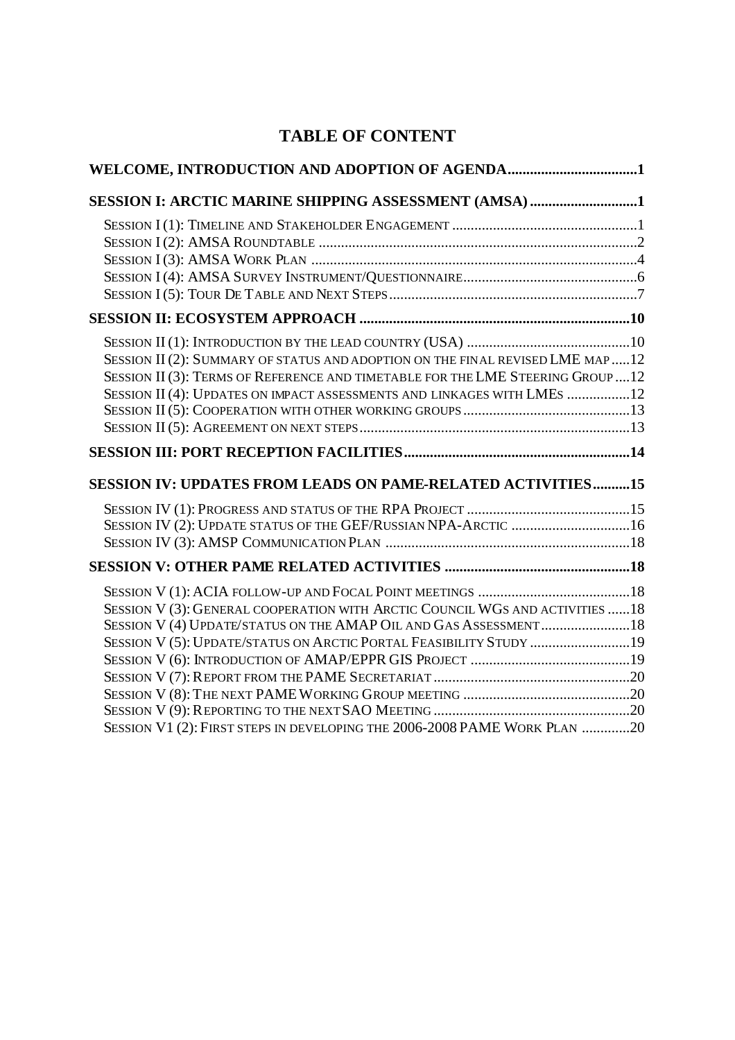# TABLE OF CONTENT

**WELCOME, INTRODUCTION AND ADOPTION OF AGENDA...................................1**

**SESSION I: ARCTIC MARINE SHIPPING ASSESSMENT (AMSA).............................1**

- SESSION I (1): TIMELINE AND STAKEHOLDER ENGAGEMENT .................................................1
- SESSION I (2): AMSA ROUNDTABLE .....................................................................................2
- SESSION I (3): AMSA WORK PLAN .......................................................................................4
- SESSION I (4): AMSA SURVEY INSTRUMENT/QUESTIONNAIRE..............................................6
- SESSION I (5): TOUR DE TABLE AND NEXT STEPS..................................................................7

**SESSION II: ECOSYSTEM APPROACH .........................................................................10**

- SESSION II (1): INTRODUCTION BY THE LEAD COUNTRY (USA) ............................................10
- SESSION II (2): SUMMARY OF STATUS AND ADOPTION ON THE FINAL REVISED LME MAP .....12
- SESSION II (3): TERMS OF REFERENCE AND TIMETABLE FOR THE LME STEERING GROUP ....12
- SESSION II (4): UPDATES ON IMPACT ASSESSMENTS AND LINKAGES WITH LMES .................12
- SESSION II (5): COOPERATION WITH OTHER WORKING GROUPS .............................................13
- SESSION II (5): AGREEMENT ON NEXT STEPS.........................................................................13

**SESSION III: PORT RECEPTION FACILITIES.............................................................14**

**SESSION IV: UPDATES FROM LEADS ON PAME-RELATED ACTIVITIES..........15**

- SESSION IV (1): PROGRESS AND STATUS OF THE RPA PROJECT ............................................15
- SESSION IV (2): UPDATE STATUS OF THE GEF/RUSSIAN NPA-ARCTIC ................................16
- SESSION IV (3): AMSP COMMUNICATION PLAN .................................................................18

**SESSION V: OTHER PAME RELATED ACTIVITIES ..................................................18**

- SESSION V (1): ACIA FOLLOW-UP AND FOCAL POINT MEETINGS .........................................18
- SESSION V (3): GENERAL COOPERATION WITH ARCTIC COUNCIL WGS AND ACTIVITIES ......18
- SESSION V (4) UPDATE/STATUS ON THE AMAP OIL AND GAS ASSESSMENT........................18
- SESSION V (5): UPDATE/STATUS ON ARCTIC PORTAL FEASIBILITY STUDY ...........................19
- SESSION V (6): INTRODUCTION OF AMAP/EPPR GIS PROJECT ...........................................19
- SESSION V (7): REPORT FROM THE PAME SECRETARIAT .....................................................20
- SESSION V (8): THE NEXT PAME WORKING GROUP MEETING .............................................20
- SESSION V (9): REPORTING TO THE NEXT SAO MEETING .....................................................20
- SESSION V1 (2): FIRST STEPS IN DEVELOPING THE 2006-2008 PAME WORK PLAN .............20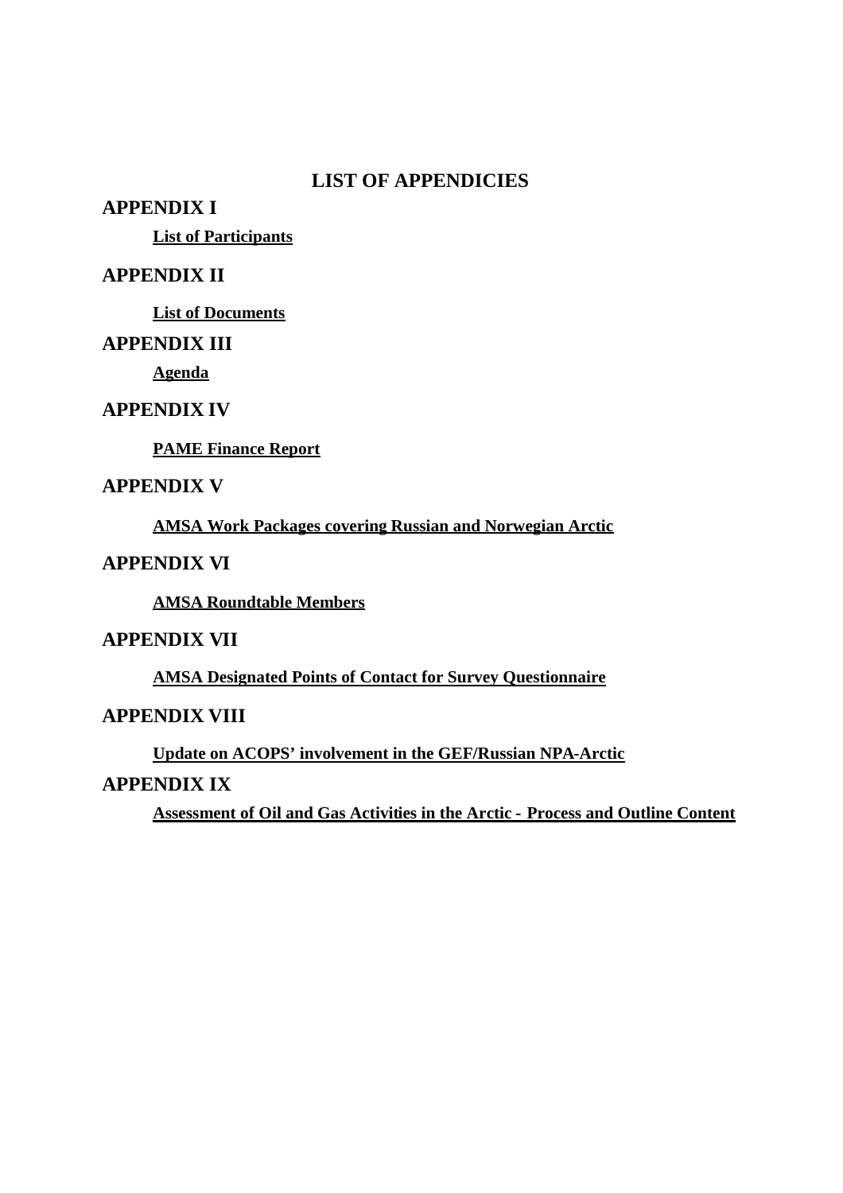# LIST OF APPENDICIES

## APPENDIX I

**List of Participants**

## APPENDIX II

**List of Documents**

## APPENDIX III

**Agenda**

## APPENDIX IV

**PAME Finance Report**

## APPENDIX V

**AMSA Work Packages covering Russian and Norwegian Arctic**

## APPENDIX VI

**AMSA Roundtable Members**

## APPENDIX VII

**AMSA Designated Points of Contact for Survey Questionnaire**

## APPENDIX VIII

**Update on ACOPS' involvement in the GEF/Russian NPA-Arctic**

## APPENDIX IX

**Assessment of Oil and Gas Activities in the Arctic - Process and Outline Content**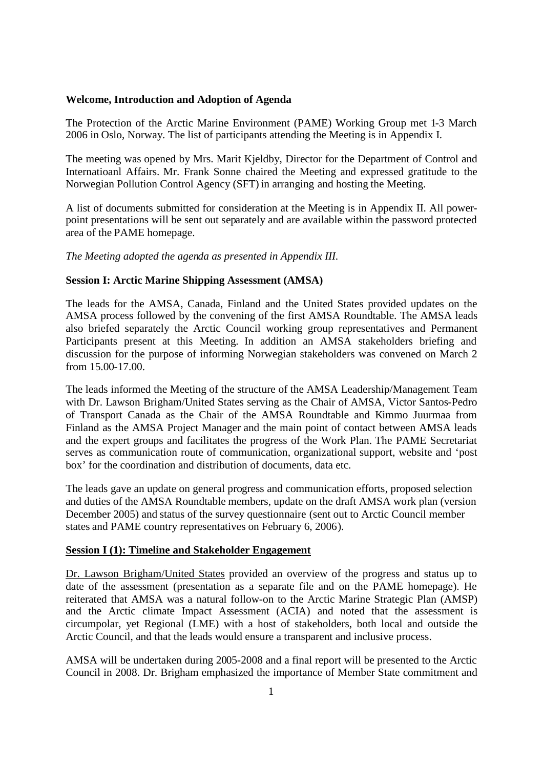**Welcome, Introduction and Adoption of Agenda**

The Protection of the Arctic Marine Environment (PAME) Working Group met 1-3 March 2006 in Oslo, Norway. The list of participants attending the Meeting is in Appendix I.

The meeting was opened by Mrs. Marit Kjeldby, Director for the Department of Control and Internatioanl Affairs. Mr. Frank Sonne chaired the Meeting and expressed gratitude to the Norwegian Pollution Control Agency (SFT) in arranging and hosting the Meeting.

A list of documents submitted for consideration at the Meeting is in Appendix II. All power-point presentations will be sent out separately and are available within the password protected area of the PAME homepage.

*The Meeting adopted the agenda as presented in Appendix III.*

**Session I: Arctic Marine Shipping Assessment (AMSA)**

The leads for the AMSA, Canada, Finland and the United States provided updates on the AMSA process followed by the convening of the first AMSA Roundtable. The AMSA leads also briefed separately the Arctic Council working group representatives and Permanent Participants present at this Meeting. In addition an AMSA stakeholders briefing and discussion for the purpose of informing Norwegian stakeholders was convened on March 2 from 15.00-17.00.

The leads informed the Meeting of the structure of the AMSA Leadership/Management Team with Dr. Lawson Brigham/United States serving as the Chair of AMSA, Victor Santos-Pedro of Transport Canada as the Chair of the AMSA Roundtable and Kimmo Juurmaa from Finland as the AMSA Project Manager and the main point of contact between AMSA leads and the expert groups and facilitates the progress of the Work Plan. The PAME Secretariat serves as communication route of communication, organizational support, website and 'post box' for the coordination and distribution of documents, data etc.

The leads gave an update on general progress and communication efforts, proposed selection and duties of the AMSA Roundtable members, update on the draft AMSA work plan (version December 2005) and status of the survey questionnaire (sent out to Arctic Council member states and PAME country representatives on February 6, 2006).

**Session I (1): Timeline and Stakeholder Engagement**

Dr. Lawson Brigham/United States provided an overview of the progress and status up to date of the assessment (presentation as a separate file and on the PAME homepage). He reiterated that AMSA was a natural follow-on to the Arctic Marine Strategic Plan (AMSP) and the Arctic climate Impact Assessment (ACIA) and noted that the assessment is circumpolar, yet Regional (LME) with a host of stakeholders, both local and outside the Arctic Council, and that the leads would ensure a transparent and inclusive process.

AMSA will be undertaken during 2005-2008 and a final report will be presented to the Arctic Council in 2008. Dr. Brigham emphasized the importance of Member State commitment and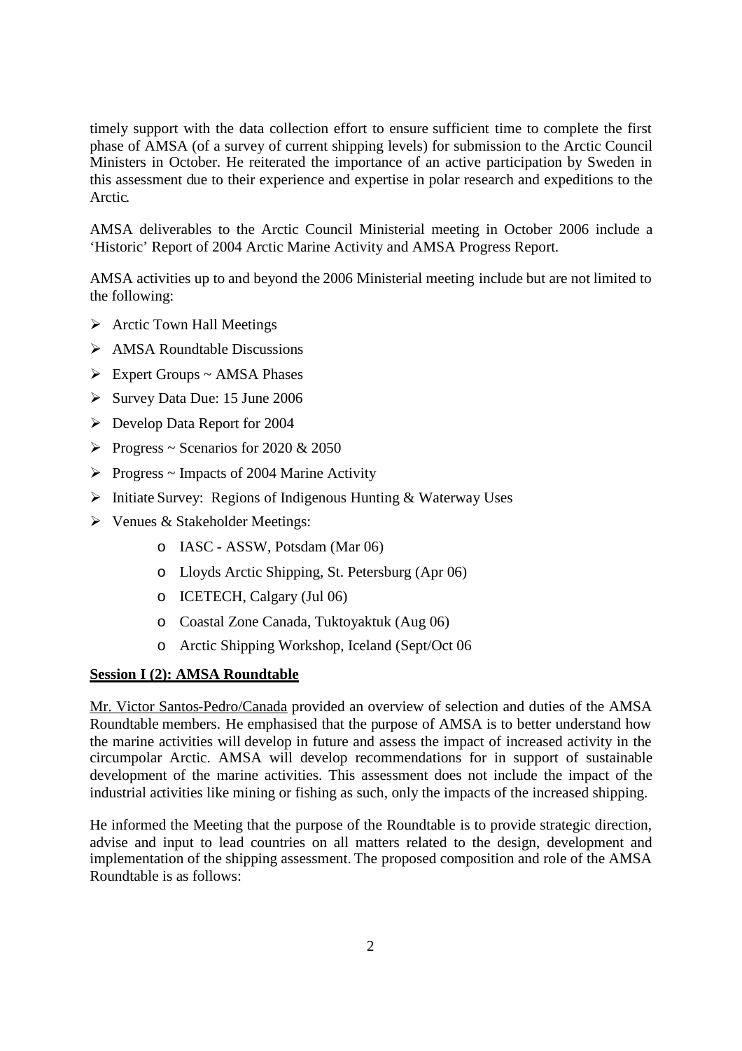timely support with the data collection effort to ensure sufficient time to complete the first phase of AMSA (of a survey of current shipping levels) for submission to the Arctic Council Ministers in October. He reiterated the importance of an active participation by Sweden in this assessment due to their experience and expertise in polar research and expeditions to the Arctic.

AMSA deliverables to the Arctic Council Ministerial meeting in October 2006 include a 'Historic' Report of 2004 Arctic Marine Activity and AMSA Progress Report.

AMSA activities up to and beyond the 2006 Ministerial meeting include but are not limited to the following:

- Arctic Town Hall Meetings
- AMSA Roundtable Discussions
- Expert Groups ~ AMSA Phases
- Survey Data Due: 15 June 2006
- Develop Data Report for 2004
- Progress ~ Scenarios for 2020 & 2050
- Progress ~ Impacts of 2004 Marine Activity
- Initiate Survey: Regions of Indigenous Hunting & Waterway Uses
- Venues & Stakeholder Meetings:
  - IASC - ASSW, Potsdam (Mar 06)
  - Lloyds Arctic Shipping, St. Petersburg (Apr 06)
  - ICETECH, Calgary (Jul 06)
  - Coastal Zone Canada, Tuktoyaktuk (Aug 06)
  - Arctic Shipping Workshop, Iceland (Sept/Oct 06

**Session I (2): AMSA Roundtable**

Mr. Victor Santos-Pedro/Canada provided an overview of selection and duties of the AMSA Roundtable members. He emphasised that the purpose of AMSA is to better understand how the marine activities will develop in future and assess the impact of increased activity in the circumpolar Arctic. AMSA will develop recommendations for in support of sustainable development of the marine activities. This assessment does not include the impact of the industrial activities like mining or fishing as such, only the impacts of the increased shipping.

He informed the Meeting that the purpose of the Roundtable is to provide strategic direction, advise and input to lead countries on all matters related to the design, development and implementation of the shipping assessment. The proposed composition and role of the AMSA Roundtable is as follows: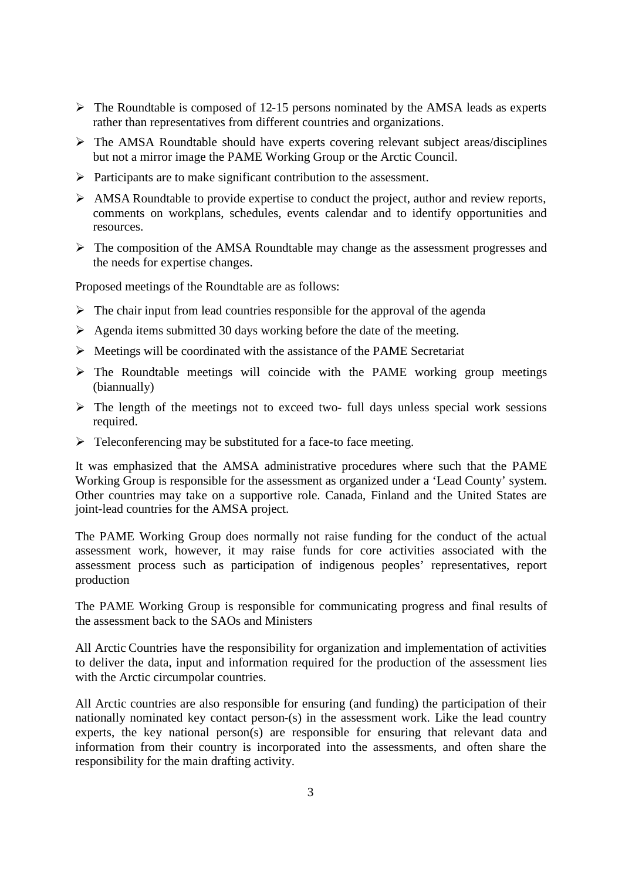- The Roundtable is composed of 12-15 persons nominated by the AMSA leads as experts rather than representatives from different countries and organizations.
- The AMSA Roundtable should have experts covering relevant subject areas/disciplines but not a mirror image the PAME Working Group or the Arctic Council.
- Participants are to make significant contribution to the assessment.
- AMSA Roundtable to provide expertise to conduct the project, author and review reports, comments on workplans, schedules, events calendar and to identify opportunities and resources.
- The composition of the AMSA Roundtable may change as the assessment progresses and the needs for expertise changes.

Proposed meetings of the Roundtable are as follows:

- The chair input from lead countries responsible for the approval of the agenda
- Agenda items submitted 30 days working before the date of the meeting.
- Meetings will be coordinated with the assistance of the PAME Secretariat
- The Roundtable meetings will coincide with the PAME working group meetings (biannually)
- The length of the meetings not to exceed two- full days unless special work sessions required.
- Teleconferencing may be substituted for a face-to face meeting.

It was emphasized that the AMSA administrative procedures where such that the PAME Working Group is responsible for the assessment as organized under a 'Lead County' system. Other countries may take on a supportive role. Canada, Finland and the United States are joint-lead countries for the AMSA project.

The PAME Working Group does normally not raise funding for the conduct of the actual assessment work, however, it may raise funds for core activities associated with the assessment process such as participation of indigenous peoples' representatives, report production

The PAME Working Group is responsible for communicating progress and final results of the assessment back to the SAOs and Ministers

All Arctic Countries have the responsibility for organization and implementation of activities to deliver the data, input and information required for the production of the assessment lies with the Arctic circumpolar countries.

All Arctic countries are also responsible for ensuring (and funding) the participation of their nationally nominated key contact person-(s) in the assessment work. Like the lead country experts, the key national person(s) are responsible for ensuring that relevant data and information from their country is incorporated into the assessments, and often share the responsibility for the main drafting activity.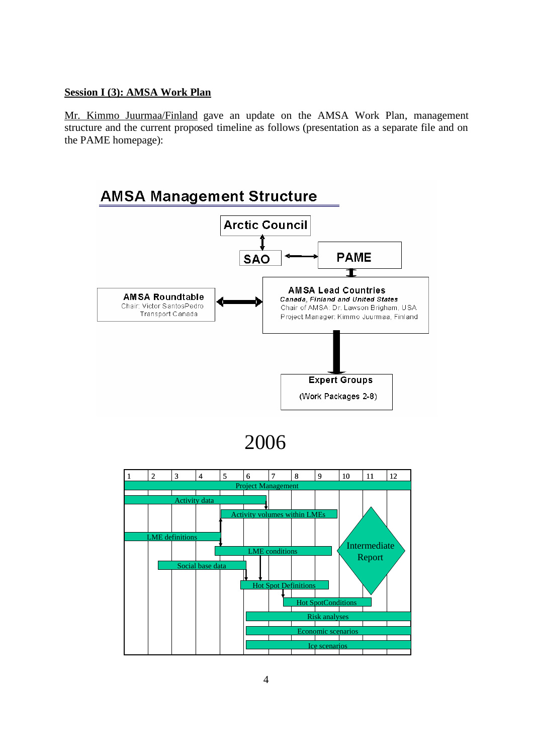**Session I (3): AMSA Work Plan**

Mr. Kimmo Juurmaa/Finland gave an update on the AMSA Work Plan, management structure and the current proposed timeline as follows (presentation as a separate file and on the PAME homepage):

## AMSA Management Structure

Arctic Council

SAO

PAME

AMSA Roundtable
Chair: Victor SantosPedro
Transport Canada

AMSA Lead Countries
*Canada, Finland and United States*
Chair of AMSA: Dr. Lawson Brigham, USA
Project Manager: Kimmo Juurmaa, Finland

Expert Groups
(Work Packages 2-8)

## 2006

| 1 | 2 | 3 | 4 | 5 | 6 | 7 | 8 | 9 | 10 | 11 | 12 |
|---|---|---|---|---|---|---|---|---|---|---|---|

Project Management

Activity data

Activity volumes within LMEs

LME definitions

LME conditions

Intermediate Report

Social base data

Hot Spot Definitions

Hot SpotConditions

Risk analyses

Economic scenarios

Ice scenarios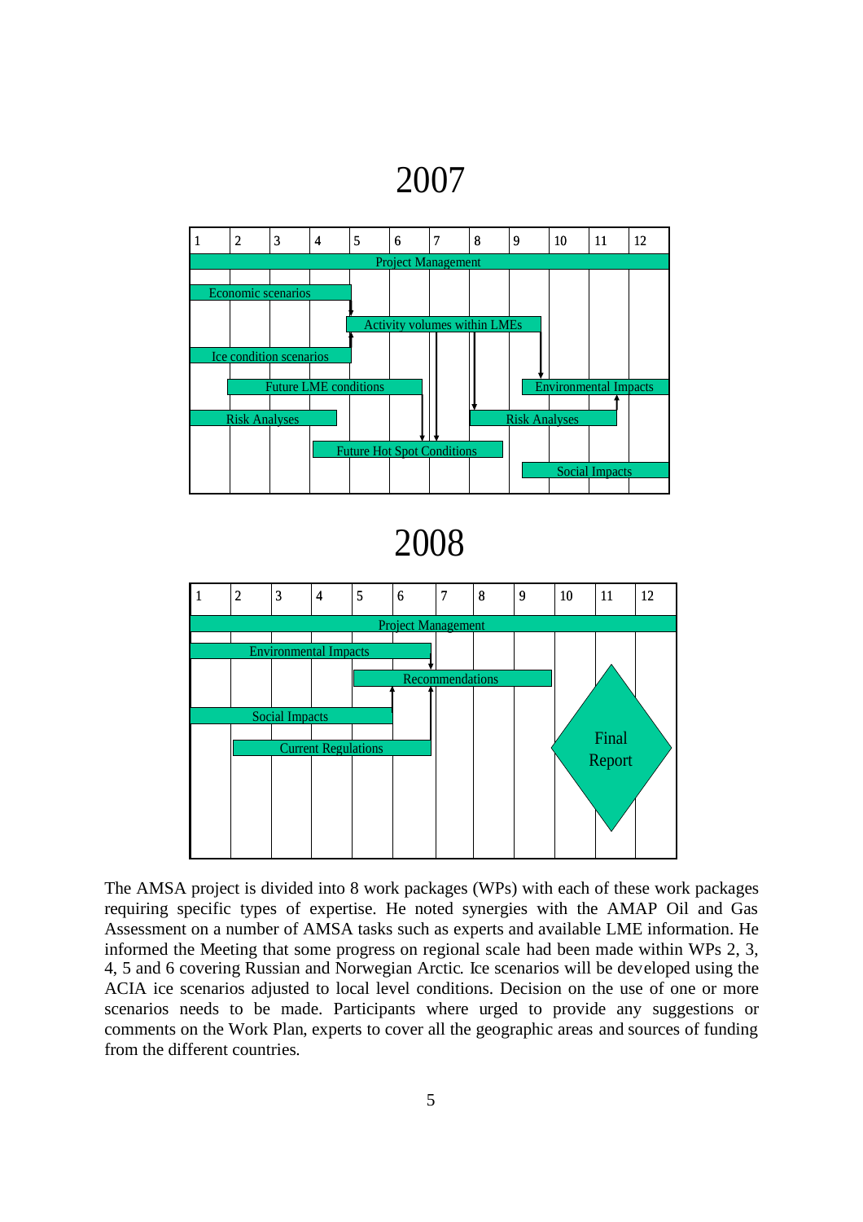## 2007

| Task | Months |
| --- | --- |
| Project Management | 1–12 |
| Economic scenarios | 1–4 |
| Activity volumes within LMEs | 5–9 |
| Ice condition scenarios | 1–4 |
| Future LME conditions | 2–6 |
| Environmental Impacts | 9–12 |
| Risk Analyses | 1–4 |
| Risk Analyses | 8–11 |
| Future Hot Spot Conditions | 4–8 |
| Social Impacts | 9–12 |

## 2008

| Task | Months |
| --- | --- |
| Project Management | 1–12 |
| Environmental Impacts | 1–6 |
| Recommendations | 5–9 |
| Social Impacts | 1–5 |
| Current Regulations | 2–6 |
| Final Report | 10–12 |

The AMSA project is divided into 8 work packages (WPs) with each of these work packages requiring specific types of expertise. He noted synergies with the AMAP Oil and Gas Assessment on a number of AMSA tasks such as experts and available LME information. He informed the Meeting that some progress on regional scale had been made within WPs 2, 3, 4, 5 and 6 covering Russian and Norwegian Arctic. Ice scenarios will be developed using the ACIA ice scenarios adjusted to local level conditions. Decision on the use of one or more scenarios needs to be made. Participants where urged to provide any suggestions or comments on the Work Plan, experts to cover all the geographic areas and sources of funding from the different countries.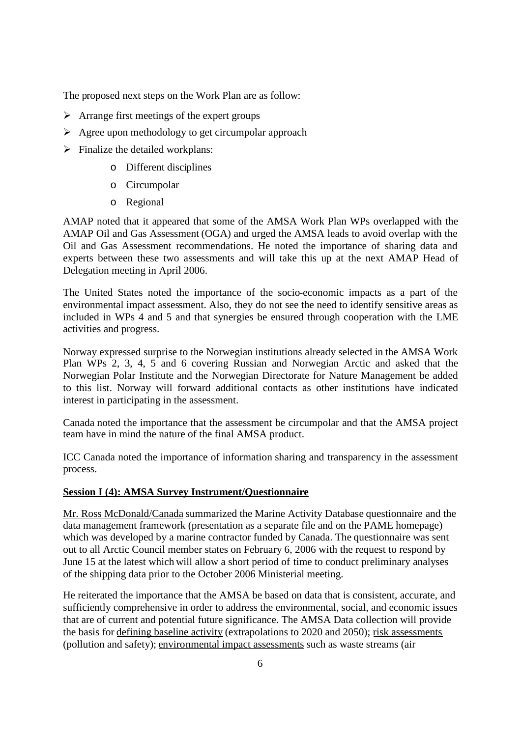The proposed next steps on the Work Plan are as follow:

- Arrange first meetings of the expert groups
- Agree upon methodology to get circumpolar approach
- Finalize the detailed workplans:
    - Different disciplines
    - Circumpolar
    - Regional

AMAP noted that it appeared that some of the AMSA Work Plan WPs overlapped with the AMAP Oil and Gas Assessment (OGA) and urged the AMSA leads to avoid overlap with the Oil and Gas Assessment recommendations. He noted the importance of sharing data and experts between these two assessments and will take this up at the next AMAP Head of Delegation meeting in April 2006.

The United States noted the importance of the socio-economic impacts as a part of the environmental impact assessment. Also, they do not see the need to identify sensitive areas as included in WPs 4 and 5 and that synergies be ensured through cooperation with the LME activities and progress.

Norway expressed surprise to the Norwegian institutions already selected in the AMSA Work Plan WPs 2, 3, 4, 5 and 6 covering Russian and Norwegian Arctic and asked that the Norwegian Polar Institute and the Norwegian Directorate for Nature Management be added to this list. Norway will forward additional contacts as other institutions have indicated interest in participating in the assessment.

Canada noted the importance that the assessment be circumpolar and that the AMSA project team have in mind the nature of the final AMSA product.

ICC Canada noted the importance of information sharing and transparency in the assessment process.

**Session I (4): AMSA Survey Instrument/Questionnaire**

Mr. Ross McDonald/Canada summarized the Marine Activity Database questionnaire and the data management framework (presentation as a separate file and on the PAME homepage) which was developed by a marine contractor funded by Canada. The questionnaire was sent out to all Arctic Council member states on February 6, 2006 with the request to respond by June 15 at the latest which will allow a short period of time to conduct preliminary analyses of the shipping data prior to the October 2006 Ministerial meeting.

He reiterated the importance that the AMSA be based on data that is consistent, accurate, and sufficiently comprehensive in order to address the environmental, social, and economic issues that are of current and potential future significance. The AMSA Data collection will provide the basis for defining baseline activity (extrapolations to 2020 and 2050); risk assessments (pollution and safety); environmental impact assessments such as waste streams (air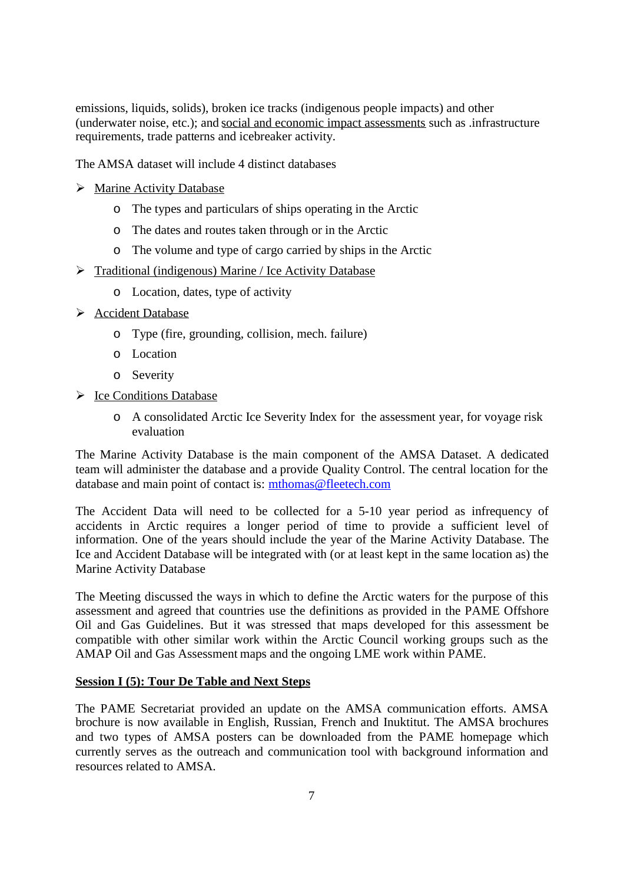emissions, liquids, solids), broken ice tracks (indigenous people impacts) and other (underwater noise, etc.); and social and economic impact assessments such as .infrastructure requirements, trade patterns and icebreaker activity.

The AMSA dataset will include 4 distinct databases

- Marine Activity Database
  - The types and particulars of ships operating in the Arctic
  - The dates and routes taken through or in the Arctic
  - The volume and type of cargo carried by ships in the Arctic
- Traditional (indigenous) Marine / Ice Activity Database
  - Location, dates, type of activity
- Accident Database
  - Type (fire, grounding, collision, mech. failure)
  - Location
  - Severity
- Ice Conditions Database
  - A consolidated Arctic Ice Severity Index for the assessment year, for voyage risk evaluation

The Marine Activity Database is the main component of the AMSA Dataset. A dedicated team will administer the database and a provide Quality Control. The central location for the database and main point of contact is: mthomas@fleetech.com

The Accident Data will need to be collected for a 5-10 year period as infrequency of accidents in Arctic requires a longer period of time to provide a sufficient level of information. One of the years should include the year of the Marine Activity Database. The Ice and Accident Database will be integrated with (or at least kept in the same location as) the Marine Activity Database

The Meeting discussed the ways in which to define the Arctic waters for the purpose of this assessment and agreed that countries use the definitions as provided in the PAME Offshore Oil and Gas Guidelines. But it was stressed that maps developed for this assessment be compatible with other similar work within the Arctic Council working groups such as the AMAP Oil and Gas Assessment maps and the ongoing LME work within PAME.

**Session I (5): Tour De Table and Next Steps**

The PAME Secretariat provided an update on the AMSA communication efforts. AMSA brochure is now available in English, Russian, French and Inuktitut. The AMSA brochures and two types of AMSA posters can be downloaded from the PAME homepage which currently serves as the outreach and communication tool with background information and resources related to AMSA.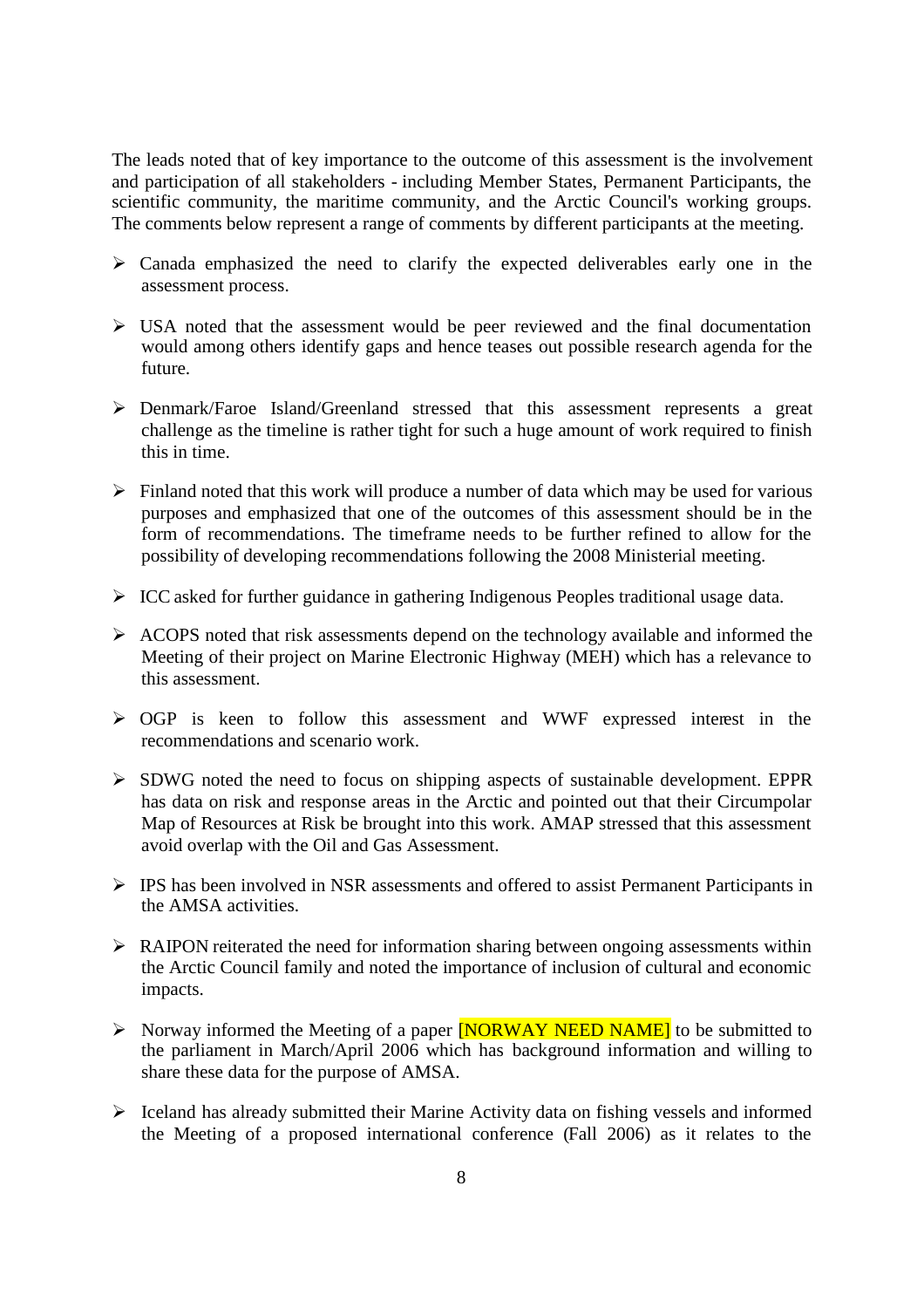The leads noted that of key importance to the outcome of this assessment is the involvement and participation of all stakeholders - including Member States, Permanent Participants, the scientific community, the maritime community, and the Arctic Council's working groups. The comments below represent a range of comments by different participants at the meeting.

- Canada emphasized the need to clarify the expected deliverables early one in the assessment process.
- USA noted that the assessment would be peer reviewed and the final documentation would among others identify gaps and hence teases out possible research agenda for the future.
- Denmark/Faroe Island/Greenland stressed that this assessment represents a great challenge as the timeline is rather tight for such a huge amount of work required to finish this in time.
- Finland noted that this work will produce a number of data which may be used for various purposes and emphasized that one of the outcomes of this assessment should be in the form of recommendations. The timeframe needs to be further refined to allow for the possibility of developing recommendations following the 2008 Ministerial meeting.
- ICC asked for further guidance in gathering Indigenous Peoples traditional usage data.
- ACOPS noted that risk assessments depend on the technology available and informed the Meeting of their project on Marine Electronic Highway (MEH) which has a relevance to this assessment.
- OGP is keen to follow this assessment and WWF expressed interest in the recommendations and scenario work.
- SDWG noted the need to focus on shipping aspects of sustainable development. EPPR has data on risk and response areas in the Arctic and pointed out that their Circumpolar Map of Resources at Risk be brought into this work. AMAP stressed that this assessment avoid overlap with the Oil and Gas Assessment.
- IPS has been involved in NSR assessments and offered to assist Permanent Participants in the AMSA activities.
- RAIPON reiterated the need for information sharing between ongoing assessments within the Arctic Council family and noted the importance of inclusion of cultural and economic impacts.
- Norway informed the Meeting of a paper [NORWAY NEED NAME] to be submitted to the parliament in March/April 2006 which has background information and willing to share these data for the purpose of AMSA.
- Iceland has already submitted their Marine Activity data on fishing vessels and informed the Meeting of a proposed international conference (Fall 2006) as it relates to the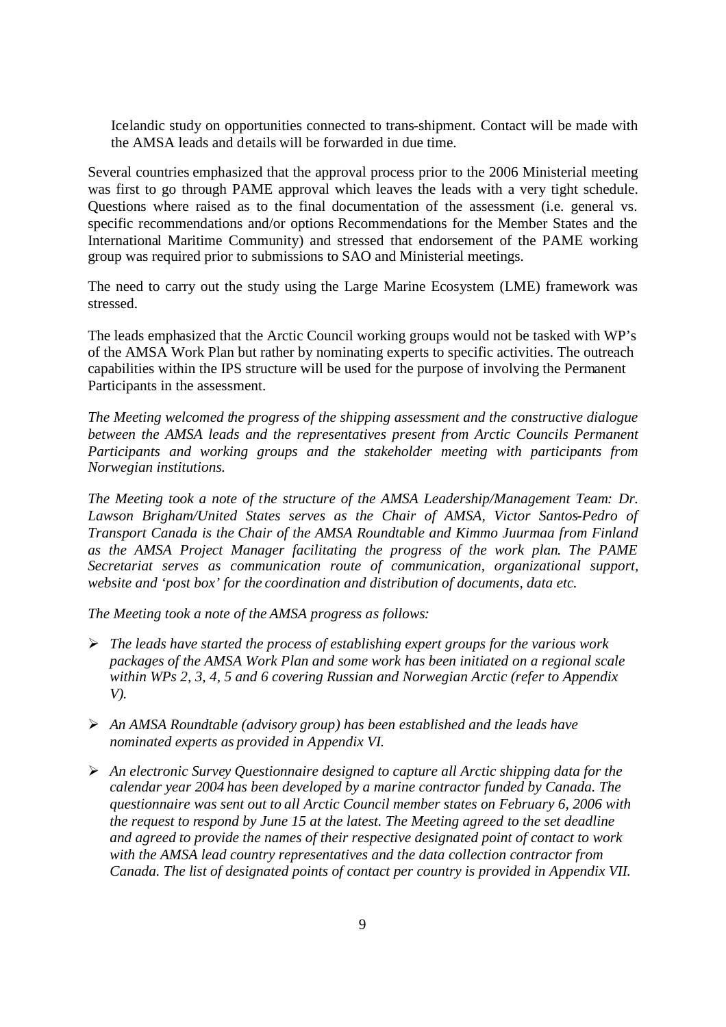Icelandic study on opportunities connected to trans-shipment. Contact will be made with the AMSA leads and details will be forwarded in due time.

Several countries emphasized that the approval process prior to the 2006 Ministerial meeting was first to go through PAME approval which leaves the leads with a very tight schedule. Questions where raised as to the final documentation of the assessment (i.e. general vs. specific recommendations and/or options Recommendations for the Member States and the International Maritime Community) and stressed that endorsement of the PAME working group was required prior to submissions to SAO and Ministerial meetings.

The need to carry out the study using the Large Marine Ecosystem (LME) framework was stressed.

The leads emphasized that the Arctic Council working groups would not be tasked with WP's of the AMSA Work Plan but rather by nominating experts to specific activities. The outreach capabilities within the IPS structure will be used for the purpose of involving the Permanent Participants in the assessment.

*The Meeting welcomed the progress of the shipping assessment and the constructive dialogue between the AMSA leads and the representatives present from Arctic Councils Permanent Participants and working groups and the stakeholder meeting with participants from Norwegian institutions.*

*The Meeting took a note of the structure of the AMSA Leadership/Management Team: Dr. Lawson Brigham/United States serves as the Chair of AMSA, Victor Santos-Pedro of Transport Canada is the Chair of the AMSA Roundtable and Kimmo Juurmaa from Finland as the AMSA Project Manager facilitating the progress of the work plan. The PAME Secretariat serves as communication route of communication, organizational support, website and 'post box' for the coordination and distribution of documents, data etc.*

*The Meeting took a note of the AMSA progress as follows:*

- *The leads have started the process of establishing expert groups for the various work packages of the AMSA Work Plan and some work has been initiated on a regional scale within WPs 2, 3, 4, 5 and 6 covering Russian and Norwegian Arctic (refer to Appendix V).*
- *An AMSA Roundtable (advisory group) has been established and the leads have nominated experts as provided in Appendix VI.*
- *An electronic Survey Questionnaire designed to capture all Arctic shipping data for the calendar year 2004 has been developed by a marine contractor funded by Canada. The questionnaire was sent out to all Arctic Council member states on February 6, 2006 with the request to respond by June 15 at the latest. The Meeting agreed to the set deadline and agreed to provide the names of their respective designated point of contact to work with the AMSA lead country representatives and the data collection contractor from Canada. The list of designated points of contact per country is provided in Appendix VII.*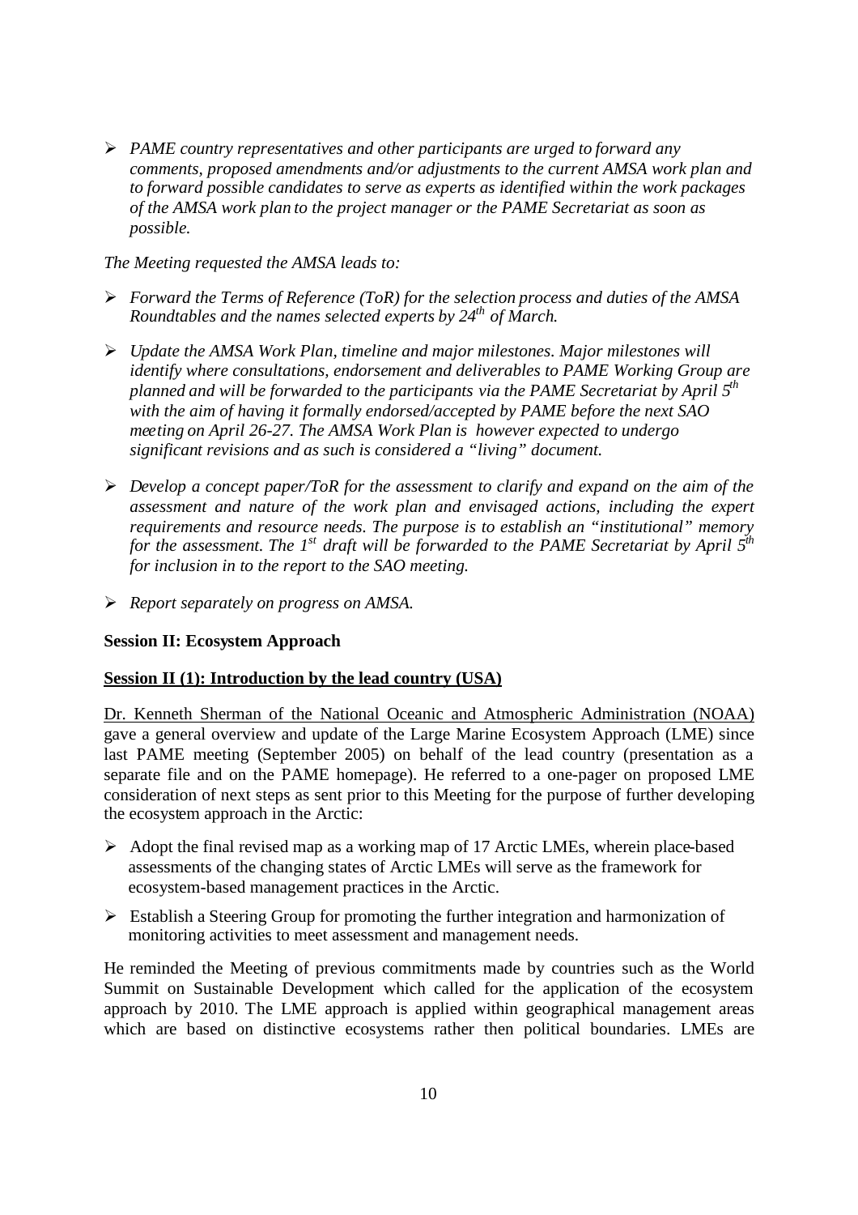- *PAME country representatives and other participants are urged to forward any comments, proposed amendments and/or adjustments to the current AMSA work plan and to forward possible candidates to serve as experts as identified within the work packages of the AMSA work plan to the project manager or the PAME Secretariat as soon as possible.*

*The Meeting requested the AMSA leads to:*

- *Forward the Terms of Reference (ToR) for the selection process and duties of the AMSA Roundtables and the names selected experts by 24th of March.*
- *Update the AMSA Work Plan, timeline and major milestones. Major milestones will identify where consultations, endorsement and deliverables to PAME Working Group are planned and will be forwarded to the participants via the PAME Secretariat by April 5th with the aim of having it formally endorsed/accepted by PAME before the next SAO meeting on April 26-27. The AMSA Work Plan is however expected to undergo significant revisions and as such is considered a "living" document.*
- *Develop a concept paper/ToR for the assessment to clarify and expand on the aim of the assessment and nature of the work plan and envisaged actions, including the expert requirements and resource needs. The purpose is to establish an "institutional" memory for the assessment. The 1st draft will be forwarded to the PAME Secretariat by April 5th for inclusion in to the report to the SAO meeting.*
- *Report separately on progress on AMSA.*

**Session II: Ecosystem Approach**

**<u>Session II (1): Introduction by the lead country (USA)</u>**

<u>Dr. Kenneth Sherman of the National Oceanic and Atmospheric Administration (NOAA)</u> gave a general overview and update of the Large Marine Ecosystem Approach (LME) since last PAME meeting (September 2005) on behalf of the lead country (presentation as a separate file and on the PAME homepage). He referred to a one-pager on proposed LME consideration of next steps as sent prior to this Meeting for the purpose of further developing the ecosystem approach in the Arctic:

- Adopt the final revised map as a working map of 17 Arctic LMEs, wherein place-based assessments of the changing states of Arctic LMEs will serve as the framework for ecosystem-based management practices in the Arctic.
- Establish a Steering Group for promoting the further integration and harmonization of monitoring activities to meet assessment and management needs.

He reminded the Meeting of previous commitments made by countries such as the World Summit on Sustainable Development which called for the application of the ecosystem approach by 2010. The LME approach is applied within geographical management areas which are based on distinctive ecosystems rather then political boundaries. LMEs are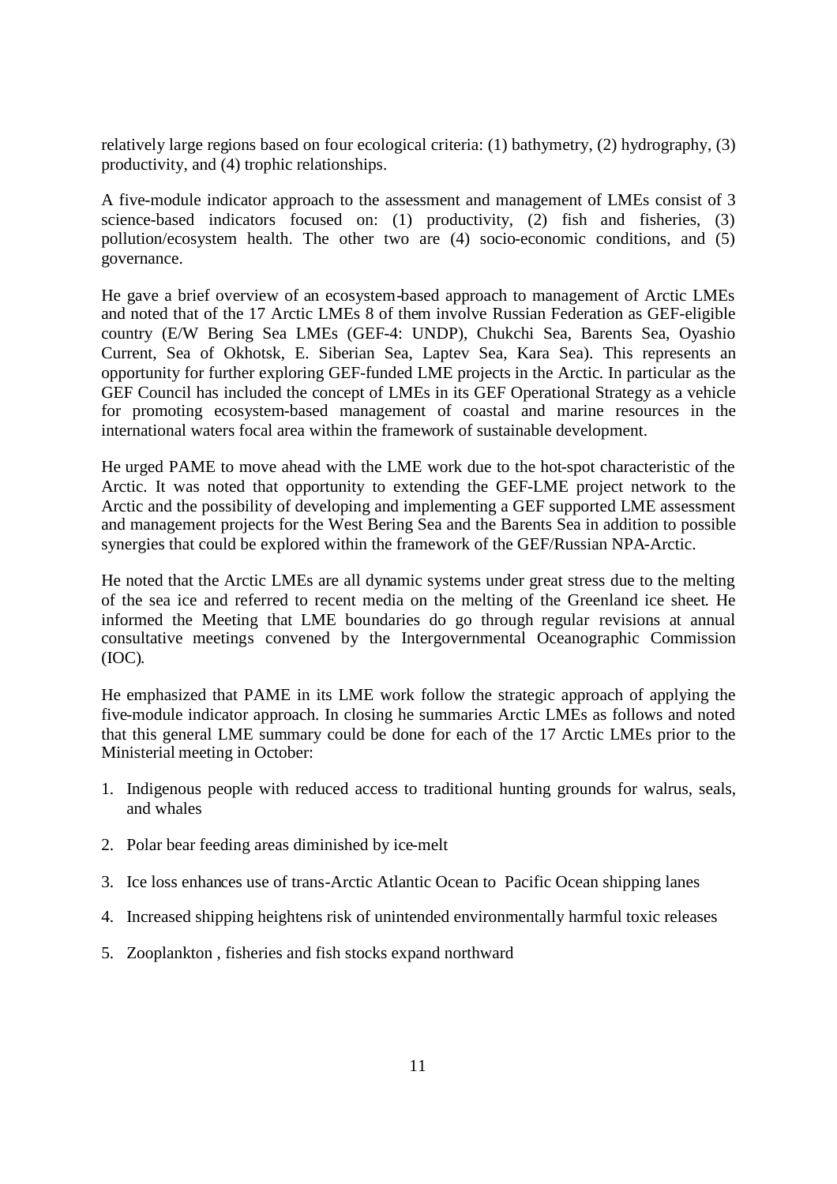relatively large regions based on four ecological criteria: (1) bathymetry, (2) hydrography, (3) productivity, and (4) trophic relationships.

A five-module indicator approach to the assessment and management of LMEs consist of 3 science-based indicators focused on: (1) productivity, (2) fish and fisheries, (3) pollution/ecosystem health. The other two are (4) socio-economic conditions, and (5) governance.

He gave a brief overview of an ecosystem-based approach to management of Arctic LMEs and noted that of the 17 Arctic LMEs 8 of them involve Russian Federation as GEF-eligible country (E/W Bering Sea LMEs (GEF-4: UNDP), Chukchi Sea, Barents Sea, Oyashio Current, Sea of Okhotsk, E. Siberian Sea, Laptev Sea, Kara Sea). This represents an opportunity for further exploring GEF-funded LME projects in the Arctic. In particular as the GEF Council has included the concept of LMEs in its GEF Operational Strategy as a vehicle for promoting ecosystem-based management of coastal and marine resources in the international waters focal area within the framework of sustainable development.

He urged PAME to move ahead with the LME work due to the hot-spot characteristic of the Arctic. It was noted that opportunity to extending the GEF-LME project network to the Arctic and the possibility of developing and implementing a GEF supported LME assessment and management projects for the West Bering Sea and the Barents Sea in addition to possible synergies that could be explored within the framework of the GEF/Russian NPA-Arctic.

He noted that the Arctic LMEs are all dynamic systems under great stress due to the melting of the sea ice and referred to recent media on the melting of the Greenland ice sheet. He informed the Meeting that LME boundaries do go through regular revisions at annual consultative meetings convened by the Intergovernmental Oceanographic Commission (IOC).

He emphasized that PAME in its LME work follow the strategic approach of applying the five-module indicator approach. In closing he summaries Arctic LMEs as follows and noted that this general LME summary could be done for each of the 17 Arctic LMEs prior to the Ministerial meeting in October:

1. Indigenous people with reduced access to traditional hunting grounds for walrus, seals, and whales
2. Polar bear feeding areas diminished by ice-melt
3. Ice loss enhances use of trans-Arctic Atlantic Ocean to Pacific Ocean shipping lanes
4. Increased shipping heightens risk of unintended environmentally harmful toxic releases
5. Zooplankton , fisheries and fish stocks expand northward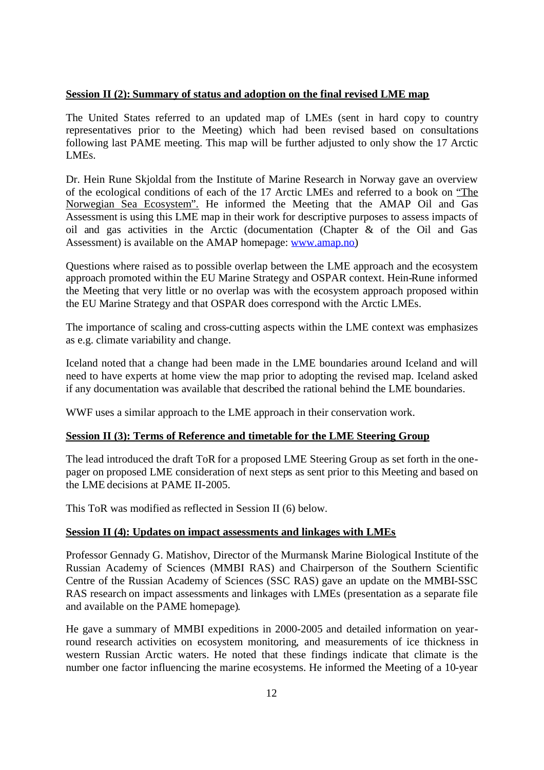**Session II (2): Summary of status and adoption on the final revised LME map**

The United States referred to an updated map of LMEs (sent in hard copy to country representatives prior to the Meeting) which had been revised based on consultations following last PAME meeting. This map will be further adjusted to only show the 17 Arctic LMEs.

Dr. Hein Rune Skjoldal from the Institute of Marine Research in Norway gave an overview of the ecological conditions of each of the 17 Arctic LMEs and referred to a book on "The Norwegian Sea Ecosystem". He informed the Meeting that the AMAP Oil and Gas Assessment is using this LME map in their work for descriptive purposes to assess impacts of oil and gas activities in the Arctic (documentation (Chapter & of the Oil and Gas Assessment) is available on the AMAP homepage: www.amap.no)

Questions where raised as to possible overlap between the LME approach and the ecosystem approach promoted within the EU Marine Strategy and OSPAR context. Hein-Rune informed the Meeting that very little or no overlap was with the ecosystem approach proposed within the EU Marine Strategy and that OSPAR does correspond with the Arctic LMEs.

The importance of scaling and cross-cutting aspects within the LME context was emphasizes as e.g. climate variability and change.

Iceland noted that a change had been made in the LME boundaries around Iceland and will need to have experts at home view the map prior to adopting the revised map. Iceland asked if any documentation was available that described the rational behind the LME boundaries.

WWF uses a similar approach to the LME approach in their conservation work.

**Session II (3): Terms of Reference and timetable for the LME Steering Group**

The lead introduced the draft ToR for a proposed LME Steering Group as set forth in the one-pager on proposed LME consideration of next steps as sent prior to this Meeting and based on the LME decisions at PAME II-2005.

This ToR was modified as reflected in Session II (6) below.

**Session II (4): Updates on impact assessments and linkages with LMEs**

Professor Gennady G. Matishov, Director of the Murmansk Marine Biological Institute of the Russian Academy of Sciences (MMBI RAS) and Chairperson of the Southern Scientific Centre of the Russian Academy of Sciences (SSC RAS) gave an update on the MMBI-SSC RAS research on impact assessments and linkages with LMEs (presentation as a separate file and available on the PAME homepage).

He gave a summary of MMBI expeditions in 2000-2005 and detailed information on year-round research activities on ecosystem monitoring, and measurements of ice thickness in western Russian Arctic waters. He noted that these findings indicate that climate is the number one factor influencing the marine ecosystems. He informed the Meeting of a 10-year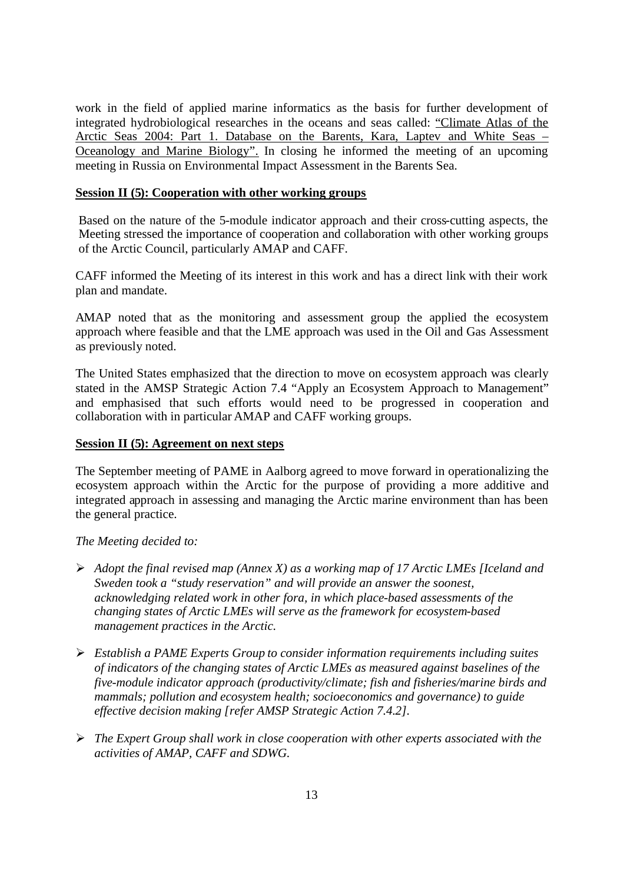work in the field of applied marine informatics as the basis for further development of integrated hydrobiological researches in the oceans and seas called: "Climate Atlas of the Arctic Seas 2004: Part 1. Database on the Barents, Kara, Laptev and White Seas – Oceanology and Marine Biology". In closing he informed the meeting of an upcoming meeting in Russia on Environmental Impact Assessment in the Barents Sea.

**Session II (5): Cooperation with other working groups**

Based on the nature of the 5-module indicator approach and their cross-cutting aspects, the Meeting stressed the importance of cooperation and collaboration with other working groups of the Arctic Council, particularly AMAP and CAFF.

CAFF informed the Meeting of its interest in this work and has a direct link with their work plan and mandate.

AMAP noted that as the monitoring and assessment group the applied the ecosystem approach where feasible and that the LME approach was used in the Oil and Gas Assessment as previously noted.

The United States emphasized that the direction to move on ecosystem approach was clearly stated in the AMSP Strategic Action 7.4 "Apply an Ecosystem Approach to Management" and emphasised that such efforts would need to be progressed in cooperation and collaboration with in particular AMAP and CAFF working groups.

**Session II (5): Agreement on next steps**

The September meeting of PAME in Aalborg agreed to move forward in operationalizing the ecosystem approach within the Arctic for the purpose of providing a more additive and integrated approach in assessing and managing the Arctic marine environment than has been the general practice.

*The Meeting decided to:*

- *Adopt the final revised map (Annex X) as a working map of 17 Arctic LMEs [Iceland and Sweden took a "study reservation" and will provide an answer the soonest, acknowledging related work in other fora, in which place-based assessments of the changing states of Arctic LMEs will serve as the framework for ecosystem-based management practices in the Arctic.*

- *Establish a PAME Experts Group to consider information requirements including suites of indicators of the changing states of Arctic LMEs as measured against baselines of the five-module indicator approach (productivity/climate; fish and fisheries/marine birds and mammals; pollution and ecosystem health; socioeconomics and governance) to guide effective decision making [refer AMSP Strategic Action 7.4.2].*

- *The Expert Group shall work in close cooperation with other experts associated with the activities of AMAP, CAFF and SDWG.*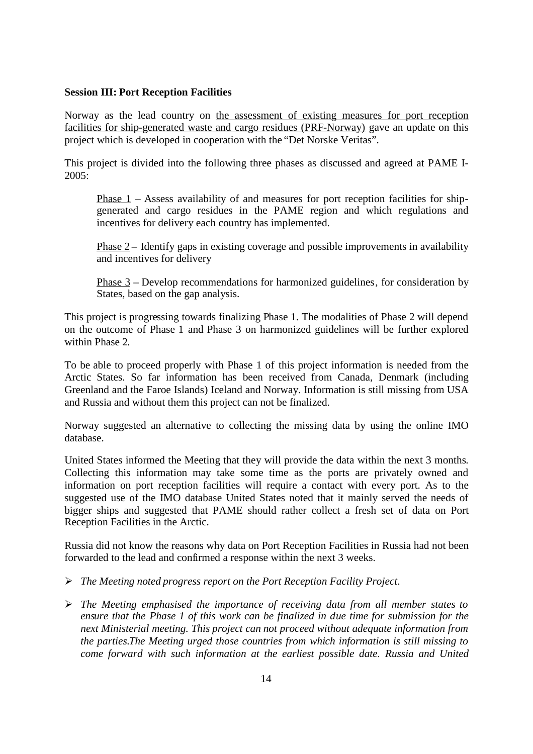**Session III: Port Reception Facilities**

Norway as the lead country on <u>the assessment of existing measures for port reception facilities for ship-generated waste and cargo residues (PRF-Norway)</u> gave an update on this project which is developed in cooperation with the "Det Norske Veritas".

This project is divided into the following three phases as discussed and agreed at PAME I-2005:

> <u>Phase 1</u> – Assess availability of and measures for port reception facilities for ship-generated and cargo residues in the PAME region and which regulations and incentives for delivery each country has implemented.
>
> <u>Phase 2</u> – Identify gaps in existing coverage and possible improvements in availability and incentives for delivery
>
> <u>Phase 3</u> – Develop recommendations for harmonized guidelines, for consideration by States, based on the gap analysis.

This project is progressing towards finalizing Phase 1. The modalities of Phase 2 will depend on the outcome of Phase 1 and Phase 3 on harmonized guidelines will be further explored within Phase 2.

To be able to proceed properly with Phase 1 of this project information is needed from the Arctic States. So far information has been received from Canada, Denmark (including Greenland and the Faroe Islands) Iceland and Norway. Information is still missing from USA and Russia and without them this project can not be finalized.

Norway suggested an alternative to collecting the missing data by using the online IMO database.

United States informed the Meeting that they will provide the data within the next 3 months. Collecting this information may take some time as the ports are privately owned and information on port reception facilities will require a contact with every port. As to the suggested use of the IMO database United States noted that it mainly served the needs of bigger ships and suggested that PAME should rather collect a fresh set of data on Port Reception Facilities in the Arctic.

Russia did not know the reasons why data on Port Reception Facilities in Russia had not been forwarded to the lead and confirmed a response within the next 3 weeks.

- *The Meeting noted progress report on the Port Reception Facility Project.*
- *The Meeting emphasised the importance of receiving data from all member states to ensure that the Phase 1 of this work can be finalized in due time for submission for the next Ministerial meeting. This project can not proceed without adequate information from the parties.The Meeting urged those countries from which information is still missing to come forward with such information at the earliest possible date. Russia and United*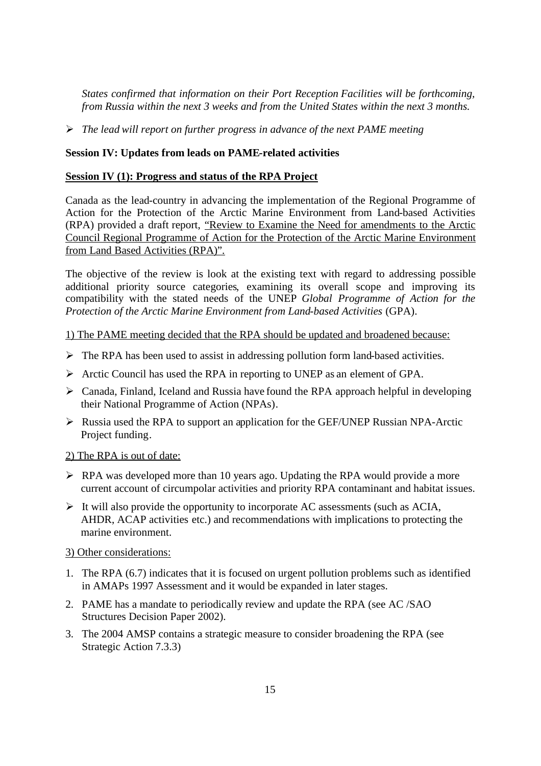*States confirmed that information on their Port Reception Facilities will be forthcoming, from Russia within the next 3 weeks and from the United States within the next 3 months.*

- *The lead will report on further progress in advance of the next PAME meeting*

**Session IV: Updates from leads on PAME-related activities**

**Session IV (1): Progress and status of the RPA Project**

Canada as the lead-country in advancing the implementation of the Regional Programme of Action for the Protection of the Arctic Marine Environment from Land-based Activities (RPA) provided a draft report, "Review to Examine the Need for amendments to the Arctic Council Regional Programme of Action for the Protection of the Arctic Marine Environment from Land Based Activities (RPA)".

The objective of the review is look at the existing text with regard to addressing possible additional priority source categories, examining its overall scope and improving its compatibility with the stated needs of the UNEP *Global Programme of Action for the Protection of the Arctic Marine Environment from Land-based Activities* (GPA).

1) The PAME meeting decided that the RPA should be updated and broadened because:

- The RPA has been used to assist in addressing pollution form land-based activities.
- Arctic Council has used the RPA in reporting to UNEP as an element of GPA.
- Canada, Finland, Iceland and Russia have found the RPA approach helpful in developing their National Programme of Action (NPAs).
- Russia used the RPA to support an application for the GEF/UNEP Russian NPA-Arctic Project funding.

2) The RPA is out of date:

- RPA was developed more than 10 years ago. Updating the RPA would provide a more current account of circumpolar activities and priority RPA contaminant and habitat issues.
- It will also provide the opportunity to incorporate AC assessments (such as ACIA, AHDR, ACAP activities etc.) and recommendations with implications to protecting the marine environment.

3) Other considerations:

1. The RPA (6.7) indicates that it is focused on urgent pollution problems such as identified in AMAPs 1997 Assessment and it would be expanded in later stages.
2. PAME has a mandate to periodically review and update the RPA (see AC /SAO Structures Decision Paper 2002).
3. The 2004 AMSP contains a strategic measure to consider broadening the RPA (see Strategic Action 7.3.3)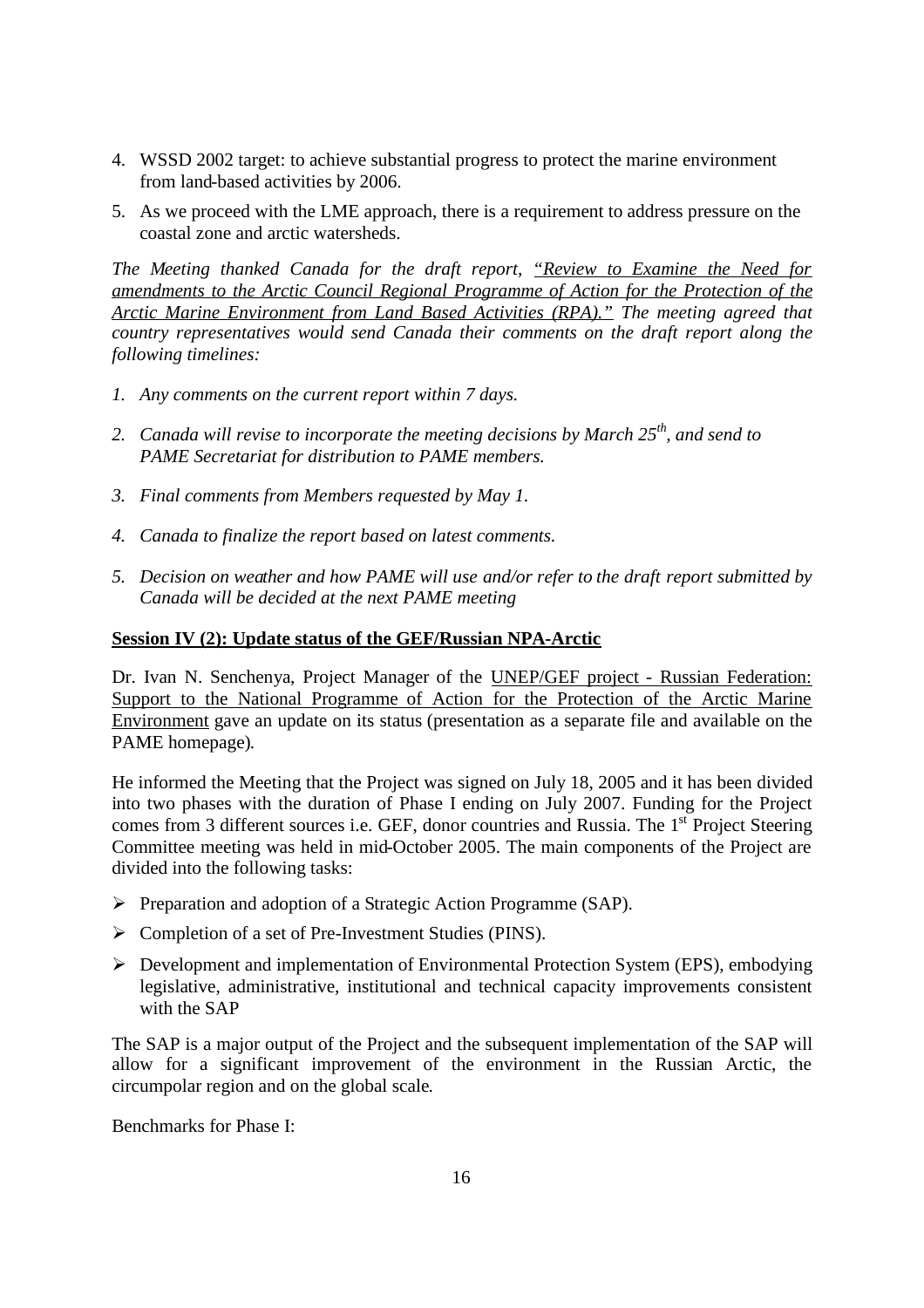4. WSSD 2002 target: to achieve substantial progress to protect the marine environment from land-based activities by 2006.
5. As we proceed with the LME approach, there is a requirement to address pressure on the coastal zone and arctic watersheds.

*The Meeting thanked Canada for the draft report, "Review to Examine the Need for amendments to the Arctic Council Regional Programme of Action for the Protection of the Arctic Marine Environment from Land Based Activities (RPA)." The meeting agreed that country representatives would send Canada their comments on the draft report along the following timelines:*

1. *Any comments on the current report within 7 days.*
2. *Canada will revise to incorporate the meeting decisions by March 25th, and send to PAME Secretariat for distribution to PAME members.*
3. *Final comments from Members requested by May 1.*
4. *Canada to finalize the report based on latest comments.*
5. *Decision on weather and how PAME will use and/or refer to the draft report submitted by Canada will be decided at the next PAME meeting*

**Session IV (2): Update status of the GEF/Russian NPA-Arctic**

Dr. Ivan N. Senchenya, Project Manager of the UNEP/GEF project - Russian Federation: Support to the National Programme of Action for the Protection of the Arctic Marine Environment gave an update on its status (presentation as a separate file and available on the PAME homepage).

He informed the Meeting that the Project was signed on July 18, 2005 and it has been divided into two phases with the duration of Phase I ending on July 2007. Funding for the Project comes from 3 different sources i.e. GEF, donor countries and Russia. The 1st Project Steering Committee meeting was held in mid-October 2005. The main components of the Project are divided into the following tasks:

- Preparation and adoption of a Strategic Action Programme (SAP).
- Completion of a set of Pre-Investment Studies (PINS).
- Development and implementation of Environmental Protection System (EPS), embodying legislative, administrative, institutional and technical capacity improvements consistent with the SAP

The SAP is a major output of the Project and the subsequent implementation of the SAP will allow for a significant improvement of the environment in the Russian Arctic, the circumpolar region and on the global scale.

Benchmarks for Phase I: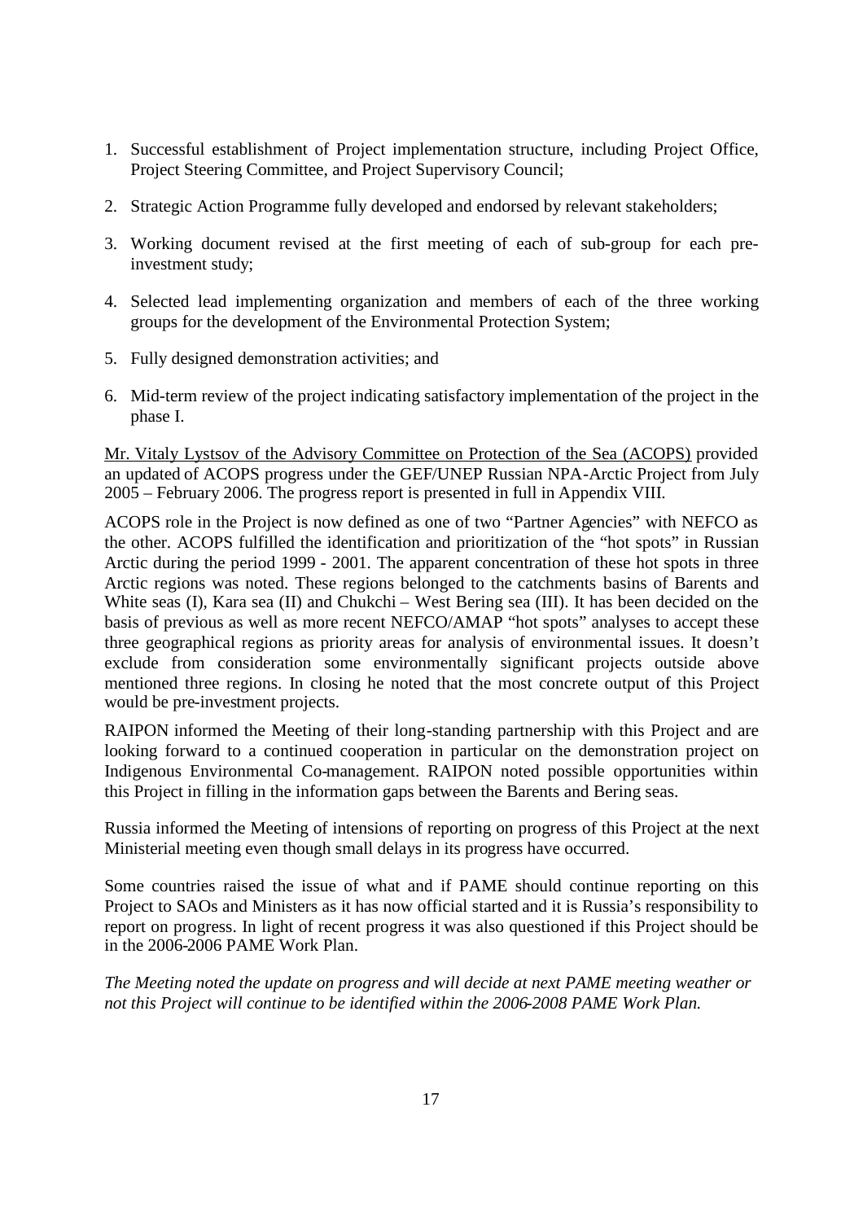1. Successful establishment of Project implementation structure, including Project Office, Project Steering Committee, and Project Supervisory Council;
2. Strategic Action Programme fully developed and endorsed by relevant stakeholders;
3. Working document revised at the first meeting of each of sub-group for each pre-investment study;
4. Selected lead implementing organization and members of each of the three working groups for the development of the Environmental Protection System;
5. Fully designed demonstration activities; and
6. Mid-term review of the project indicating satisfactory implementation of the project in the phase I.

<u>Mr. Vitaly Lystsov of the Advisory Committee on Protection of the Sea (ACOPS)</u> provided an updated of ACOPS progress under the GEF/UNEP Russian NPA-Arctic Project from July 2005 – February 2006. The progress report is presented in full in Appendix VIII.

ACOPS role in the Project is now defined as one of two "Partner Agencies" with NEFCO as the other. ACOPS fulfilled the identification and prioritization of the "hot spots" in Russian Arctic during the period 1999 - 2001. The apparent concentration of these hot spots in three Arctic regions was noted. These regions belonged to the catchments basins of Barents and White seas (I), Kara sea (II) and Chukchi – West Bering sea (III). It has been decided on the basis of previous as well as more recent NEFCO/AMAP "hot spots" analyses to accept these three geographical regions as priority areas for analysis of environmental issues. It doesn't exclude from consideration some environmentally significant projects outside above mentioned three regions. In closing he noted that the most concrete output of this Project would be pre-investment projects.

RAIPON informed the Meeting of their long-standing partnership with this Project and are looking forward to a continued cooperation in particular on the demonstration project on Indigenous Environmental Co-management. RAIPON noted possible opportunities within this Project in filling in the information gaps between the Barents and Bering seas.

Russia informed the Meeting of intensions of reporting on progress of this Project at the next Ministerial meeting even though small delays in its progress have occurred.

Some countries raised the issue of what and if PAME should continue reporting on this Project to SAOs and Ministers as it has now official started and it is Russia's responsibility to report on progress. In light of recent progress it was also questioned if this Project should be in the 2006-2006 PAME Work Plan.

*The Meeting noted the update on progress and will decide at next PAME meeting weather or not this Project will continue to be identified within the 2006-2008 PAME Work Plan.*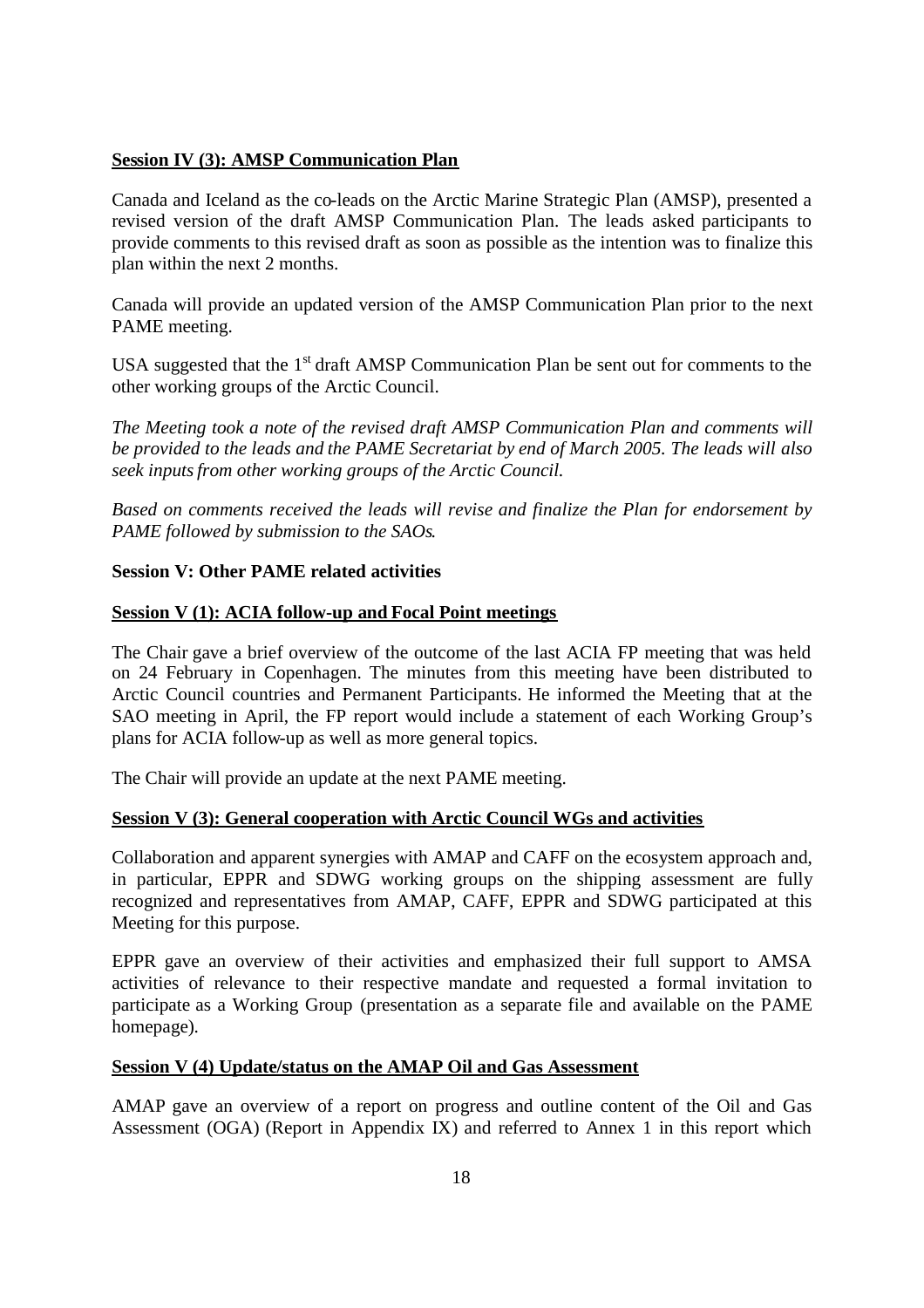**Session IV (3): AMSP Communication Plan**

Canada and Iceland as the co-leads on the Arctic Marine Strategic Plan (AMSP), presented a revised version of the draft AMSP Communication Plan. The leads asked participants to provide comments to this revised draft as soon as possible as the intention was to finalize this plan within the next 2 months.

Canada will provide an updated version of the AMSP Communication Plan prior to the next PAME meeting.

USA suggested that the 1st draft AMSP Communication Plan be sent out for comments to the other working groups of the Arctic Council.

*The Meeting took a note of the revised draft AMSP Communication Plan and comments will be provided to the leads and the PAME Secretariat by end of March 2005. The leads will also seek inputs from other working groups of the Arctic Council.*

*Based on comments received the leads will revise and finalize the Plan for endorsement by PAME followed by submission to the SAOs.*

**Session V: Other PAME related activities**

**Session V (1): ACIA follow-up and Focal Point meetings**

The Chair gave a brief overview of the outcome of the last ACIA FP meeting that was held on 24 February in Copenhagen. The minutes from this meeting have been distributed to Arctic Council countries and Permanent Participants. He informed the Meeting that at the SAO meeting in April, the FP report would include a statement of each Working Group's plans for ACIA follow-up as well as more general topics.

The Chair will provide an update at the next PAME meeting.

**Session V (3): General cooperation with Arctic Council WGs and activities**

Collaboration and apparent synergies with AMAP and CAFF on the ecosystem approach and, in particular, EPPR and SDWG working groups on the shipping assessment are fully recognized and representatives from AMAP, CAFF, EPPR and SDWG participated at this Meeting for this purpose.

EPPR gave an overview of their activities and emphasized their full support to AMSA activities of relevance to their respective mandate and requested a formal invitation to participate as a Working Group (presentation as a separate file and available on the PAME homepage).

**Session V (4) Update/status on the AMAP Oil and Gas Assessment**

AMAP gave an overview of a report on progress and outline content of the Oil and Gas Assessment (OGA) (Report in Appendix IX) and referred to Annex 1 in this report which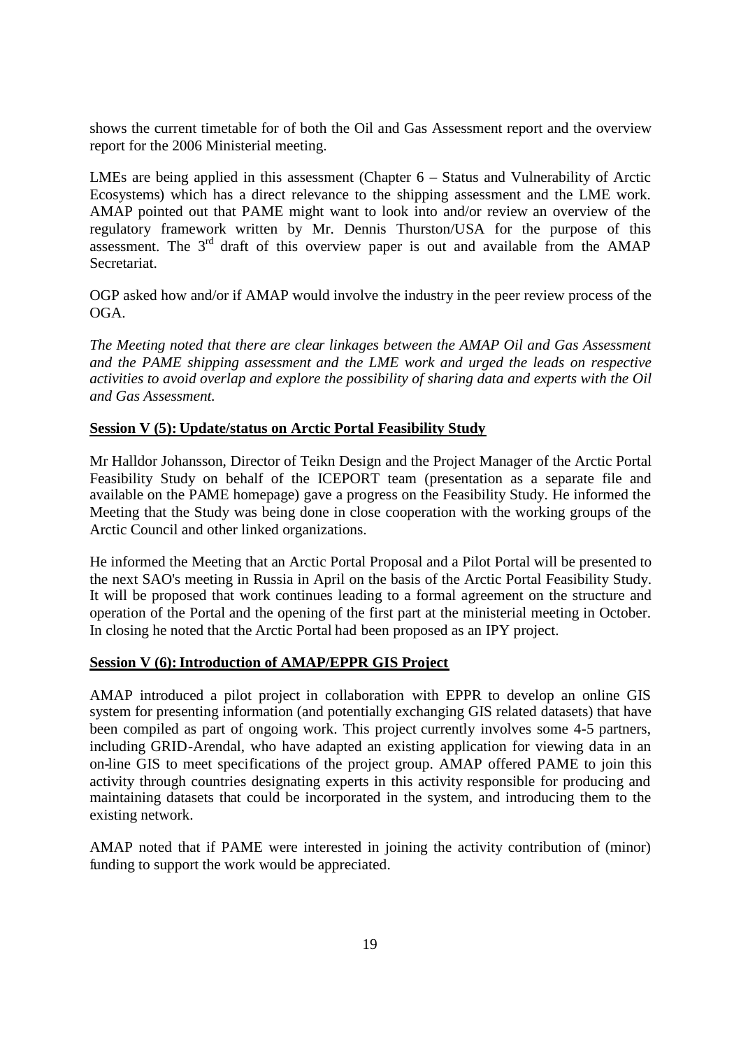shows the current timetable for of both the Oil and Gas Assessment report and the overview report for the 2006 Ministerial meeting.

LMEs are being applied in this assessment (Chapter 6 – Status and Vulnerability of Arctic Ecosystems) which has a direct relevance to the shipping assessment and the LME work. AMAP pointed out that PAME might want to look into and/or review an overview of the regulatory framework written by Mr. Dennis Thurston/USA for the purpose of this assessment. The 3rd draft of this overview paper is out and available from the AMAP Secretariat.

OGP asked how and/or if AMAP would involve the industry in the peer review process of the OGA.

*The Meeting noted that there are clear linkages between the AMAP Oil and Gas Assessment and the PAME shipping assessment and the LME work and urged the leads on respective activities to avoid overlap and explore the possibility of sharing data and experts with the Oil and Gas Assessment.*

**Session V (5): Update/status on Arctic Portal Feasibility Study**

Mr Halldor Johansson, Director of Teikn Design and the Project Manager of the Arctic Portal Feasibility Study on behalf of the ICEPORT team (presentation as a separate file and available on the PAME homepage) gave a progress on the Feasibility Study. He informed the Meeting that the Study was being done in close cooperation with the working groups of the Arctic Council and other linked organizations.

He informed the Meeting that an Arctic Portal Proposal and a Pilot Portal will be presented to the next SAO's meeting in Russia in April on the basis of the Arctic Portal Feasibility Study. It will be proposed that work continues leading to a formal agreement on the structure and operation of the Portal and the opening of the first part at the ministerial meeting in October. In closing he noted that the Arctic Portal had been proposed as an IPY project.

**Session V (6): Introduction of AMAP/EPPR GIS Project**

AMAP introduced a pilot project in collaboration with EPPR to develop an online GIS system for presenting information (and potentially exchanging GIS related datasets) that have been compiled as part of ongoing work. This project currently involves some 4-5 partners, including GRID-Arendal, who have adapted an existing application for viewing data in an on-line GIS to meet specifications of the project group. AMAP offered PAME to join this activity through countries designating experts in this activity responsible for producing and maintaining datasets that could be incorporated in the system, and introducing them to the existing network.

AMAP noted that if PAME were interested in joining the activity contribution of (minor) funding to support the work would be appreciated.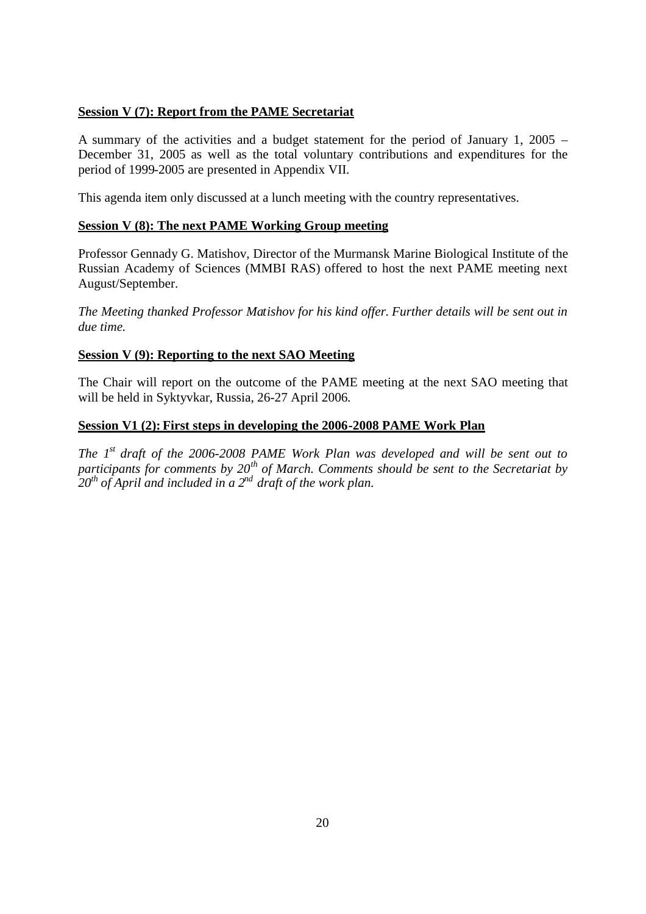**Session V (7): Report from the PAME Secretariat**

A summary of the activities and a budget statement for the period of January 1, 2005 – December 31, 2005 as well as the total voluntary contributions and expenditures for the period of 1999-2005 are presented in Appendix VII.

This agenda item only discussed at a lunch meeting with the country representatives.

**Session V (8): The next PAME Working Group meeting**

Professor Gennady G. Matishov, Director of the Murmansk Marine Biological Institute of the Russian Academy of Sciences (MMBI RAS) offered to host the next PAME meeting next August/September.

*The Meeting thanked Professor Matishov for his kind offer. Further details will be sent out in due time.*

**Session V (9): Reporting to the next SAO Meeting**

The Chair will report on the outcome of the PAME meeting at the next SAO meeting that will be held in Syktyvkar, Russia, 26-27 April 2006.

**Session V1 (2): First steps in developing the 2006-2008 PAME Work Plan**

*The 1st draft of the 2006-2008 PAME Work Plan was developed and will be sent out to participants for comments by 20th of March. Comments should be sent to the Secretariat by 20th of April and included in a 2nd draft of the work plan.*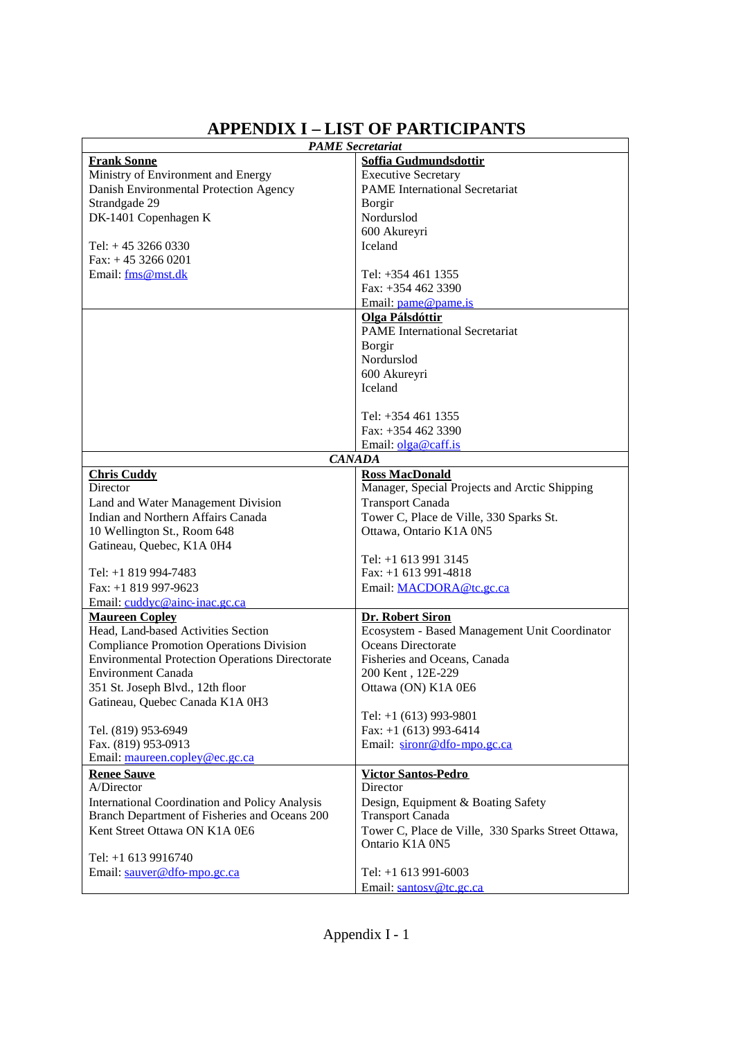# APPENDIX I – LIST OF PARTICIPANTS

| *PAME Secretariat* | |
|---|---|
| **Frank Sonne**<br>Ministry of Environment and Energy<br>Danish Environmental Protection Agency<br>Strandgade 29<br>DK-1401 Copenhagen K<br><br>Tel: + 45 3266 0330<br>Fax: + 45 3266 0201<br>Email: fms@mst.dk | **Soffia Gudmundsdottir**<br>Executive Secretary<br>PAME International Secretariat<br>Borgir<br>Nordurslod<br>600 Akureyri<br>Iceland<br><br>Tel: +354 461 1355<br>Fax: +354 462 3390<br>Email: pame@pame.is |
| | **Olga Pálsdóttir**<br>PAME International Secretariat<br>Borgir<br>Nordurslod<br>600 Akureyri<br>Iceland<br><br>Tel: +354 461 1355<br>Fax: +354 462 3390<br>Email: olga@caff.is |
| *CANADA* | |
| **Chris Cuddy**<br>Director<br>Land and Water Management Division<br>Indian and Northern Affairs Canada<br>10 Wellington St., Room 648<br>Gatineau, Quebec, K1A 0H4<br><br>Tel: +1 819 994-7483<br>Fax: +1 819 997-9623<br>Email: cuddyc@ainc-inac.gc.ca | **Ross MacDonald**<br>Manager, Special Projects and Arctic Shipping<br>Transport Canada<br>Tower C, Place de Ville, 330 Sparks St.<br>Ottawa, Ontario K1A 0N5<br><br>Tel: +1 613 991 3145<br>Fax: +1 613 991-4818<br>Email: MACDORA@tc.gc.ca |
| **Maureen Copley**<br>Head, Land-based Activities Section<br>Compliance Promotion Operations Division<br>Environmental Protection Operations Directorate<br>Environment Canada<br>351 St. Joseph Blvd., 12th floor<br>Gatineau, Quebec Canada K1A 0H3<br><br>Tel. (819) 953-6949<br>Fax. (819) 953-0913<br>Email: maureen.copley@ec.gc.ca | **Dr. Robert Siron**<br>Ecosystem - Based Management Unit Coordinator<br>Oceans Directorate<br>Fisheries and Oceans, Canada<br>200 Kent , 12E-229<br>Ottawa (ON) K1A 0E6<br><br>Tel: +1 (613) 993-9801<br>Fax: +1 (613) 993-6414<br>Email: sironr@dfo-mpo.gc.ca |
| **Renee Sauve**<br>A/Director<br>International Coordination and Policy Analysis Branch Department of Fisheries and Oceans 200 Kent Street Ottawa ON K1A 0E6<br><br>Tel: +1 613 9916740<br>Email: sauver@dfo-mpo.gc.ca | **Victor Santos-Pedro**<br>Director<br>Design, Equipment & Boating Safety<br>Transport Canada<br>Tower C, Place de Ville, 330 Sparks Street Ottawa, Ontario K1A 0N5<br><br>Tel: +1 613 991-6003<br>Email: santosv@tc.gc.ca |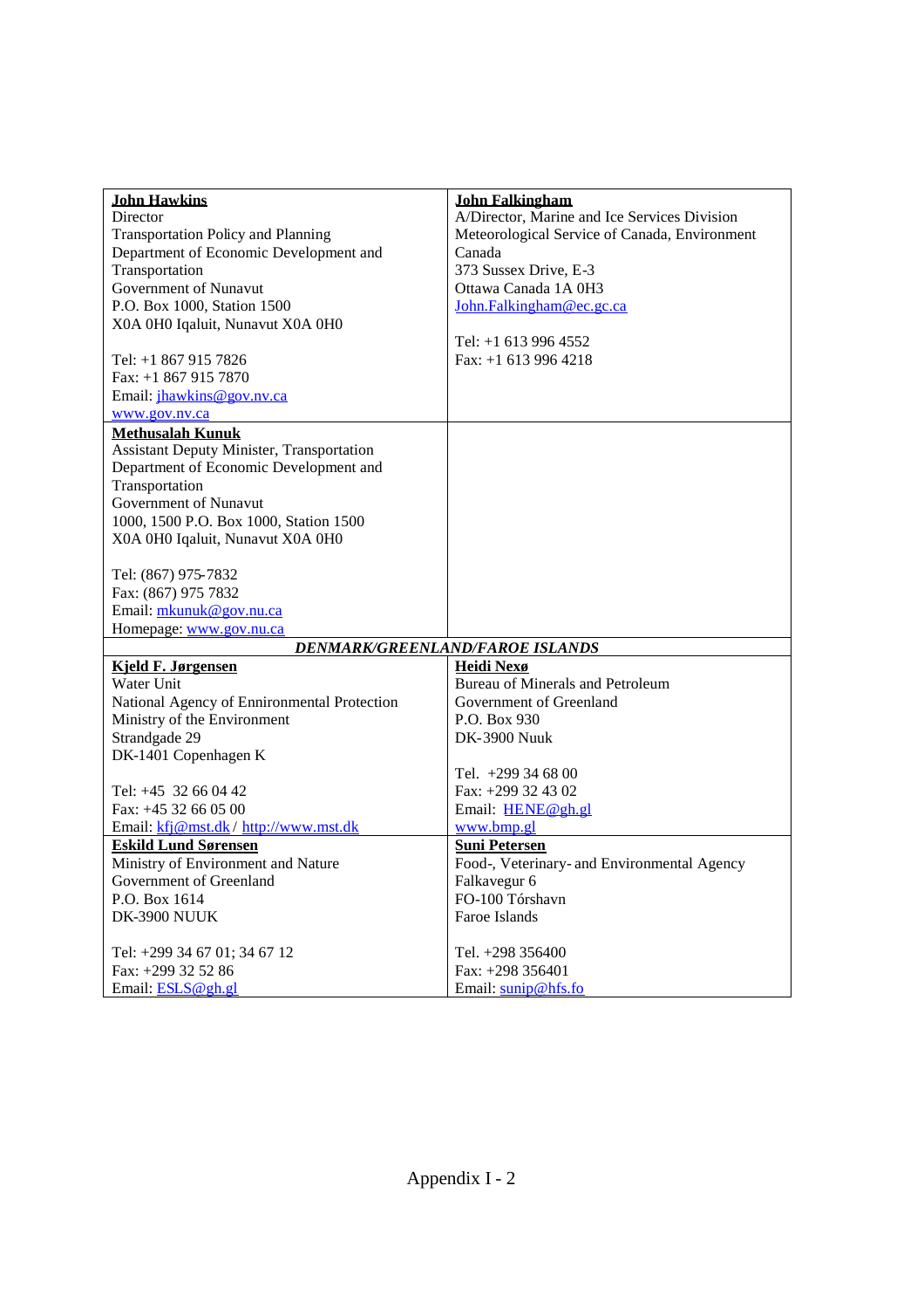| **John Hawkins**<br>Director<br>Transportation Policy and Planning<br>Department of Economic Development and Transportation<br>Government of Nunavut<br>P.O. Box 1000, Station 1500<br>X0A 0H0 Iqaluit, Nunavut X0A 0H0<br><br>Tel: +1 867 915 7826<br>Fax: +1 867 915 7870<br>Email: jhawkins@gov.nv.ca<br>www.gov.nv.ca | **John Falkingham**<br>A/Director, Marine and Ice Services Division<br>Meteorological Service of Canada, Environment Canada<br>373 Sussex Drive, E-3<br>Ottawa Canada 1A 0H3<br>John.Falkingham@ec.gc.ca<br><br>Tel: +1 613 996 4552<br>Fax: +1 613 996 4218 |
|---|---|
| **Methusalah Kunuk**<br>Assistant Deputy Minister, Transportation<br>Department of Economic Development and Transportation<br>Government of Nunavut<br>1000, 1500 P.O. Box 1000, Station 1500<br>X0A 0H0 Iqaluit, Nunavut X0A 0H0<br><br>Tel: (867) 975-7832<br>Fax: (867) 975 7832<br>Email: mkunuk@gov.nu.ca<br>Homepage: www.gov.nu.ca | |
| ***DENMARK/GREENLAND/FAROE ISLANDS*** | |
| **Kjeld F. Jørgensen**<br>Water Unit<br>National Agency of Enironmental Protection<br>Ministry of the Environment<br>Strandgade 29<br>DK-1401 Copenhagen K<br><br>Tel: +45 32 66 04 42<br>Fax: +45 32 66 05 00<br>Email: kfj@mst.dk / http://www.mst.dk | **Heidi Nexø**<br>Bureau of Minerals and Petroleum<br>Government of Greenland<br>P.O. Box 930<br>DK-3900 Nuuk<br><br>Tel. +299 34 68 00<br>Fax: +299 32 43 02<br>Email: HENE@gh.gl<br>www.bmp.gl |
| **Eskild Lund Sørensen**<br>Ministry of Environment and Nature<br>Government of Greenland<br>P.O. Box 1614<br>DK-3900 NUUK<br><br>Tel: +299 34 67 01; 34 67 12<br>Fax: +299 32 52 86<br>Email: ESLS@gh.gl | **Suni Petersen**<br>Food-, Veterinary- and Environmental Agency<br>Falkavegur 6<br>FO-100 Tórshavn<br>Faroe Islands<br><br>Tel. +298 356400<br>Fax: +298 356401<br>Email: sunip@hfs.fo |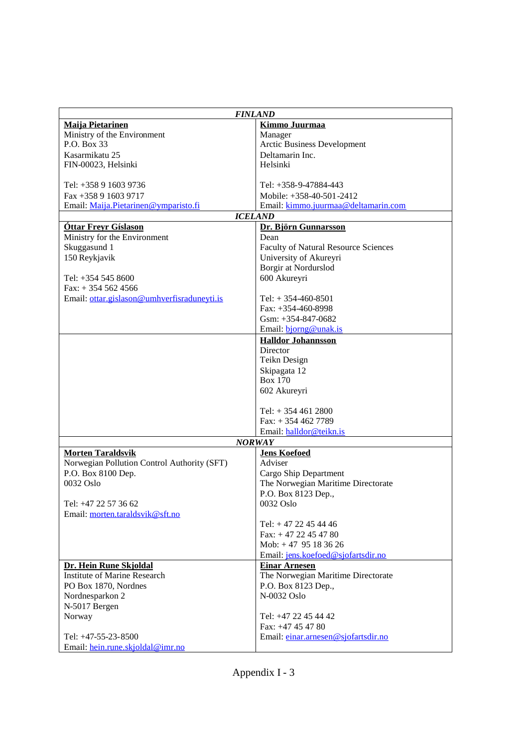| *FINLAND* | |
|---|---|
| **Maija Pietarinen**<br>Ministry of the Environment<br>P.O. Box 33<br>Kasarmikatu 25<br>FIN-00023, Helsinki<br><br>Tel: +358 9 1603 9736<br>Fax +358 9 1603 9717<br>Email: Maija.Pietarinen@ymparisto.fi | **Kimmo Juurmaa**<br>Manager<br>Arctic Business Development<br>Deltamarin Inc.<br>Helsinki<br><br>Tel: +358-9-47884-443<br>Mobile: +358-40-501-2412<br>Email: kimmo.juurmaa@deltamarin.com |
| *ICELAND* | |
| **Óttar Freyr Gíslason**<br>Ministry for the Environment<br>Skuggasund 1<br>150 Reykjavik<br><br>Tel: +354 545 8600<br>Fax: + 354 562 4566<br>Email: ottar.gislason@umhverfisraduneyti.is | **Dr. Björn Gunnarsson**<br>Dean<br>Faculty of Natural Resource Sciences<br>University of Akureyri<br>Borgir at Nordurslod<br>600 Akureyri<br><br>Tel: + 354-460-8501<br>Fax: +354-460-8998<br>Gsm: +354-847-0682<br>Email: bjorng@unak.is |
| | **Halldor Johannsson**<br>Director<br>Teikn Design<br>Skipagata 12<br>Box 170<br>602 Akureyri<br><br>Tel: + 354 461 2800<br>Fax: + 354 462 7789<br>Email: halldor@teikn.is |
| *NORWAY* | |
| **Morten Taraldsvik**<br>Norwegian Pollution Control Authority (SFT)<br>P.O. Box 8100 Dep.<br>0032 Oslo<br><br>Tel: +47 22 57 36 62<br>Email: morten.taraldsvik@sft.no | **Jens Koefoed**<br>Adviser<br>Cargo Ship Department<br>The Norwegian Maritime Directorate<br>P.O. Box 8123 Dep.,<br>0032 Oslo<br><br>Tel: + 47 22 45 44 46<br>Fax: + 47 22 45 47 80<br>Mob: + 47 95 18 36 26<br>Email: jens.koefoed@sjofartsdir.no |
| **Dr. Hein Rune Skjoldal**<br>Institute of Marine Research<br>PO Box 1870, Nordnes<br>Nordnesparkon 2<br>N-5017 Bergen<br>Norway<br><br>Tel: +47-55-23-8500<br>Email: hein.rune.skjoldal@imr.no | **Einar Arnesen**<br>The Norwegian Maritime Directorate<br>P.O. Box 8123 Dep.,<br>N-0032 Oslo<br><br>Tel: +47 22 45 44 42<br>Fax: +47 45 47 80<br>Email: einar.arnesen@sjofartsdir.no |

Appendix I - 3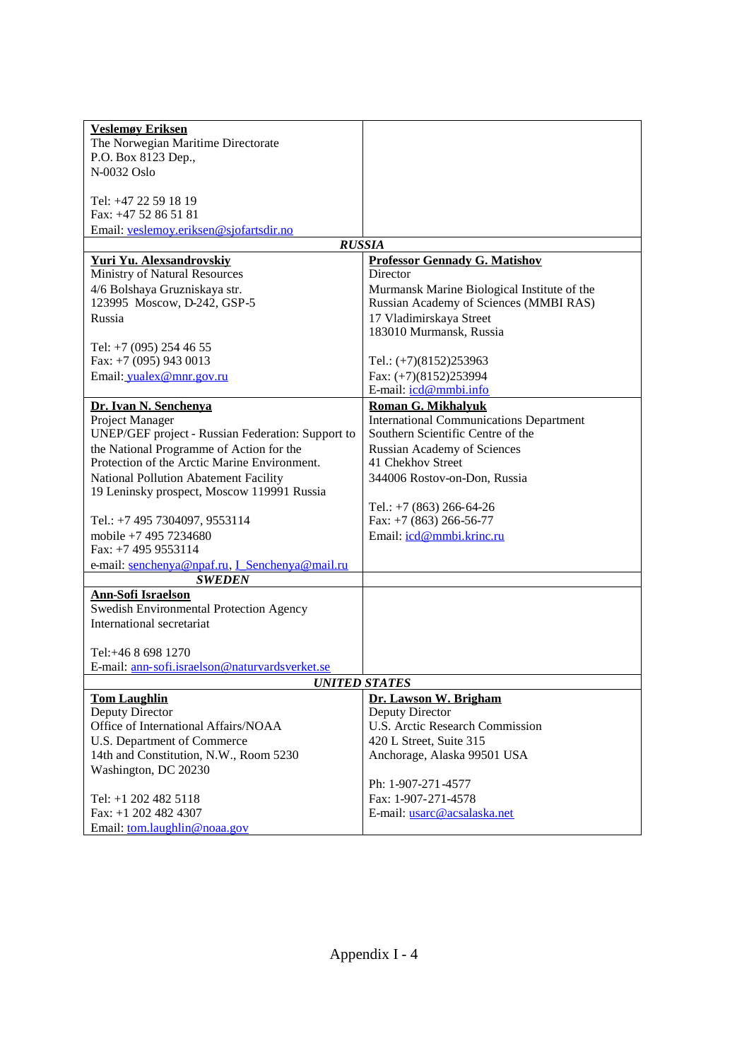| | |
|---|---|
| **Veslemøy Eriksen**<br>The Norwegian Maritime Directorate<br>P.O. Box 8123 Dep.,<br>N-0032 Oslo<br><br>Tel: +47 22 59 18 19<br>Fax: +47 52 86 51 81<br>Email: veslemoy.eriksen@sjofartsdir.no | |
| ***RUSSIA*** | |
| **Yuri Yu. Alexsandrovskiy**<br>Ministry of Natural Resources<br>4/6 Bolshaya Gruzniskaya str.<br>123995 Moscow, D-242, GSP-5<br>Russia<br><br>Tel: +7 (095) 254 46 55<br>Fax: +7 (095) 943 0013<br>Email: yualex@mnr.gov.ru | **Professor Gennady G. Matishov**<br>Director<br>Murmansk Marine Biological Institute of the Russian Academy of Sciences (MMBI RAS)<br>17 Vladimirskaya Street<br>183010 Murmansk, Russia<br><br>Tel.: (+7)(8152)253963<br>Fax: (+7)(8152)253994<br>E-mail: icd@mmbi.info |
| **Dr. Ivan N. Senchenya**<br>Project Manager<br>UNEP/GEF project - Russian Federation: Support to the National Programme of Action for the Protection of the Arctic Marine Environment.<br>National Pollution Abatement Facility<br>19 Leninsky prospect, Moscow 119991 Russia<br><br>Tel.: +7 495 7304097, 9553114<br>mobile +7 495 7234680<br>Fax: +7 495 9553114<br>e-mail: senchenya@npaf.ru, I_Senchenya@mail.ru | **Roman G. Mikhalyuk**<br>International Communications Department<br>Southern Scientific Centre of the<br>Russian Academy of Sciences<br>41 Chekhov Street<br>344006 Rostov-on-Don, Russia<br><br>Tel.: +7 (863) 266-64-26<br>Fax: +7 (863) 266-56-77<br>Email: icd@mmbi.krinc.ru |
| ***SWEDEN*** | |
| **Ann-Sofi Israelson**<br>Swedish Environmental Protection Agency<br>International secretariat<br><br>Tel:+46 8 698 1270<br>E-mail: ann-sofi.israelson@naturvardsverket.se | |
| ***UNITED STATES*** | |
| **Tom Laughlin**<br>Deputy Director<br>Office of International Affairs/NOAA<br>U.S. Department of Commerce<br>14th and Constitution, N.W., Room 5230<br>Washington, DC 20230<br><br>Tel: +1 202 482 5118<br>Fax: +1 202 482 4307<br>Email: tom.laughlin@noaa.gov | **Dr. Lawson W. Brigham**<br>Deputy Director<br>U.S. Arctic Research Commission<br>420 L Street, Suite 315<br>Anchorage, Alaska 99501 USA<br><br>Ph: 1-907-271-4577<br>Fax: 1-907-271-4578<br>E-mail: usarc@acsalaska.net |

Appendix I - 4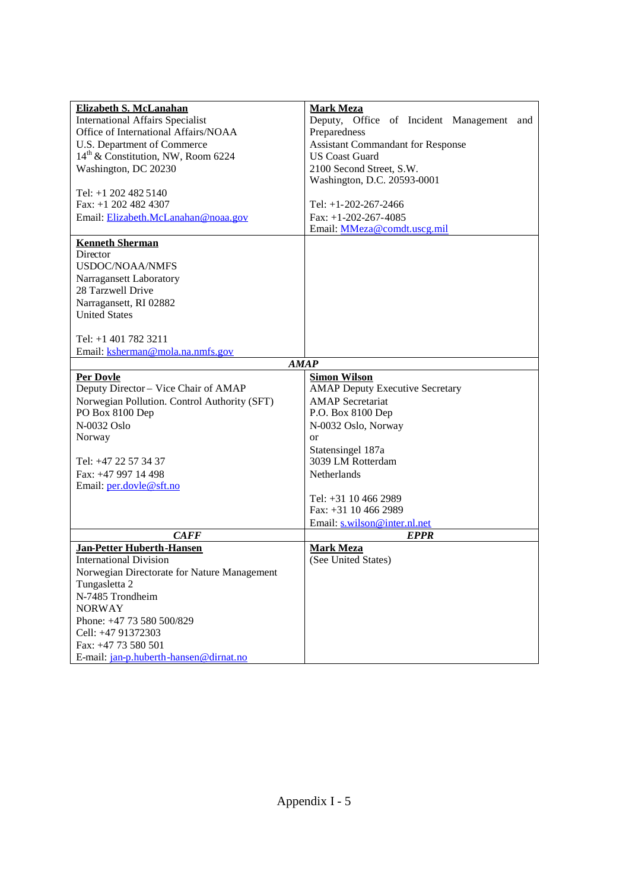| | |
|---|---|
| **Elizabeth S. McLanahan**<br>International Affairs Specialist<br>Office of International Affairs/NOAA<br>U.S. Department of Commerce<br>14th & Constitution, NW, Room 6224<br>Washington, DC 20230<br><br>Tel: +1 202 482 5140<br>Fax: +1 202 482 4307<br>Email: Elizabeth.McLanahan@noaa.gov | **Mark Meza**<br>Deputy, Office of Incident Management and Preparedness<br>Assistant Commandant for Response<br>US Coast Guard<br>2100 Second Street, S.W.<br>Washington, D.C. 20593-0001<br><br>Tel: +1-202-267-2466<br>Fax: +1-202-267-4085<br>Email: MMeza@comdt.uscg.mil |
| **Kenneth Sherman**<br>Director<br>USDOC/NOAA/NMFS<br>Narragansett Laboratory<br>28 Tarzwell Drive<br>Narragansett, RI 02882<br>United States<br><br>Tel: +1 401 782 3211<br>Email: ksherman@mola.na.nmfs.gov | |
| ***AMAP*** | |
| **Per Dovle**<br>Deputy Director – Vice Chair of AMAP<br>Norwegian Pollution. Control Authority (SFT)<br>PO Box 8100 Dep<br>N-0032 Oslo<br>Norway<br><br>Tel: +47 22 57 34 37<br>Fax: +47 997 14 498<br>Email: per.dovle@sft.no | **Simon Wilson**<br>AMAP Deputy Executive Secretary<br>AMAP Secretariat<br>P.O. Box 8100 Dep<br>N-0032 Oslo, Norway<br>or<br>Statensingel 187a<br>3039 LM Rotterdam<br>Netherlands<br><br>Tel: +31 10 466 2989<br>Fax: +31 10 466 2989<br>Email: s.wilson@inter.nl.net |
| ***CAFF*** | ***EPPR*** |
| **Jan-Petter Huberth-Hansen**<br>International Division<br>Norwegian Directorate for Nature Management<br>Tungasletta 2<br>N-7485 Trondheim<br>NORWAY<br>Phone: +47 73 580 500/829<br>Cell: +47 91372303<br>Fax: +47 73 580 501<br>E-mail: jan-p.huberth-hansen@dirnat.no | **Mark Meza**<br>(See United States) |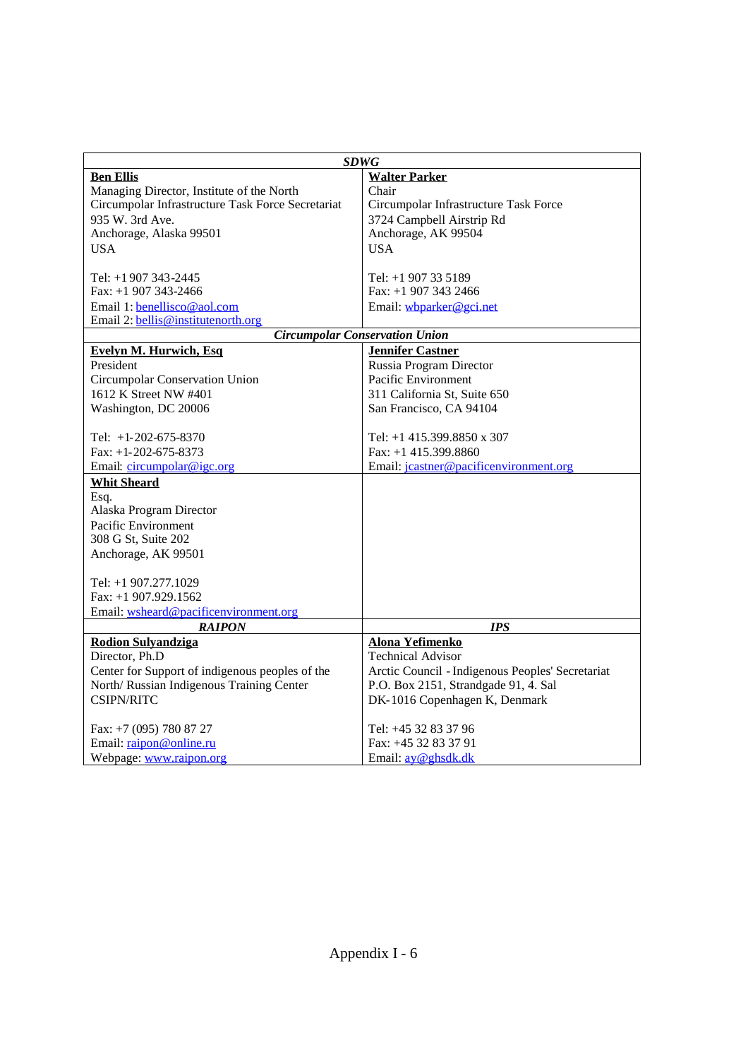| *SDWG* | |
|---|---|
| **Ben Ellis**<br>Managing Director, Institute of the North<br>Circumpolar Infrastructure Task Force Secretariat<br>935 W. 3rd Ave.<br>Anchorage, Alaska 99501<br>USA<br><br>Tel: +1 907 343-2445<br>Fax: +1 907 343-2466<br>Email 1: benellisco@aol.com<br>Email 2: bellis@institutenorth.org | **Walter Parker**<br>Chair<br>Circumpolar Infrastructure Task Force<br>3724 Campbell Airstrip Rd<br>Anchorage, AK 99504<br>USA<br><br>Tel: +1 907 33 5189<br>Fax: +1 907 343 2466<br>Email: wbparker@gci.net |
| ***Circumpolar Conservation Union*** | |
| **Evelyn M. Hurwich, Esq**<br>President<br>Circumpolar Conservation Union<br>1612 K Street NW #401<br>Washington, DC 20006<br><br>Tel: +1-202-675-8370<br>Fax: +1-202-675-8373<br>Email: circumpolar@igc.org | **Jennifer Castner**<br>Russia Program Director<br>Pacific Environment<br>311 California St, Suite 650<br>San Francisco, CA 94104<br><br>Tel: +1 415.399.8850 x 307<br>Fax: +1 415.399.8860<br>Email: jcastner@pacificenvironment.org |
| **Whit Sheard**<br>Esq.<br>Alaska Program Director<br>Pacific Environment<br>308 G St, Suite 202<br>Anchorage, AK 99501<br><br>Tel: +1 907.277.1029<br>Fax: +1 907.929.1562<br>Email: wsheard@pacificenvironment.org | |
| ***RAIPON*** | ***IPS*** |
| **Rodion Sulyandziga**<br>Director, Ph.D<br>Center for Support of indigenous peoples of the North/ Russian Indigenous Training Center<br>CSIPN/RITC<br><br>Fax: +7 (095) 780 87 27<br>Email: raipon@online.ru<br>Webpage: www.raipon.org | **Alona Yefimenko**<br>Technical Advisor<br>Arctic Council - Indigenous Peoples' Secretariat<br>P.O. Box 2151, Strandgade 91, 4. Sal<br>DK-1016 Copenhagen K, Denmark<br><br>Tel: +45 32 83 37 96<br>Fax: +45 32 83 37 91<br>Email: ay@ghsdk.dk |

Appendix I - 6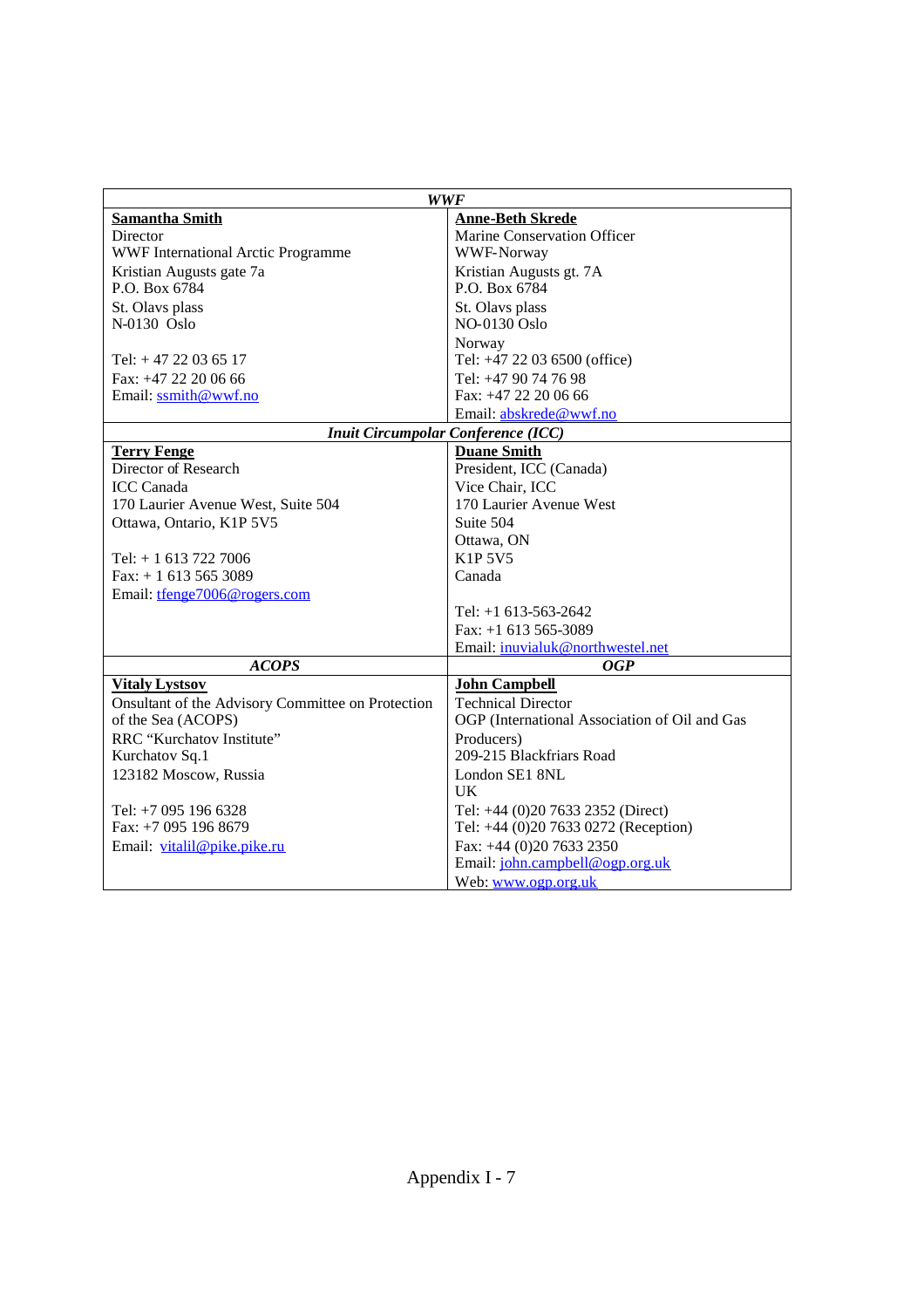| *WWF* | |
|---|---|
| **Samantha Smith**<br>Director<br>WWF International Arctic Programme<br>Kristian Augusts gate 7a<br>P.O. Box 6784<br>St. Olavs plass<br>N-0130 Oslo<br><br>Tel: + 47 22 03 65 17<br>Fax: +47 22 20 06 66<br>Email: ssmith@wwf.no | **Anne-Beth Skrede**<br>Marine Conservation Officer<br>WWF-Norway<br>Kristian Augusts gt. 7A<br>P.O. Box 6784<br>St. Olavs plass<br>NO-0130 Oslo<br>Norway<br>Tel: +47 22 03 6500 (office)<br>Tel: +47 90 74 76 98<br>Fax: +47 22 20 06 66<br>Email: abskrede@wwf.no |
| *Inuit Circumpolar Conference (ICC)* | |
| **Terry Fenge**<br>Director of Research<br>ICC Canada<br>170 Laurier Avenue West, Suite 504<br>Ottawa, Ontario, K1P 5V5<br><br>Tel: + 1 613 722 7006<br>Fax: + 1 613 565 3089<br>Email: tfenge7006@rogers.com | **Duane Smith**<br>President, ICC (Canada)<br>Vice Chair, ICC<br>170 Laurier Avenue West<br>Suite 504<br>Ottawa, ON<br>K1P 5V5<br>Canada<br><br>Tel: +1 613-563-2642<br>Fax: +1 613 565-3089<br>Email: inuvialuk@northwestel.net |
| *ACOPS* | *OGP* |
| **Vitaly Lystsov**<br>Onsultant of the Advisory Committee on Protection of the Sea (ACOPS)<br>RRC "Kurchatov Institute"<br>Kurchatov Sq.1<br>123182 Moscow, Russia<br><br>Tel: +7 095 196 6328<br>Fax: +7 095 196 8679<br>Email: vitalil@pike.pike.ru | **John Campbell**<br>Technical Director<br>OGP (International Association of Oil and Gas Producers)<br>209-215 Blackfriars Road<br>London SE1 8NL<br>UK<br>Tel: +44 (0)20 7633 2352 (Direct)<br>Tel: +44 (0)20 7633 0272 (Reception)<br>Fax: +44 (0)20 7633 2350<br>Email: john.campbell@ogp.org.uk<br>Web: www.ogp.org.uk |

Appendix I - 7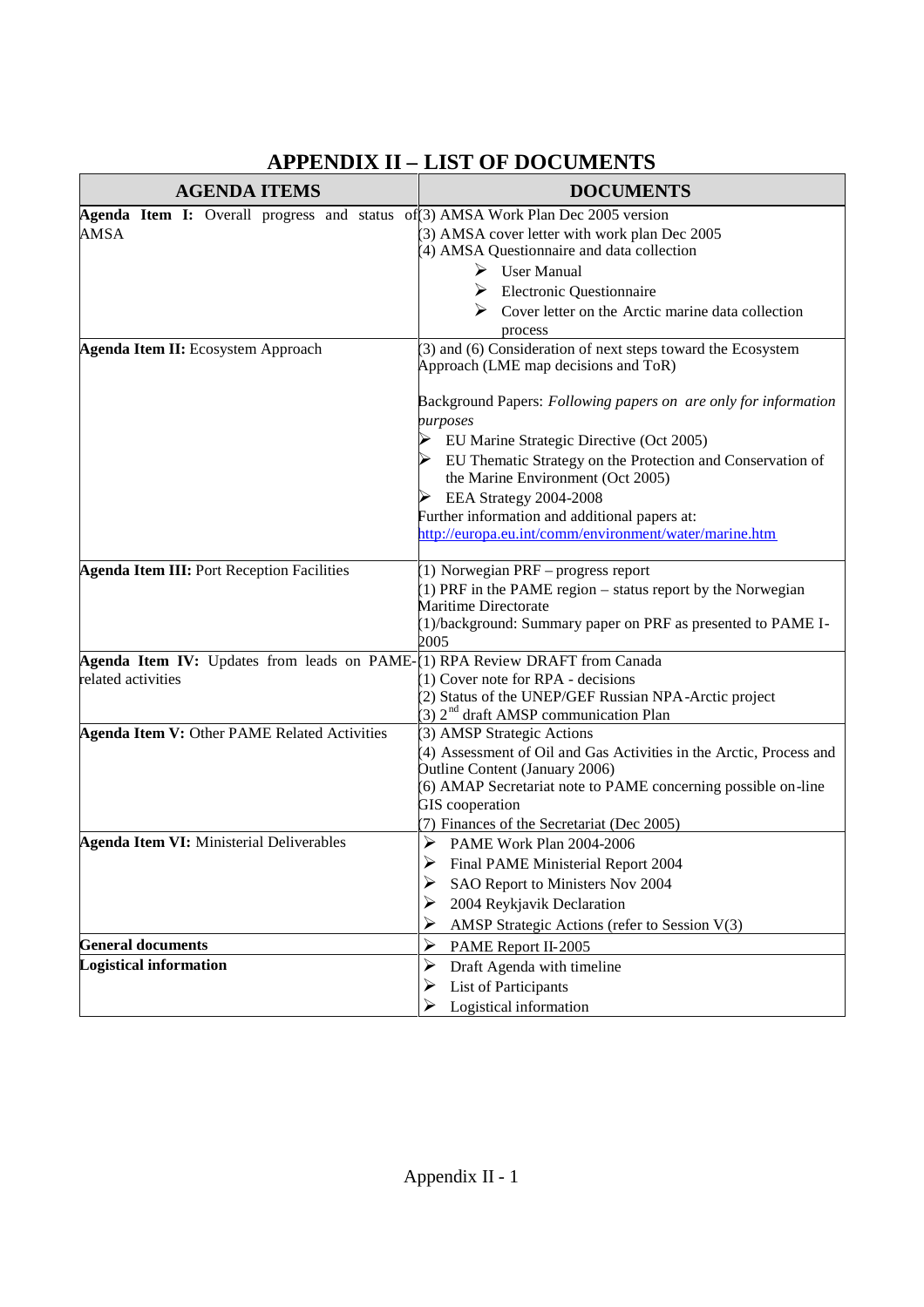# APPENDIX II – LIST OF DOCUMENTS

| AGENDA ITEMS | DOCUMENTS |
|---|---|
| **Agenda Item I:** Overall progress and status of AMSA | (3) AMSA Work Plan Dec 2005 version<br>(3) AMSA cover letter with work plan Dec 2005<br>(4) AMSA Questionnaire and data collection<br>➢ User Manual<br>➢ Electronic Questionnaire<br>➢ Cover letter on the Arctic marine data collection process |
| **Agenda Item II:** Ecosystem Approach | (3) and (6) Consideration of next steps toward the Ecosystem Approach (LME map decisions and ToR)<br><br>Background Papers: *Following papers on are only for information purposes*<br>➢ EU Marine Strategic Directive (Oct 2005)<br>➢ EU Thematic Strategy on the Protection and Conservation of the Marine Environment (Oct 2005)<br>➢ EEA Strategy 2004-2008<br>Further information and additional papers at: [http://europa.eu.int/comm/environment/water/marine.htm](http://europa.eu.int/comm/environment/water/marine.htm) |
| **Agenda Item III:** Port Reception Facilities | (1) Norwegian PRF – progress report<br>(1) PRF in the PAME region – status report by the Norwegian Maritime Directorate<br>(1)/background: Summary paper on PRF as presented to PAME I-2005 |
| **Agenda Item IV:** Updates from leads on PAME-related activities | (1) RPA Review DRAFT from Canada<br>(1) Cover note for RPA - decisions<br>(2) Status of the UNEP/GEF Russian NPA-Arctic project<br>(3) 2nd draft AMSP communication Plan |
| **Agenda Item V:** Other PAME Related Activities | (3) AMSP Strategic Actions<br>(4) Assessment of Oil and Gas Activities in the Arctic, Process and Outline Content (January 2006)<br>(6) AMAP Secretariat note to PAME concerning possible on-line GIS cooperation<br>(7) Finances of the Secretariat (Dec 2005) |
| **Agenda Item VI:** Ministerial Deliverables | ➢ PAME Work Plan 2004-2006<br>➢ Final PAME Ministerial Report 2004<br>➢ SAO Report to Ministers Nov 2004<br>➢ 2004 Reykjavik Declaration<br>➢ AMSP Strategic Actions (refer to Session V(3) |
| **General documents** | ➢ PAME Report II-2005 |
| **Logistical information** | ➢ Draft Agenda with timeline<br>➢ List of Participants<br>➢ Logistical information |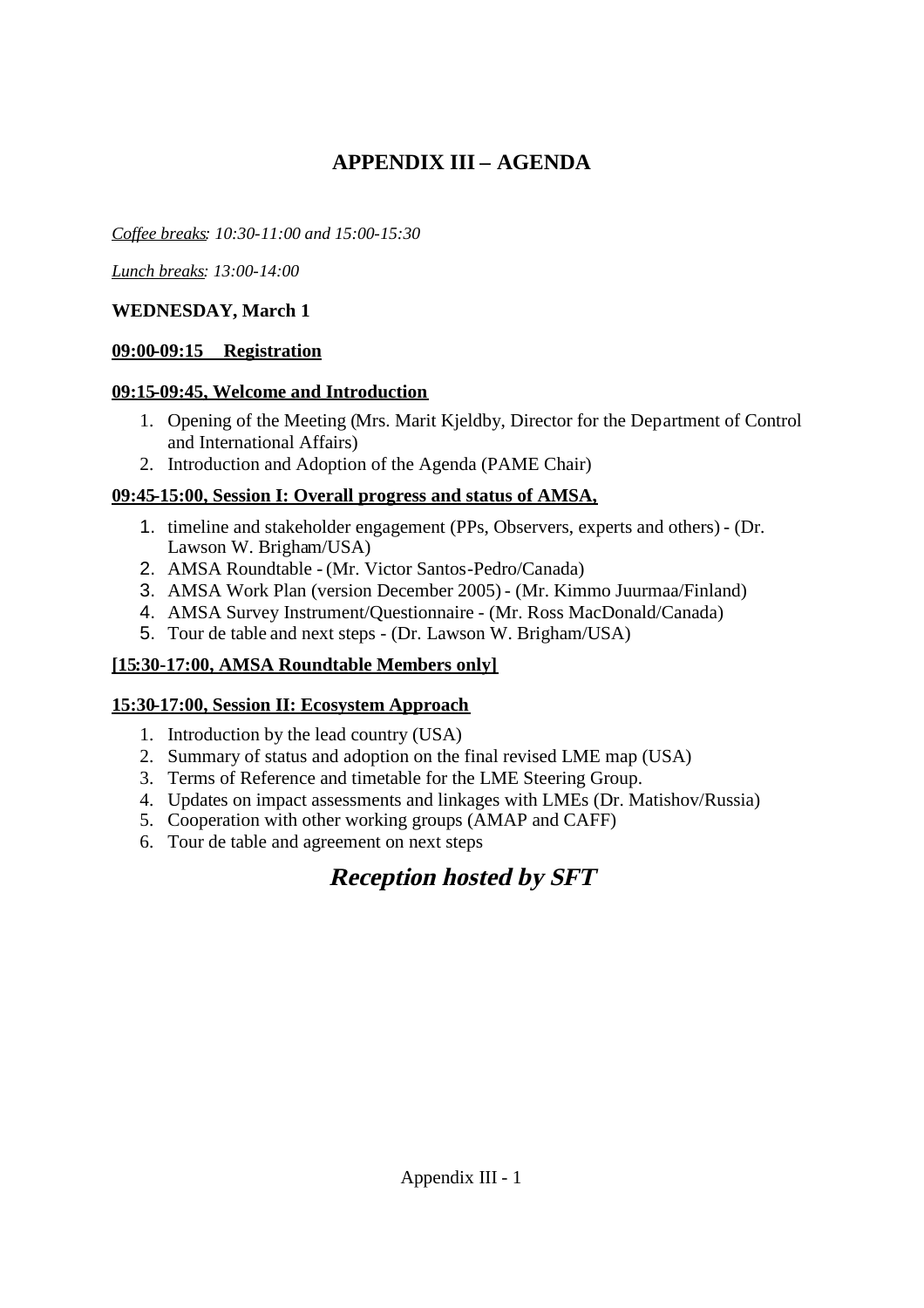# APPENDIX III – AGENDA

*Coffee breaks: 10:30-11:00 and 15:00-15:30*

*Lunch breaks: 13:00-14:00*

**WEDNESDAY, March 1**

**09:00-09:15 Registration**

**09:15-09:45, Welcome and Introduction**

1. Opening of the Meeting (Mrs. Marit Kjeldby, Director for the Department of Control and International Affairs)
2. Introduction and Adoption of the Agenda (PAME Chair)

**09:45-15:00, Session I: Overall progress and status of AMSA,**

1. timeline and stakeholder engagement (PPs, Observers, experts and others) - (Dr. Lawson W. Brigham/USA)
2. AMSA Roundtable - (Mr. Victor Santos-Pedro/Canada)
3. AMSA Work Plan (version December 2005) - (Mr. Kimmo Juurmaa/Finland)
4. AMSA Survey Instrument/Questionnaire - (Mr. Ross MacDonald/Canada)
5. Tour de table and next steps - (Dr. Lawson W. Brigham/USA)

**[15:30-17:00, AMSA Roundtable Members only]**

**15:30-17:00, Session II: Ecosystem Approach**

1. Introduction by the lead country (USA)
2. Summary of status and adoption on the final revised LME map (USA)
3. Terms of Reference and timetable for the LME Steering Group.
4. Updates on impact assessments and linkages with LMEs (Dr. Matishov/Russia)
5. Cooperation with other working groups (AMAP and CAFF)
6. Tour de table and agreement on next steps

***Reception hosted by SFT***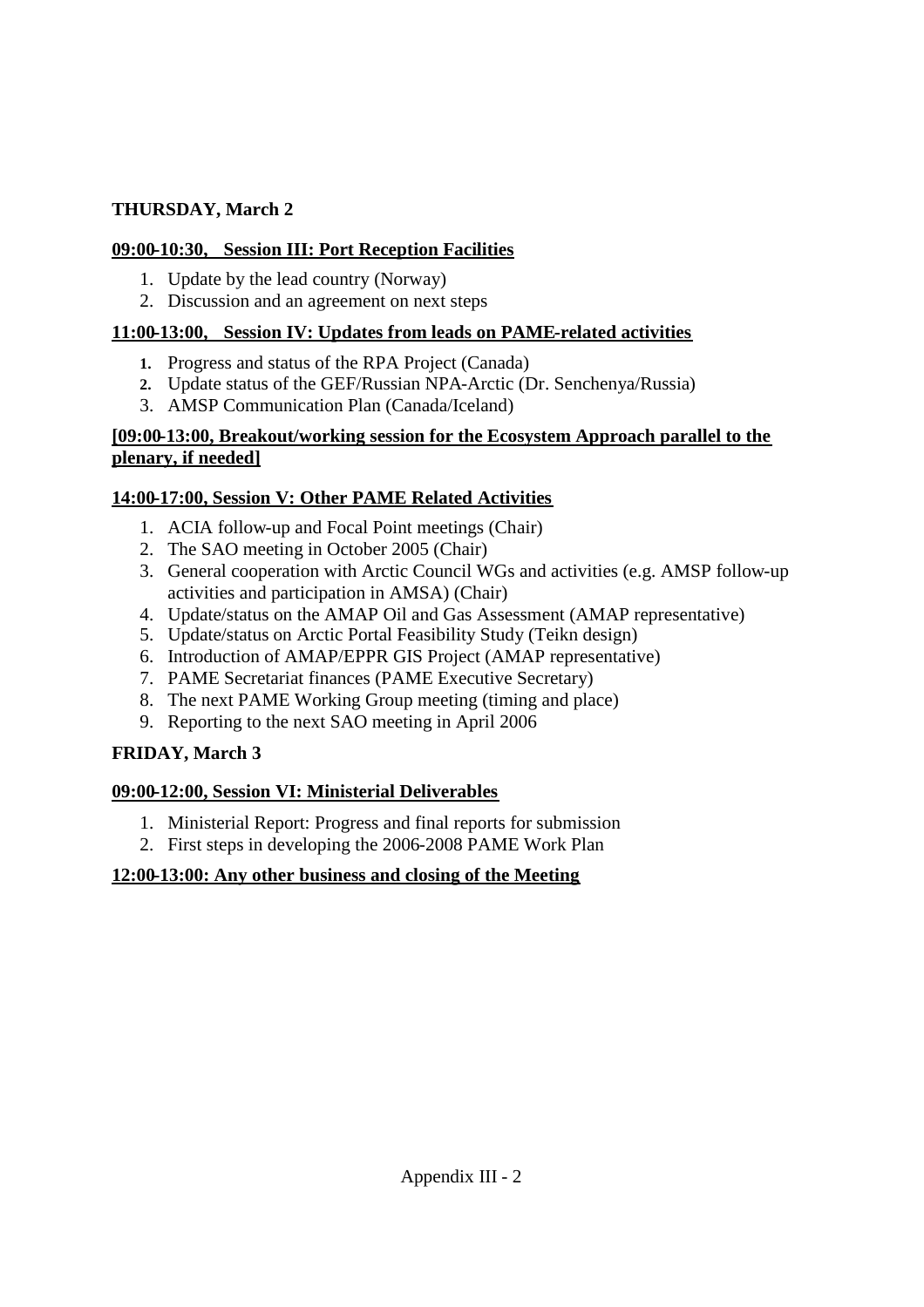**THURSDAY, March 2**

**09:00-10:30, Session III: Port Reception Facilities**

1. Update by the lead country (Norway)
2. Discussion and an agreement on next steps

**11:00-13:00, Session IV: Updates from leads on PAME-related activities**

1. Progress and status of the RPA Project (Canada)
2. Update status of the GEF/Russian NPA-Arctic (Dr. Senchenya/Russia)
3. AMSP Communication Plan (Canada/Iceland)

**[09:00-13:00, Breakout/working session for the Ecosystem Approach parallel to the plenary, if needed]**

**14:00-17:00, Session V: Other PAME Related Activities**

1. ACIA follow-up and Focal Point meetings (Chair)
2. The SAO meeting in October 2005 (Chair)
3. General cooperation with Arctic Council WGs and activities (e.g. AMSP follow-up activities and participation in AMSA) (Chair)
4. Update/status on the AMAP Oil and Gas Assessment (AMAP representative)
5. Update/status on Arctic Portal Feasibility Study (Teikn design)
6. Introduction of AMAP/EPPR GIS Project (AMAP representative)
7. PAME Secretariat finances (PAME Executive Secretary)
8. The next PAME Working Group meeting (timing and place)
9. Reporting to the next SAO meeting in April 2006

**FRIDAY, March 3**

**09:00-12:00, Session VI: Ministerial Deliverables**

1. Ministerial Report: Progress and final reports for submission
2. First steps in developing the 2006-2008 PAME Work Plan

**12:00-13:00: Any other business and closing of the Meeting**

Appendix III - 2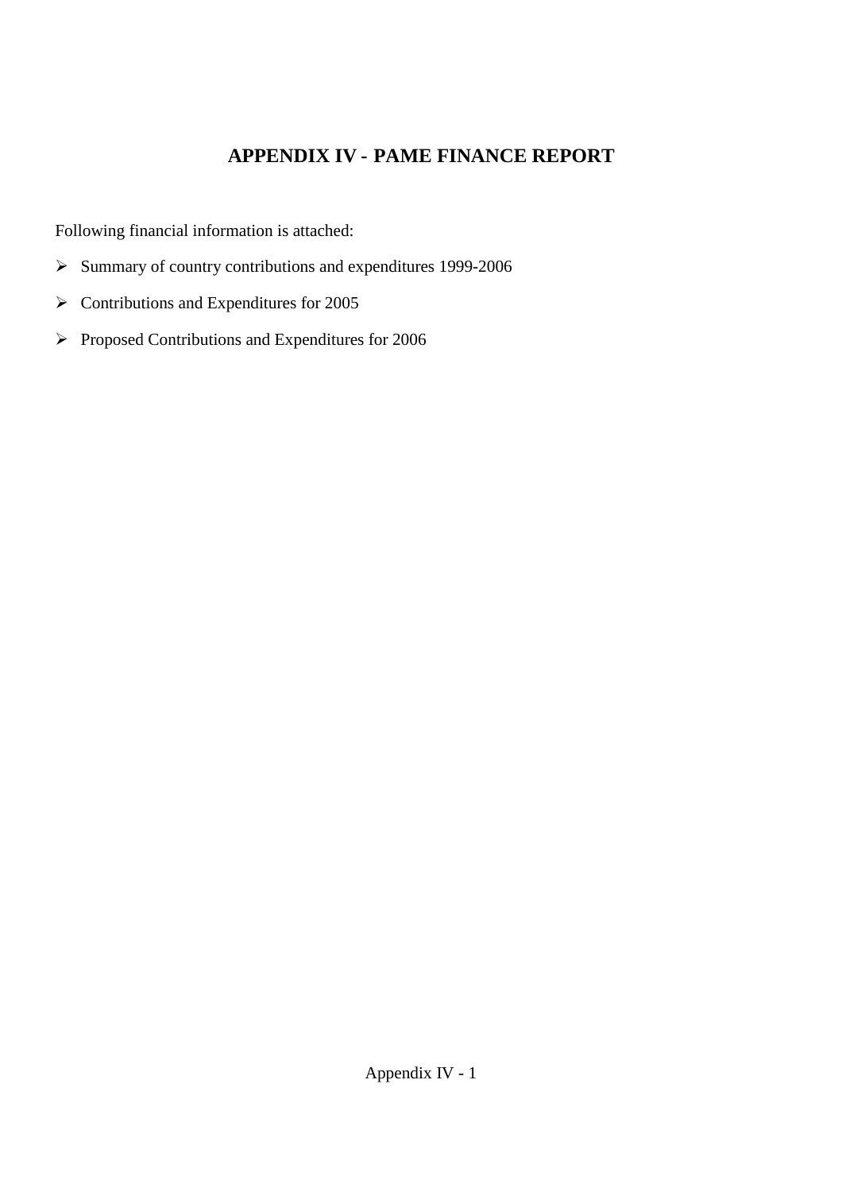# APPENDIX IV - PAME FINANCE REPORT

Following financial information is attached:

- Summary of country contributions and expenditures 1999-2006
- Contributions and Expenditures for 2005
- Proposed Contributions and Expenditures for 2006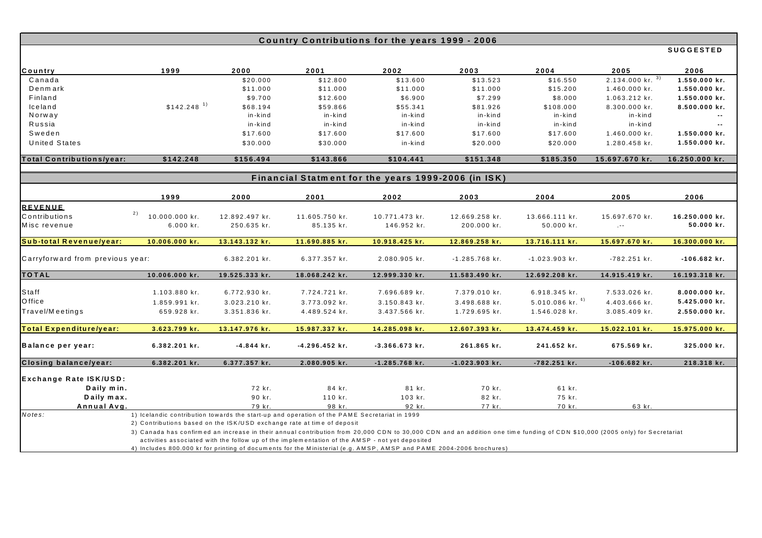## Country Contributions for the years 1999 - 2006

| Country | 1999 | 2000 | 2001 | 2002 | 2003 | 2004 | 2005 | SUGGESTED 2006 |
|---|---|---|---|---|---|---|---|---|
| Canada | | $20.000 | $12.800 | $13.600 | $13.523 | $16.550 | 2.134.000 kr. [3] | **1.550.000 kr.** |
| Denmark | | $11.000 | $11.000 | $11.000 | $11.000 | $15.200 | 1.460.000 kr. | **1.550.000 kr.** |
| Finland | | $9.700 | $12.600 | $6.900 | $7.299 | $8.000 | 1.063.212 kr. | **1.550.000 kr.** |
| Iceland | $142.248 [1] | $68.194 | $59.866 | $55.341 | $81.926 | $108.000 | 8.300.000 kr. | **8.500.000 kr.** |
| Norway | | in-kind | in-kind | in-kind | in-kind | in-kind | in-kind | -- |
| Russia | | in-kind | in-kind | in-kind | in-kind | in-kind | in-kind | -- |
| Sweden | | $17.600 | $17.600 | $17.600 | $17.600 | $17.600 | 1.460.000 kr. | **1.550.000 kr.** |
| United States | | $30.000 | $30.000 | in-kind | $20.000 | $20.000 | 1.280.458 kr. | **1.550.000 kr.** |
| **Total Contributions/year:** | **$142.248** | **$156.494** | **$143.866** | **$104.441** | **$151.348** | **$185.350** | **15.697.670 kr.** | **16.250.000 kr.** |

## Financial Statment for the years 1999-2006 (in ISK)

| | 1999 | 2000 | 2001 | 2002 | 2003 | 2004 | 2005 | 2006 |
|---|---|---|---|---|---|---|---|---|
| **REVENUE** | | | | | | | | |
| Contributions [2] | 10.000.000 kr. | 12.892.497 kr. | 11.605.750 kr. | 10.771.473 kr. | 12.669.258 kr. | 13.666.111 kr. | 15.697.670 kr. | **16.250.000 kr.** |
| Misc revenue | 6.000 kr. | 250.635 kr. | 85.135 kr. | 146.952 kr. | 200.000 kr. | 50.000 kr. | .-- | **50.000 kr.** |
| **Sub-total Revenue/year:** | **10.006.000 kr.** | **13.143.132 kr.** | **11.690.885 kr.** | **10.918.425 kr.** | **12.869.258 kr.** | **13.716.111 kr.** | **15.697.670 kr.** | **16.300.000 kr.** |
| Carryforward from previous year: | | 6.382.201 kr. | 6.377.357 kr. | 2.080.905 kr. | -1.285.768 kr. | -1.023.903 kr. | -782.251 kr. | **-106.682 kr.** |
| **TOTAL** | **10.006.000 kr.** | **19.525.333 kr.** | **18.068.242 kr.** | **12.999.330 kr.** | **11.583.490 kr.** | **12.692.208 kr.** | **14.915.419 kr.** | **16.193.318 kr.** |
| Staff | 1.103.880 kr. | 6.772.930 kr. | 7.724.721 kr. | 7.696.689 kr. | 7.379.010 kr. | 6.918.345 kr. | 7.533.026 kr. | **8.000.000 kr.** |
| Office | 1.859.991 kr. | 3.023.210 kr. | 3.773.092 kr. | 3.150.843 kr. | 3.498.688 kr. | 5.010.086 kr. [4] | 4.403.666 kr. | **5.425.000 kr.** |
| Travel/Meetings | 659.928 kr. | 3.351.836 kr. | 4.489.524 kr. | 3.437.566 kr. | 1.729.695 kr. | 1.546.028 kr. | 3.085.409 kr. | **2.550.000 kr.** |
| **Total Expenditure/year:** | **3.623.799 kr.** | **13.147.976 kr.** | **15.987.337 kr.** | **14.285.098 kr.** | **12.607.393 kr.** | **13.474.459 kr.** | **15.022.101 kr.** | **15.975.000 kr.** |
| **Balance per year:** | **6.382.201 kr.** | **-4.844 kr.** | **-4.296.452 kr.** | **-3.366.673 kr.** | **261.865 kr.** | **241.652 kr.** | **675.569 kr.** | **325.000 kr.** |
| **Closing balance/year:** | **6.382.201 kr.** | **6.377.357 kr.** | **2.080.905 kr.** | **-1.285.768 kr.** | **-1.023.903 kr.** | **-782.251 kr.** | **-106.682 kr.** | **218.318 kr.** |
| **Exchange Rate ISK/USD:** | | | | | | | | |
| **Daily min.** | | 72 kr. | 84 kr. | 81 kr. | 70 kr. | 61 kr. | | |
| **Daily max.** | | 90 kr. | 110 kr. | 103 kr. | 82 kr. | 75 kr. | | |
| **Annual Avg.** | | 79 kr. | 98 kr. | 92 kr. | 77 kr. | 70 kr. | 63 kr. | |

*Notes:*

1) Icelandic contribution towards the start-up and operation of the PAME Secretariat in 1999
2) Contributions based on the ISK/USD exchange rate at time of deposit
3) Canada has confirmed an increase in their annual contribution from 20,000 CDN to 30,000 CDN and an addition one time funding of CDN $10,000 (2005 only) for Secretariat activities associated with the follow up of the implementation of the AMSP - not yet deposited
4) Includes 800.000 kr for printing of documents for the Ministerial (e.g. AMSP, AMSP and PAME 2004-2006 brochures)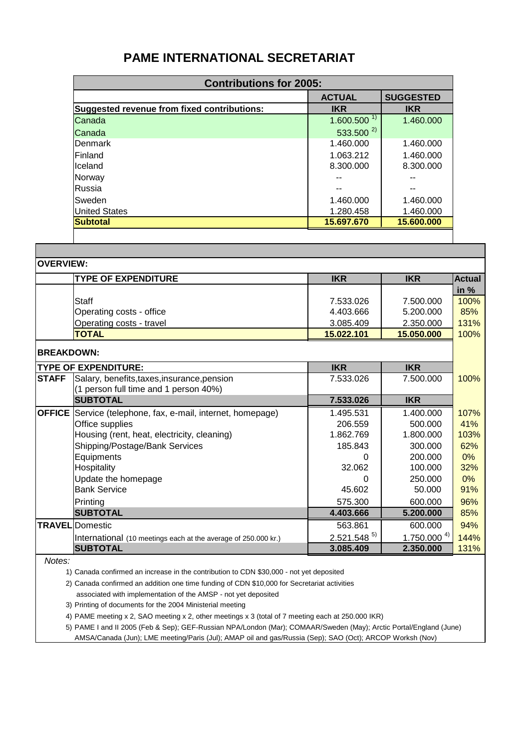# PAME INTERNATIONAL SECRETARIAT

| Contributions for 2005: | | |
|---|---|---|
| | ACTUAL | SUGGESTED |
| **Suggested revenue from fixed contributions:** | **IKR** | **IKR** |
| Canada | 1.600.500 [1)] | 1.460.000 |
| Canada | 533.500 [2)] | |
| Denmark | 1.460.000 | 1.460.000 |
| Finland | 1.063.212 | 1.460.000 |
| Iceland | 8.300.000 | 8.300.000 |
| Norway | -- | -- |
| Russia | -- | -- |
| Sweden | 1.460.000 | 1.460.000 |
| United States | 1.280.458 | 1.460.000 |
| **Subtotal** | **15.697.670** | **15.600.000** |

**OVERVIEW:**

| | TYPE OF EXPENDITURE | IKR | IKR | Actual in % |
|---|---|---|---|---|
| | Staff | 7.533.026 | 7.500.000 | 100% |
| | Operating costs - office | 4.403.666 | 5.200.000 | 85% |
| | Operating costs - travel | 3.085.409 | 2.350.000 | 131% |
| | **TOTAL** | **15.022.101** | **15.050.000** | 100% |

**BREAKDOWN:**

| TYPE OF EXPENDITURE: | | IKR | IKR | |
|---|---|---|---|---|
| **STAFF** | Salary, benefits,taxes,insurance,pension (1 person full time and 1 person 40%) | 7.533.026 | 7.500.000 | 100% |
| | **SUBTOTAL** | **7.533.026** | **IKR** | |
| **OFFICE** | Service (telephone, fax, e-mail, internet, homepage) | 1.495.531 | 1.400.000 | 107% |
| | Office supplies | 206.559 | 500.000 | 41% |
| | Housing (rent, heat, electricity, cleaning) | 1.862.769 | 1.800.000 | 103% |
| | Shipping/Postage/Bank Services | 185.843 | 300.000 | 62% |
| | Equipments | 0 | 200.000 | 0% |
| | Hospitality | 32.062 | 100.000 | 32% |
| | Update the homepage | 0 | 250.000 | 0% |
| | Bank Service | 45.602 | 50.000 | 91% |
| | Printing | 575.300 | 600.000 | 96% |
| | **SUBTOTAL** | **4.403.666** | **5.200.000** | 85% |
| **TRAVEL** | Domestic | 563.861 | 600.000 | 94% |
| | International (10 meetings each at the average of 250.000 kr.) | 2.521.548 [5)] | 1.750.000 [4)] | 144% |
| | **SUBTOTAL** | **3.085.409** | **2.350.000** | 131% |

*Notes:*

1) Canada confirmed an increase in the contribution to CDN $30,000 - not yet deposited
2) Canada confirmed an addition one time funding of CDN $10,000 for Secretariat activities associated with implementation of the AMSP - not yet deposited
3) Printing of documents for the 2004 Ministerial meeting
4) PAME meeting x 2, SAO meeting x 2, other meetings x 3 (total of 7 meeting each at 250.000 IKR)
5) PAME I and II 2005 (Feb & Sep); GEF-Russian NPA/London (Mar); COMAAR/Sweden (May); Arctic Portal/England (June) AMSA/Canada (Jun); LME meeting/Paris (Jul); AMAP oil and gas/Russia (Sep); SAO (Oct); ARCOP Worksh (Nov)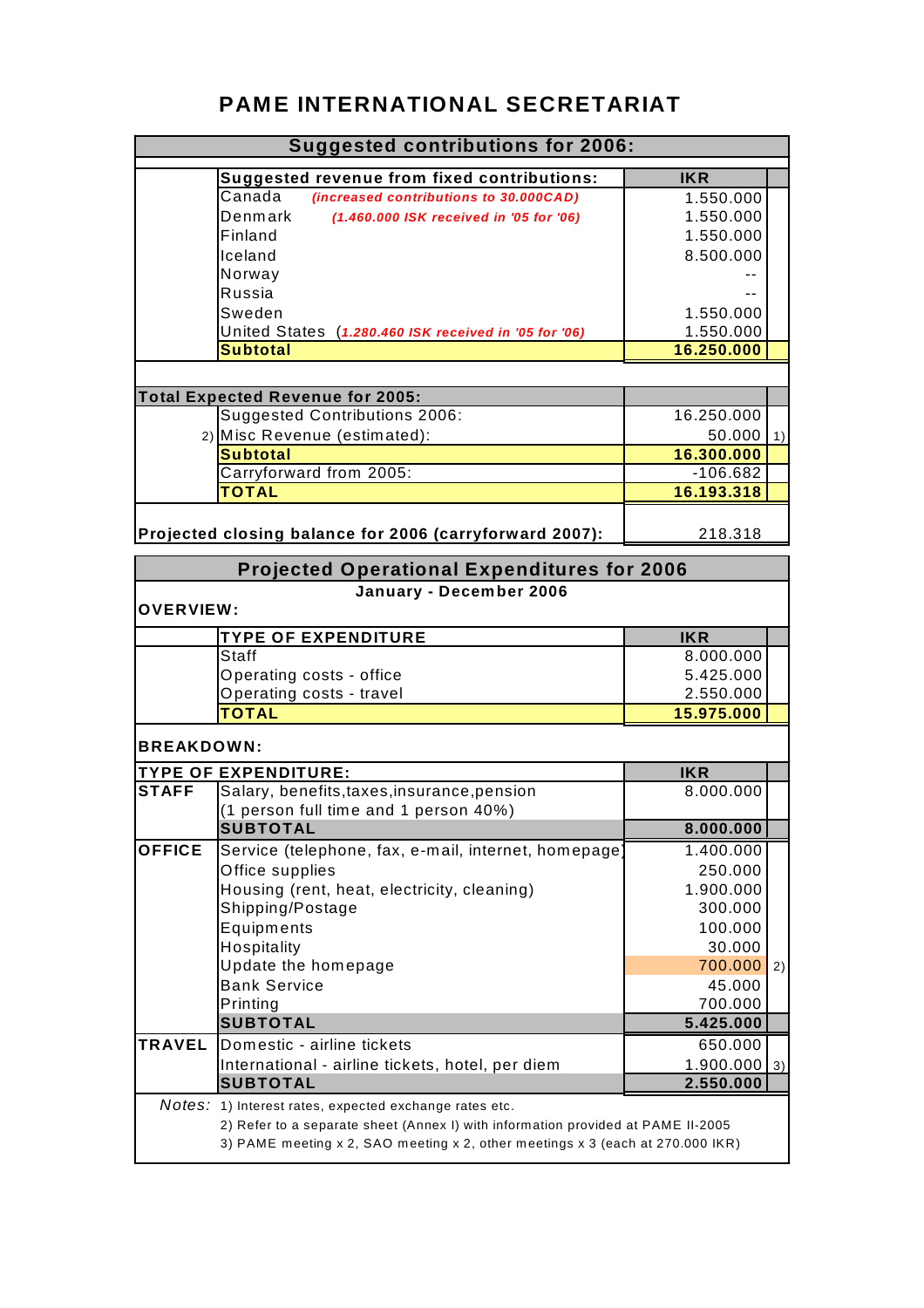# PAME INTERNATIONAL SECRETARIAT

## Suggested contributions for 2006:

| Suggested revenue from fixed contributions: | IKR | |
|---|---|---|
| Canada *(increased contributions to 30.000CAD)* | 1.550.000 | |
| Denmark *(1.460.000 ISK received in '05 for '06)* | 1.550.000 | |
| Finland | 1.550.000 | |
| Iceland | 8.500.000 | |
| Norway | -- | |
| Russia | -- | |
| Sweden | 1.550.000 | |
| United States *(1.280.460 ISK received in '05 for '06)* | 1.550.000 | |
| **Subtotal** | **16.250.000** | |

| Total Expected Revenue for 2005: | | |
|---|---|---|
| Suggested Contributions 2006: | 16.250.000 | |
| 2) Misc Revenue (estimated): | 50.000 | 1) |
| **Subtotal** | **16.300.000** | |
| Carryforward from 2005: | -106.682 | |
| **TOTAL** | **16.193.318** | |

**Projected closing balance for 2006 (carryforward 2007):** 218.318

## Projected Operational Expenditures for 2006

**January - December 2006**

**OVERVIEW:**

| TYPE OF EXPENDITURE | IKR |
|---|---|
| Staff | 8.000.000 |
| Operating costs - office | 5.425.000 |
| Operating costs - travel | 2.550.000 |
| **TOTAL** | **15.975.000** |

**BREAKDOWN:**

| TYPE OF EXPENDITURE: | | IKR | |
|---|---|---|---|
| **STAFF** | Salary, benefits,taxes,insurance,pension (1 person full time and 1 person 40%) | 8.000.000 | |
| | **SUBTOTAL** | **8.000.000** | |
| **OFFICE** | Service (telephone, fax, e-mail, internet, homepage) | 1.400.000 | |
| | Office supplies | 250.000 | |
| | Housing (rent, heat, electricity, cleaning) | 1.900.000 | |
| | Shipping/Postage | 300.000 | |
| | Equipments | 100.000 | |
| | Hospitality | 30.000 | |
| | Update the homepage | 700.000 | 2) |
| | Bank Service | 45.000 | |
| | Printing | 700.000 | |
| | **SUBTOTAL** | **5.425.000** | |
| **TRAVEL** | Domestic - airline tickets | 650.000 | |
| | International - airline tickets, hotel, per diem | 1.900.000 | 3) |
| | **SUBTOTAL** | **2.550.000** | |

*Notes:*
1) Interest rates, expected exchange rates etc.
2) Refer to a separate sheet (Annex I) with information provided at PAME II-2005
3) PAME meeting x 2, SAO meeting x 2, other meetings x 3 (each at 270.000 IKR)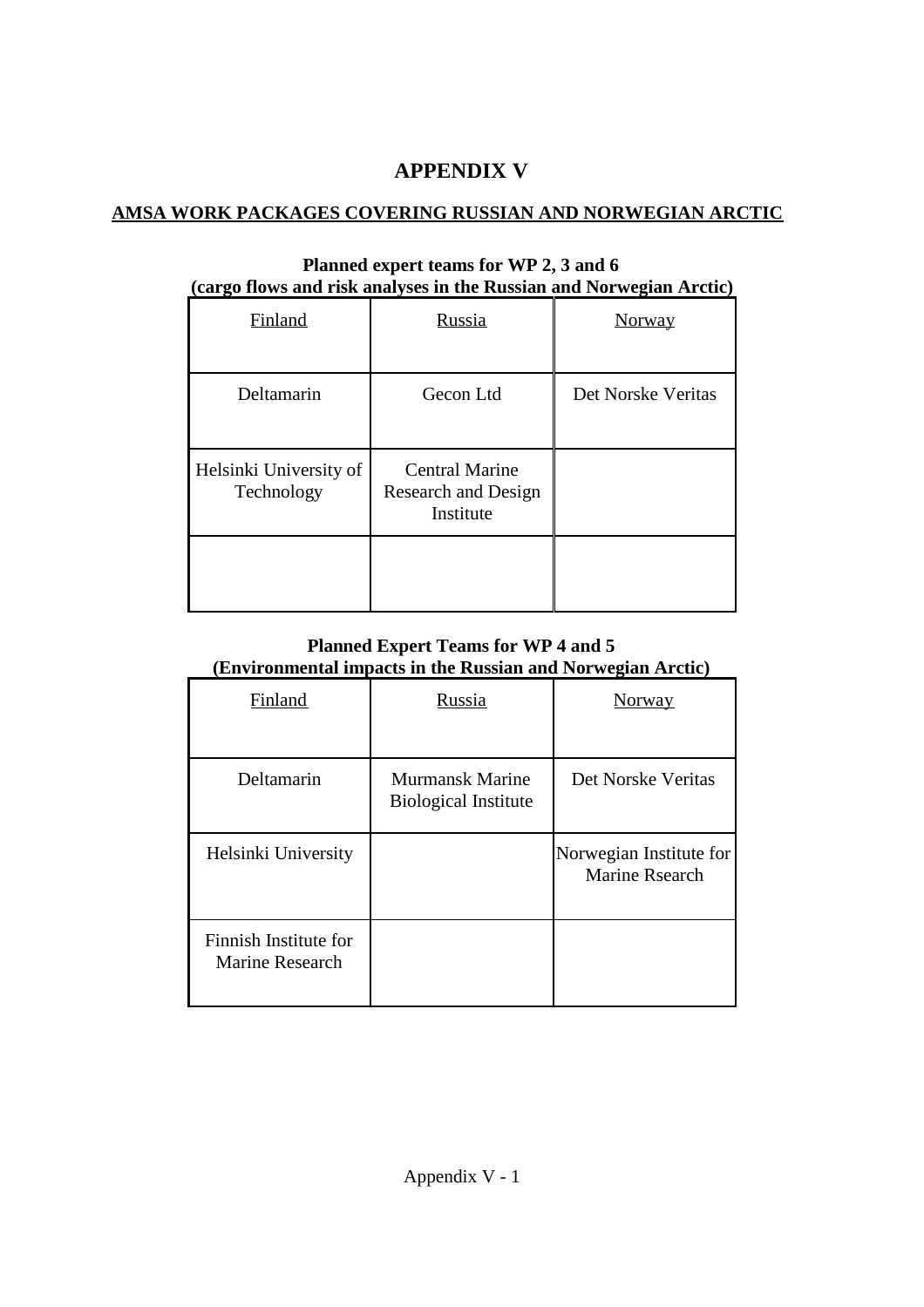# APPENDIX V

## AMSA WORK PACKAGES COVERING RUSSIAN AND NORWEGIAN ARCTIC

**Planned expert teams for WP 2, 3 and 6**
**(cargo flows and risk analyses in the Russian and Norwegian Arctic)**

| Finland | Russia | Norway |
|---|---|---|
| Deltamarin | Gecon Ltd | Det Norske Veritas |
| Helsinki University of Technology | Central Marine Research and Design Institute | |
| | | |

**Planned Expert Teams for WP 4 and 5**
**(Environmental impacts in the Russian and Norwegian Arctic)**

| Finland | Russia | Norway |
|---|---|---|
| Deltamarin | Murmansk Marine Biological Institute | Det Norske Veritas |
| Helsinki University | | Norwegian Institute for Marine Rsearch |
| Finnish Institute for Marine Research | | |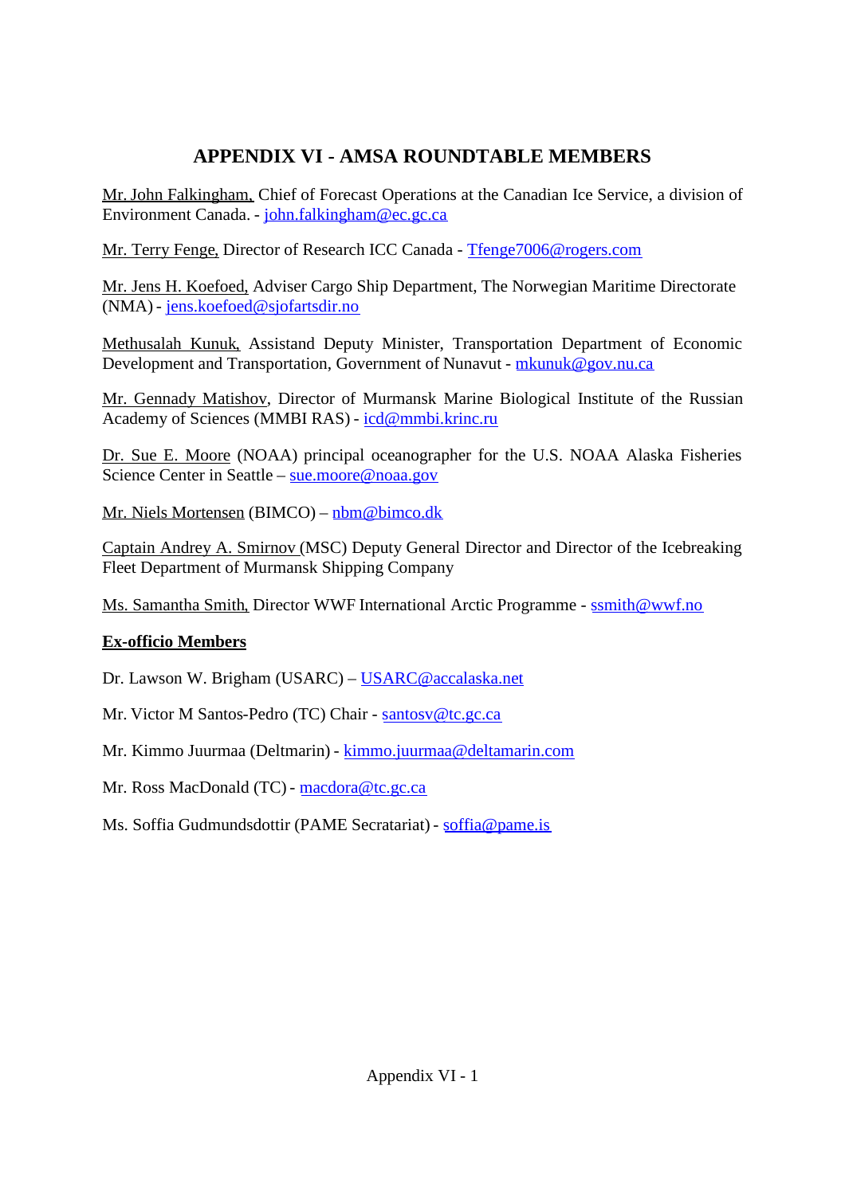# APPENDIX VI - AMSA ROUNDTABLE MEMBERS

Mr. John Falkingham, Chief of Forecast Operations at the Canadian Ice Service, a division of Environment Canada. - john.falkingham@ec.gc.ca

Mr. Terry Fenge, Director of Research ICC Canada - Tfenge7006@rogers.com

Mr. Jens H. Koefoed, Adviser Cargo Ship Department, The Norwegian Maritime Directorate (NMA) - jens.koefoed@sjofartsdir.no

Methusalah Kunuk, Assistand Deputy Minister, Transportation Department of Economic Development and Transportation, Government of Nunavut - mkunuk@gov.nu.ca

Mr. Gennady Matishov, Director of Murmansk Marine Biological Institute of the Russian Academy of Sciences (MMBI RAS) - icd@mmbi.krinc.ru

Dr. Sue E. Moore (NOAA) principal oceanographer for the U.S. NOAA Alaska Fisheries Science Center in Seattle – sue.moore@noaa.gov

Mr. Niels Mortensen (BIMCO) – nbm@bimco.dk

Captain Andrey A. Smirnov (MSC) Deputy General Director and Director of the Icebreaking Fleet Department of Murmansk Shipping Company

Ms. Samantha Smith, Director WWF International Arctic Programme - ssmith@wwf.no

**Ex-officio Members**

Dr. Lawson W. Brigham (USARC) – USARC@accalaska.net

Mr. Victor M Santos-Pedro (TC) Chair - santosv@tc.gc.ca

Mr. Kimmo Juurmaa (Deltmarin) - kimmo.juurmaa@deltamarin.com

Mr. Ross MacDonald (TC) - macdora@tc.gc.ca

Ms. Soffia Gudmundsdottir (PAME Secratariat) - soffia@pame.is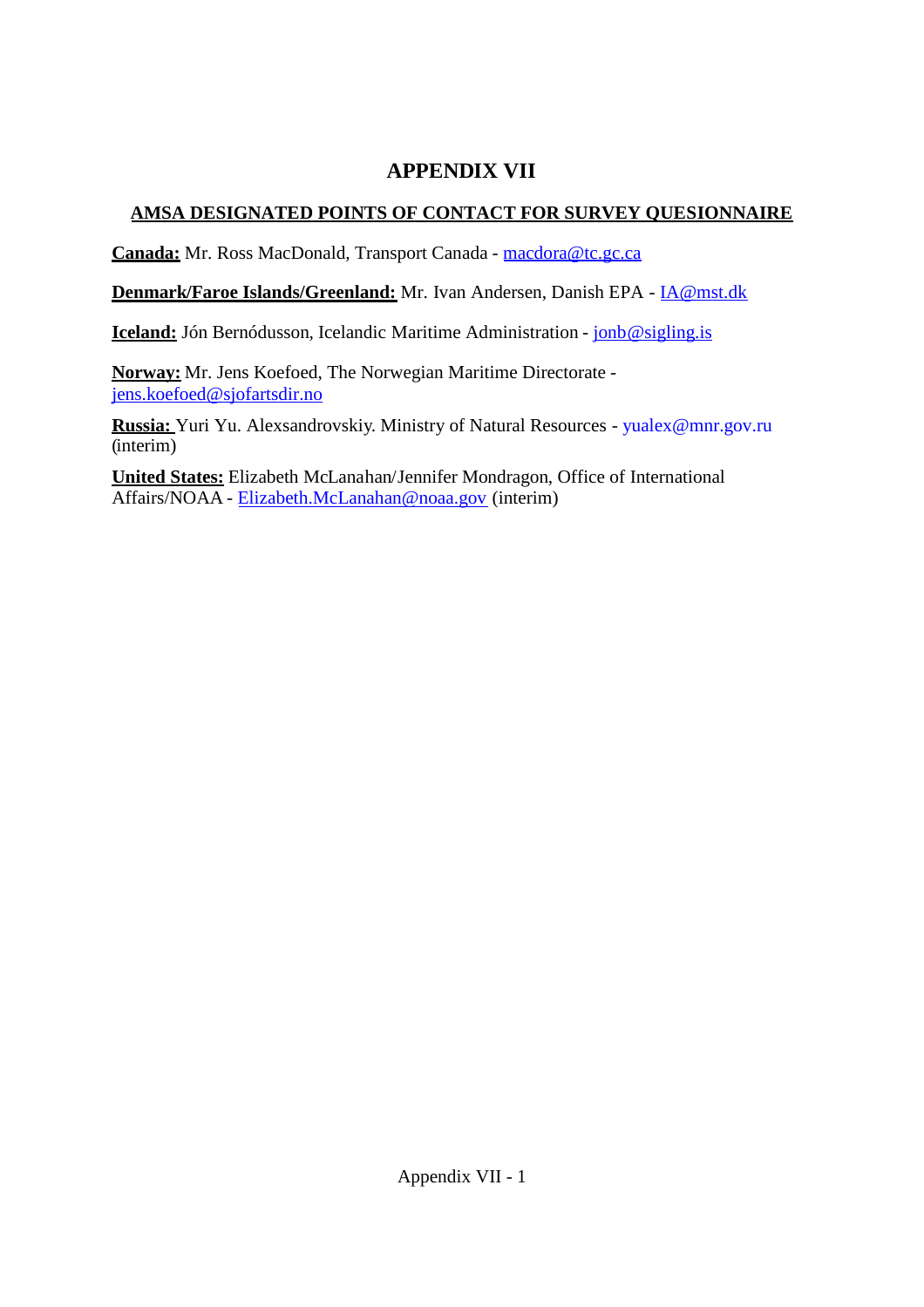# APPENDIX VII

## AMSA DESIGNATED POINTS OF CONTACT FOR SURVEY QUESIONNAIRE

**Canada:** Mr. Ross MacDonald, Transport Canada - macdora@tc.gc.ca

**Denmark/Faroe Islands/Greenland:** Mr. Ivan Andersen, Danish EPA - IA@mst.dk

**Iceland:** Jón Bernódusson, Icelandic Maritime Administration - jonb@sigling.is

**Norway:** Mr. Jens Koefoed, The Norwegian Maritime Directorate - jens.koefoed@sjofartsdir.no

**Russia:** Yuri Yu. Alexsandrovskiy. Ministry of Natural Resources - yualex@mnr.gov.ru (interim)

**United States:** Elizabeth McLanahan/Jennifer Mondragon, Office of International Affairs/NOAA - Elizabeth.McLanahan@noaa.gov (interim)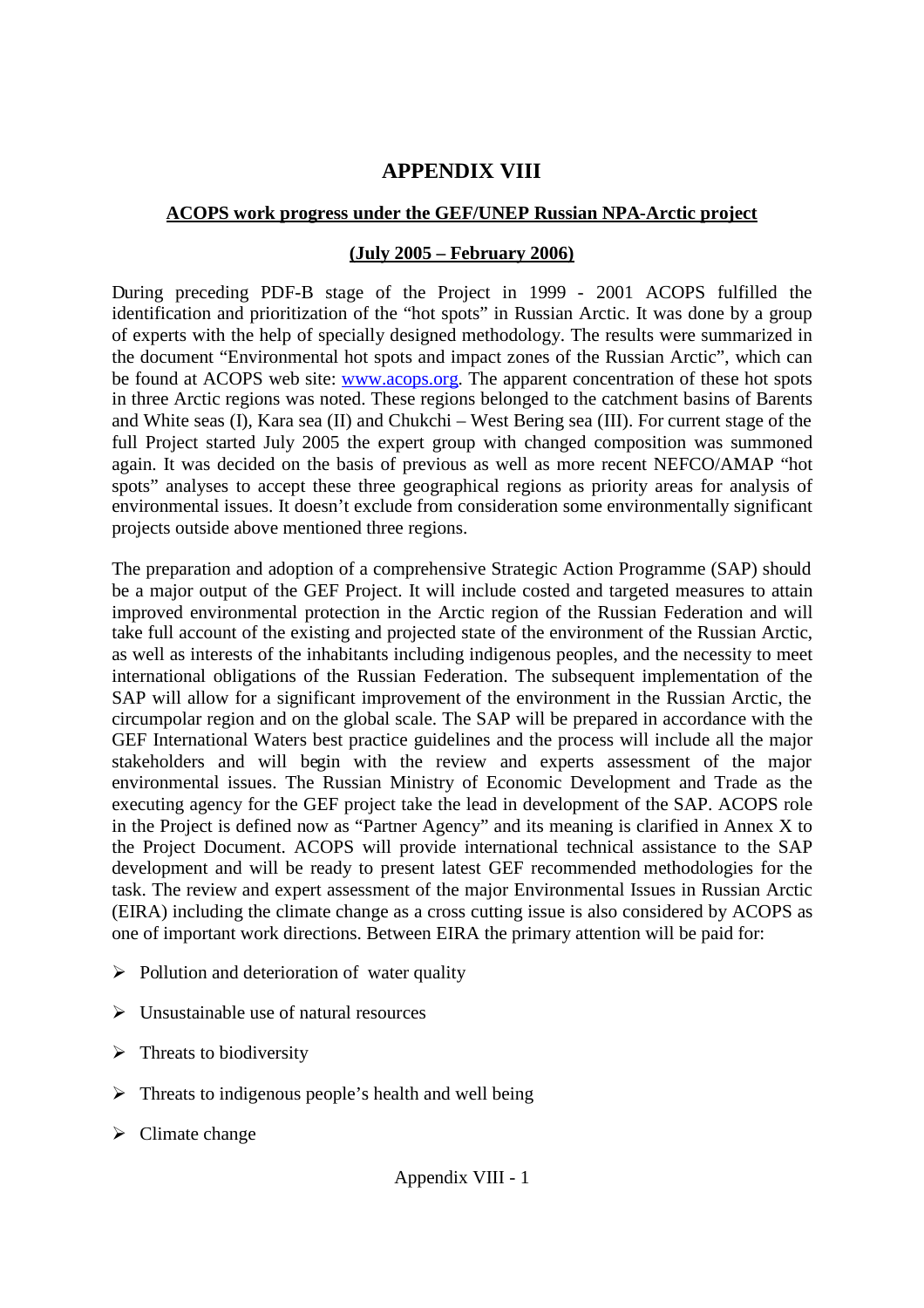# APPENDIX VIII

**ACOPS work progress under the GEF/UNEP Russian NPA-Arctic project**

**(July 2005 – February 2006)**

During preceding PDF-B stage of the Project in 1999 - 2001 ACOPS fulfilled the identification and prioritization of the "hot spots" in Russian Arctic. It was done by a group of experts with the help of specially designed methodology. The results were summarized in the document "Environmental hot spots and impact zones of the Russian Arctic", which can be found at ACOPS web site: www.acops.org. The apparent concentration of these hot spots in three Arctic regions was noted. These regions belonged to the catchment basins of Barents and White seas (I), Kara sea (II) and Chukchi – West Bering sea (III). For current stage of the full Project started July 2005 the expert group with changed composition was summoned again. It was decided on the basis of previous as well as more recent NEFCO/AMAP "hot spots" analyses to accept these three geographical regions as priority areas for analysis of environmental issues. It doesn't exclude from consideration some environmentally significant projects outside above mentioned three regions.

The preparation and adoption of a comprehensive Strategic Action Programme (SAP) should be a major output of the GEF Project. It will include costed and targeted measures to attain improved environmental protection in the Arctic region of the Russian Federation and will take full account of the existing and projected state of the environment of the Russian Arctic, as well as interests of the inhabitants including indigenous peoples, and the necessity to meet international obligations of the Russian Federation. The subsequent implementation of the SAP will allow for a significant improvement of the environment in the Russian Arctic, the circumpolar region and on the global scale. The SAP will be prepared in accordance with the GEF International Waters best practice guidelines and the process will include all the major stakeholders and will begin with the review and experts assessment of the major environmental issues. The Russian Ministry of Economic Development and Trade as the executing agency for the GEF project take the lead in development of the SAP. ACOPS role in the Project is defined now as "Partner Agency" and its meaning is clarified in Annex X to the Project Document. ACOPS will provide international technical assistance to the SAP development and will be ready to present latest GEF recommended methodologies for the task. The review and expert assessment of the major Environmental Issues in Russian Arctic (EIRA) including the climate change as a cross cutting issue is also considered by ACOPS as one of important work directions. Between EIRA the primary attention will be paid for:

- Pollution and deterioration of water quality
- Unsustainable use of natural resources
- Threats to biodiversity
- Threats to indigenous people's health and well being
- Climate change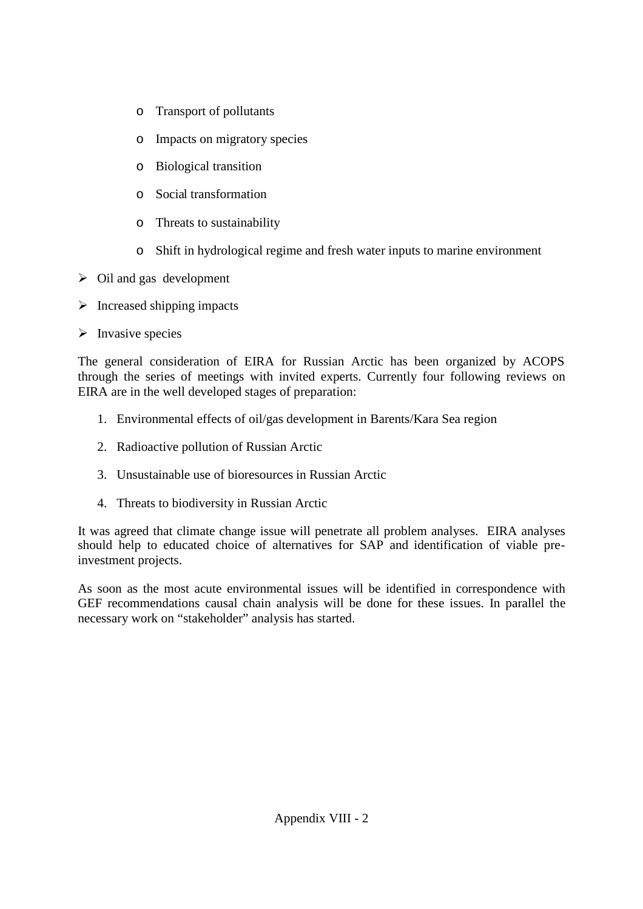- Transport of pollutants
    - Impacts on migratory species
    - Biological transition
    - Social transformation
    - Threats to sustainability
    - Shift in hydrological regime and fresh water inputs to marine environment

- Oil and gas development
- Increased shipping impacts
- Invasive species

The general consideration of EIRA for Russian Arctic has been organized by ACOPS through the series of meetings with invited experts. Currently four following reviews on EIRA are in the well developed stages of preparation:

1. Environmental effects of oil/gas development in Barents/Kara Sea region
2. Radioactive pollution of Russian Arctic
3. Unsustainable use of bioresources in Russian Arctic
4. Threats to biodiversity in Russian Arctic

It was agreed that climate change issue will penetrate all problem analyses. EIRA analyses should help to educated choice of alternatives for SAP and identification of viable pre-investment projects.

As soon as the most acute environmental issues will be identified in correspondence with GEF recommendations causal chain analysis will be done for these issues. In parallel the necessary work on "stakeholder" analysis has started.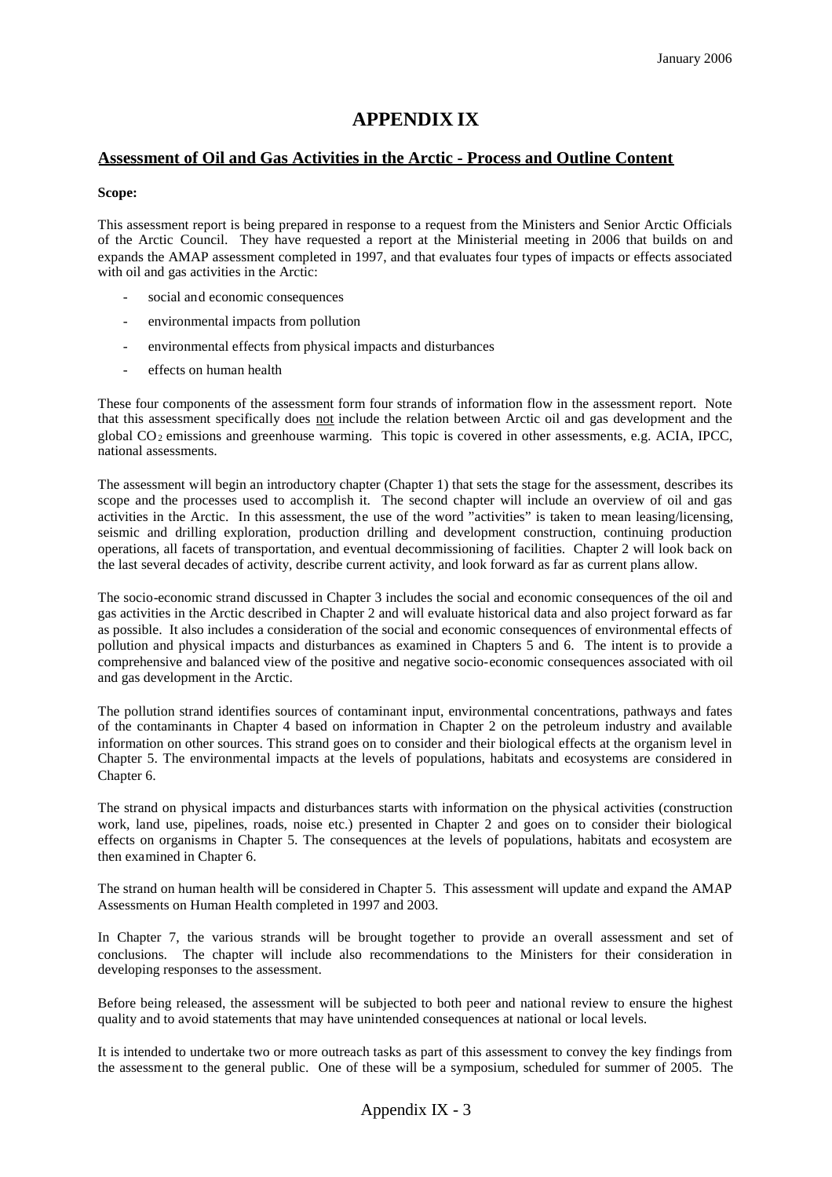# APPENDIX IX

## Assessment of Oil and Gas Activities in the Arctic - Process and Outline Content

**Scope:**

This assessment report is being prepared in response to a request from the Ministers and Senior Arctic Officials of the Arctic Council. They have requested a report at the Ministerial meeting in 2006 that builds on and expands the AMAP assessment completed in 1997, and that evaluates four types of impacts or effects associated with oil and gas activities in the Arctic:

- social and economic consequences
- environmental impacts from pollution
- environmental effects from physical impacts and disturbances
- effects on human health

These four components of the assessment form four strands of information flow in the assessment report. Note that this assessment specifically does not include the relation between Arctic oil and gas development and the global $CO_2$ emissions and greenhouse warming. This topic is covered in other assessments, e.g. ACIA, IPCC, national assessments.

The assessment will begin an introductory chapter (Chapter 1) that sets the stage for the assessment, describes its scope and the processes used to accomplish it. The second chapter will include an overview of oil and gas activities in the Arctic. In this assessment, the use of the word "activities" is taken to mean leasing/licensing, seismic and drilling exploration, production drilling and development construction, continuing production operations, all facets of transportation, and eventual decommissioning of facilities. Chapter 2 will look back on the last several decades of activity, describe current activity, and look forward as far as current plans allow.

The socio-economic strand discussed in Chapter 3 includes the social and economic consequences of the oil and gas activities in the Arctic described in Chapter 2 and will evaluate historical data and also project forward as far as possible. It also includes a consideration of the social and economic consequences of environmental effects of pollution and physical impacts and disturbances as examined in Chapters 5 and 6. The intent is to provide a comprehensive and balanced view of the positive and negative socio-economic consequences associated with oil and gas development in the Arctic.

The pollution strand identifies sources of contaminant input, environmental concentrations, pathways and fates of the contaminants in Chapter 4 based on information in Chapter 2 on the petroleum industry and available information on other sources. This strand goes on to consider and their biological effects at the organism level in Chapter 5. The environmental impacts at the levels of populations, habitats and ecosystems are considered in Chapter 6.

The strand on physical impacts and disturbances starts with information on the physical activities (construction work, land use, pipelines, roads, noise etc.) presented in Chapter 2 and goes on to consider their biological effects on organisms in Chapter 5. The consequences at the levels of populations, habitats and ecosystem are then examined in Chapter 6.

The strand on human health will be considered in Chapter 5. This assessment will update and expand the AMAP Assessments on Human Health completed in 1997 and 2003.

In Chapter 7, the various strands will be brought together to provide an overall assessment and set of conclusions. The chapter will include also recommendations to the Ministers for their consideration in developing responses to the assessment.

Before being released, the assessment will be subjected to both peer and national review to ensure the highest quality and to avoid statements that may have unintended consequences at national or local levels.

It is intended to undertake two or more outreach tasks as part of this assessment to convey the key findings from the assessment to the general public. One of these will be a symposium, scheduled for summer of 2005. The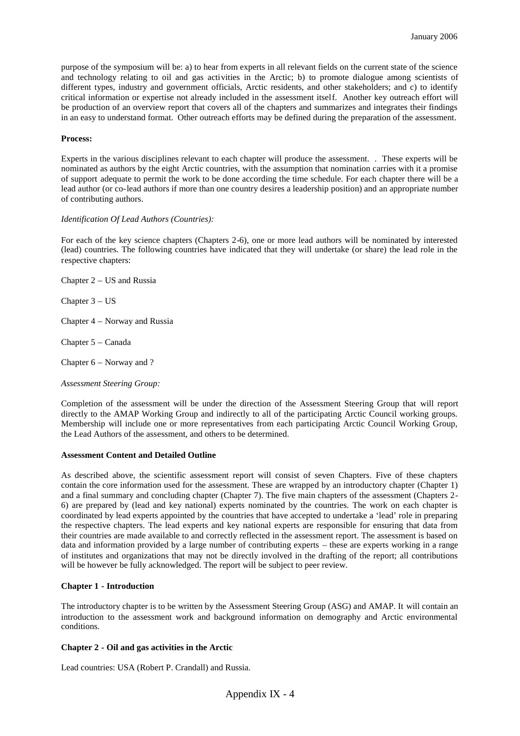purpose of the symposium will be: a) to hear from experts in all relevant fields on the current state of the science and technology relating to oil and gas activities in the Arctic; b) to promote dialogue among scientists of different types, industry and government officials, Arctic residents, and other stakeholders; and c) to identify critical information or expertise not already included in the assessment itself. Another key outreach effort will be production of an overview report that covers all of the chapters and summarizes and integrates their findings in an easy to understand format. Other outreach efforts may be defined during the preparation of the assessment.

**Process:**

Experts in the various disciplines relevant to each chapter will produce the assessment. . These experts will be nominated as authors by the eight Arctic countries, with the assumption that nomination carries with it a promise of support adequate to permit the work to be done according the time schedule. For each chapter there will be a lead author (or co-lead authors if more than one country desires a leadership position) and an appropriate number of contributing authors.

*Identification Of Lead Authors (Countries):*

For each of the key science chapters (Chapters 2-6), one or more lead authors will be nominated by interested (lead) countries. The following countries have indicated that they will undertake (or share) the lead role in the respective chapters:

Chapter 2 – US and Russia

Chapter 3 – US

Chapter 4 – Norway and Russia

Chapter 5 – Canada

Chapter 6 – Norway and ?

*Assessment Steering Group:*

Completion of the assessment will be under the direction of the Assessment Steering Group that will report directly to the AMAP Working Group and indirectly to all of the participating Arctic Council working groups. Membership will include one or more representatives from each participating Arctic Council Working Group, the Lead Authors of the assessment, and others to be determined.

**Assessment Content and Detailed Outline**

As described above, the scientific assessment report will consist of seven Chapters. Five of these chapters contain the core information used for the assessment. These are wrapped by an introductory chapter (Chapter 1) and a final summary and concluding chapter (Chapter 7). The five main chapters of the assessment (Chapters 2-6) are prepared by (lead and key national) experts nominated by the countries. The work on each chapter is coordinated by lead experts appointed by the countries that have accepted to undertake a 'lead' role in preparing the respective chapters. The lead experts and key national experts are responsible for ensuring that data from their countries are made available to and correctly reflected in the assessment report. The assessment is based on data and information provided by a large number of contributing experts – these are experts working in a range of institutes and organizations that may not be directly involved in the drafting of the report; all contributions will be however be fully acknowledged. The report will be subject to peer review.

**Chapter 1 - Introduction**

The introductory chapter is to be written by the Assessment Steering Group (ASG) and AMAP. It will contain an introduction to the assessment work and background information on demography and Arctic environmental conditions.

**Chapter 2 - Oil and gas activities in the Arctic**

Lead countries: USA (Robert P. Crandall) and Russia.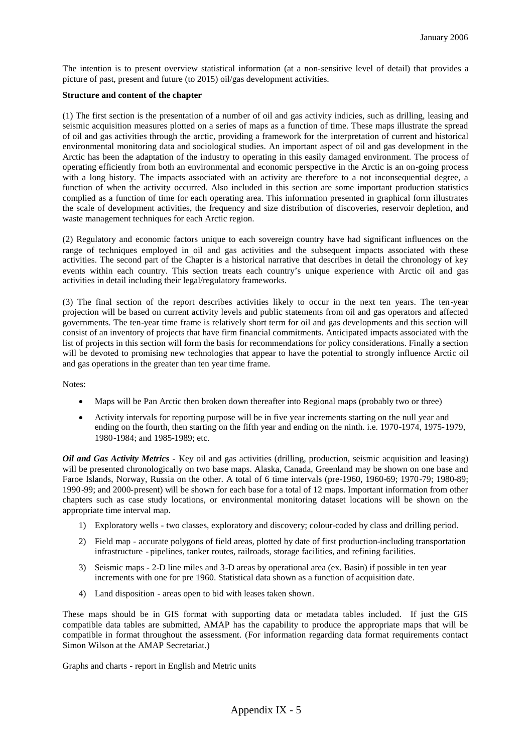The intention is to present overview statistical information (at a non-sensitive level of detail) that provides a picture of past, present and future (to 2015) oil/gas development activities.

**Structure and content of the chapter**

(1) The first section is the presentation of a number of oil and gas activity indicies, such as drilling, leasing and seismic acquisition measures plotted on a series of maps as a function of time. These maps illustrate the spread of oil and gas activities through the arctic, providing a framework for the interpretation of current and historical environmental monitoring data and sociological studies. An important aspect of oil and gas development in the Arctic has been the adaptation of the industry to operating in this easily damaged environment. The process of operating efficiently from both an environmental and economic perspective in the Arctic is an on-going process with a long history. The impacts associated with an activity are therefore to a not inconsequential degree, a function of when the activity occurred. Also included in this section are some important production statistics complied as a function of time for each operating area. This information presented in graphical form illustrates the scale of development activities, the frequency and size distribution of discoveries, reservoir depletion, and waste management techniques for each Arctic region.

(2) Regulatory and economic factors unique to each sovereign country have had significant influences on the range of techniques employed in oil and gas activities and the subsequent impacts associated with these activities. The second part of the Chapter is a historical narrative that describes in detail the chronology of key events within each country. This section treats each country's unique experience with Arctic oil and gas activities in detail including their legal/regulatory frameworks.

(3) The final section of the report describes activities likely to occur in the next ten years. The ten-year projection will be based on current activity levels and public statements from oil and gas operators and affected governments. The ten-year time frame is relatively short term for oil and gas developments and this section will consist of an inventory of projects that have firm financial commitments. Anticipated impacts associated with the list of projects in this section will form the basis for recommendations for policy considerations. Finally a section will be devoted to promising new technologies that appear to have the potential to strongly influence Arctic oil and gas operations in the greater than ten year time frame.

Notes:

- Maps will be Pan Arctic then broken down thereafter into Regional maps (probably two or three)
- Activity intervals for reporting purpose will be in five year increments starting on the null year and ending on the fourth, then starting on the fifth year and ending on the ninth. i.e. 1970-1974, 1975-1979, 1980-1984; and 1985-1989; etc.

***Oil and Gas Activity Metrics*** - Key oil and gas activities (drilling, production, seismic acquisition and leasing) will be presented chronologically on two base maps. Alaska, Canada, Greenland may be shown on one base and Faroe Islands, Norway, Russia on the other. A total of 6 time intervals (pre-1960, 1960-69; 1970-79; 1980-89; 1990-99; and 2000-present) will be shown for each base for a total of 12 maps. Important information from other chapters such as case study locations, or environmental monitoring dataset locations will be shown on the appropriate time interval map.

1) Exploratory wells - two classes, exploratory and discovery; colour-coded by class and drilling period.
2) Field map - accurate polygons of field areas, plotted by date of first production-including transportation infrastructure - pipelines, tanker routes, railroads, storage facilities, and refining facilities.
3) Seismic maps - 2-D line miles and 3-D areas by operational area (ex. Basin) if possible in ten year increments with one for pre 1960. Statistical data shown as a function of acquisition date.
4) Land disposition - areas open to bid with leases taken shown.

These maps should be in GIS format with supporting data or metadata tables included. If just the GIS compatible data tables are submitted, AMAP has the capability to produce the appropriate maps that will be compatible in format throughout the assessment. (For information regarding data format requirements contact Simon Wilson at the AMAP Secretariat.)

Graphs and charts - report in English and Metric units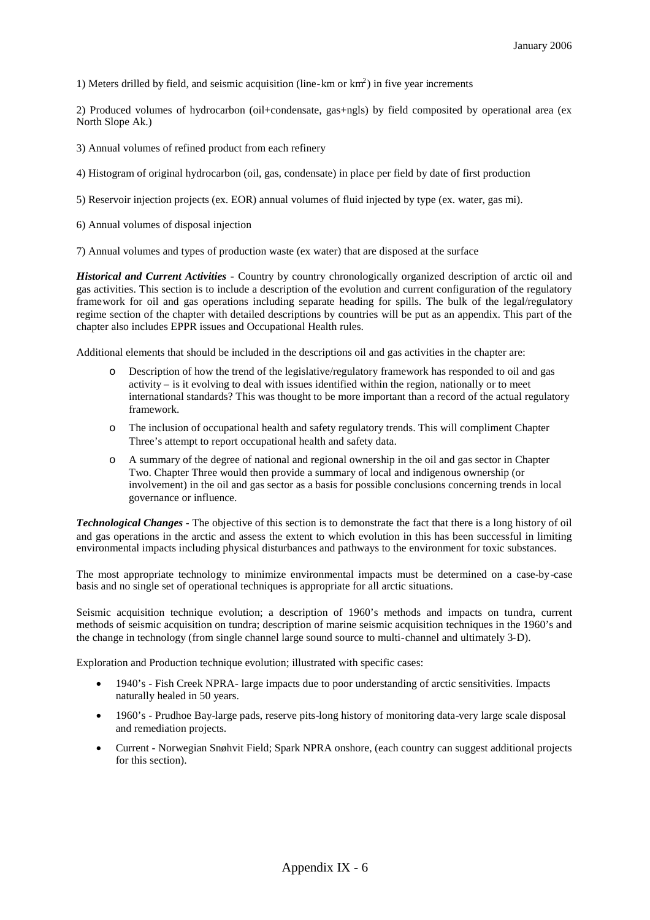1) Meters drilled by field, and seismic acquisition (line-km or $km^2$) in five year increments

2) Produced volumes of hydrocarbon (oil+condensate, gas+ngls) by field composited by operational area (ex North Slope Ak.)

3) Annual volumes of refined product from each refinery

4) Histogram of original hydrocarbon (oil, gas, condensate) in place per field by date of first production

5) Reservoir injection projects (ex. EOR) annual volumes of fluid injected by type (ex. water, gas mi).

6) Annual volumes of disposal injection

7) Annual volumes and types of production waste (ex water) that are disposed at the surface

***Historical and Current Activities*** - Country by country chronologically organized description of arctic oil and gas activities. This section is to include a description of the evolution and current configuration of the regulatory framework for oil and gas operations including separate heading for spills. The bulk of the legal/regulatory regime section of the chapter with detailed descriptions by countries will be put as an appendix. This part of the chapter also includes EPPR issues and Occupational Health rules.

Additional elements that should be included in the descriptions oil and gas activities in the chapter are:

- Description of how the trend of the legislative/regulatory framework has responded to oil and gas activity – is it evolving to deal with issues identified within the region, nationally or to meet international standards? This was thought to be more important than a record of the actual regulatory framework.
- The inclusion of occupational health and safety regulatory trends. This will compliment Chapter Three's attempt to report occupational health and safety data.
- A summary of the degree of national and regional ownership in the oil and gas sector in Chapter Two. Chapter Three would then provide a summary of local and indigenous ownership (or involvement) in the oil and gas sector as a basis for possible conclusions concerning trends in local governance or influence.

***Technological Changes*** - The objective of this section is to demonstrate the fact that there is a long history of oil and gas operations in the arctic and assess the extent to which evolution in this has been successful in limiting environmental impacts including physical disturbances and pathways to the environment for toxic substances.

The most appropriate technology to minimize environmental impacts must be determined on a case-by-case basis and no single set of operational techniques is appropriate for all arctic situations.

Seismic acquisition technique evolution; a description of 1960's methods and impacts on tundra, current methods of seismic acquisition on tundra; description of marine seismic acquisition techniques in the 1960's and the change in technology (from single channel large sound source to multi-channel and ultimately 3-D).

Exploration and Production technique evolution; illustrated with specific cases:

- 1940's - Fish Creek NPRA- large impacts due to poor understanding of arctic sensitivities. Impacts naturally healed in 50 years.
- 1960's - Prudhoe Bay-large pads, reserve pits-long history of monitoring data-very large scale disposal and remediation projects.
- Current - Norwegian Snøhvit Field; Spark NPRA onshore, (each country can suggest additional projects for this section).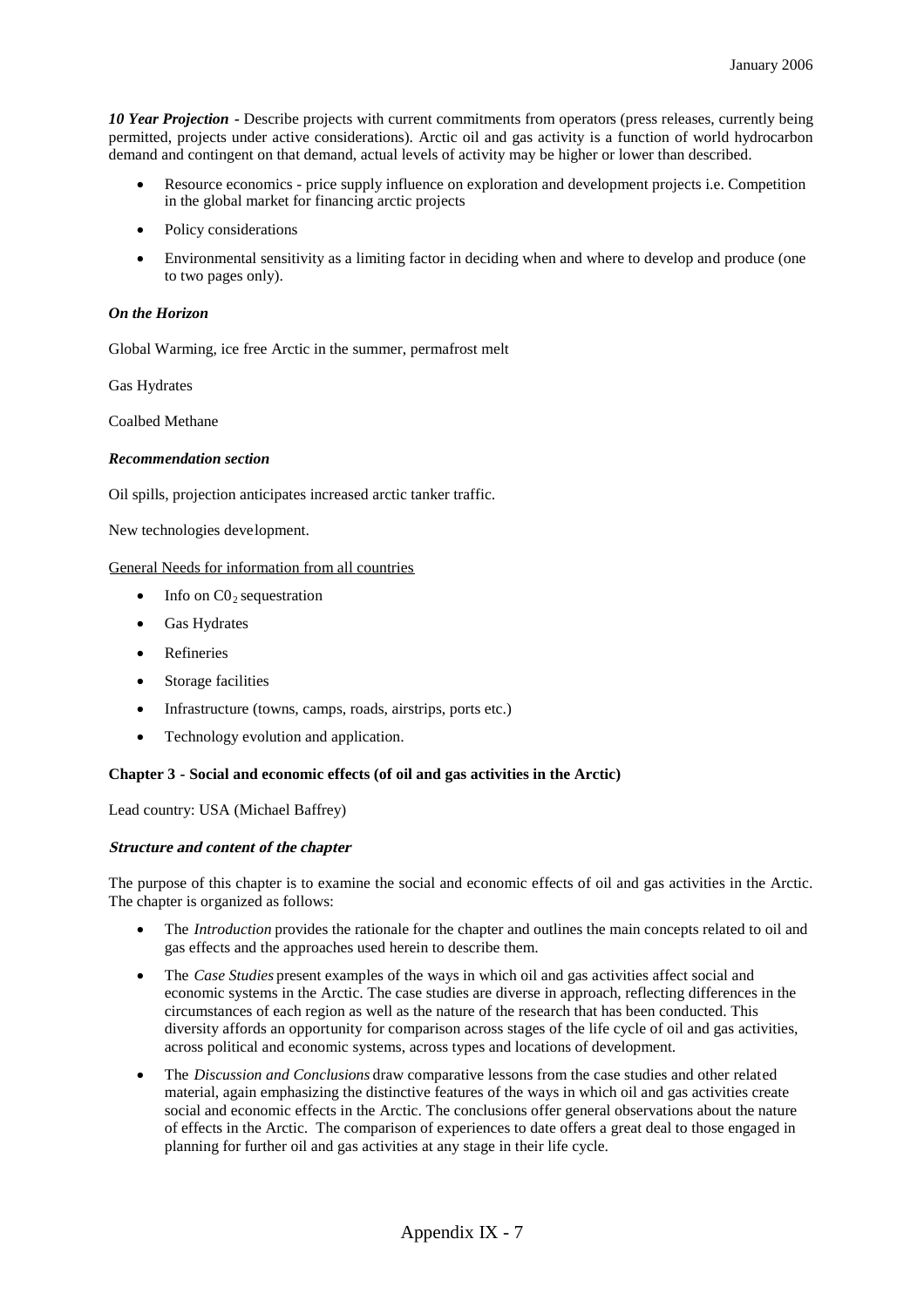***10 Year Projection*** - Describe projects with current commitments from operators (press releases, currently being permitted, projects under active considerations). Arctic oil and gas activity is a function of world hydrocarbon demand and contingent on that demand, actual levels of activity may be higher or lower than described.

- Resource economics - price supply influence on exploration and development projects i.e. Competition in the global market for financing arctic projects
- Policy considerations
- Environmental sensitivity as a limiting factor in deciding when and where to develop and produce (one to two pages only).

***On the Horizon***

Global Warming, ice free Arctic in the summer, permafrost melt

Gas Hydrates

Coalbed Methane

***Recommendation section***

Oil spills, projection anticipates increased arctic tanker traffic.

New technologies development.

General Needs for information from all countries

- Info on $C0_2$ sequestration
- Gas Hydrates
- Refineries
- Storage facilities
- Infrastructure (towns, camps, roads, airstrips, ports etc.)
- Technology evolution and application.

**Chapter 3 - Social and economic effects (of oil and gas activities in the Arctic)**

Lead country: USA (Michael Baffrey)

***Structure and content of the chapter***

The purpose of this chapter is to examine the social and economic effects of oil and gas activities in the Arctic. The chapter is organized as follows:

- The *Introduction* provides the rationale for the chapter and outlines the main concepts related to oil and gas effects and the approaches used herein to describe them.
- The *Case Studies* present examples of the ways in which oil and gas activities affect social and economic systems in the Arctic. The case studies are diverse in approach, reflecting differences in the circumstances of each region as well as the nature of the research that has been conducted. This diversity affords an opportunity for comparison across stages of the life cycle of oil and gas activities, across political and economic systems, across types and locations of development.
- The *Discussion and Conclusions* draw comparative lessons from the case studies and other related material, again emphasizing the distinctive features of the ways in which oil and gas activities create social and economic effects in the Arctic. The conclusions offer general observations about the nature of effects in the Arctic. The comparison of experiences to date offers a great deal to those engaged in planning for further oil and gas activities at any stage in their life cycle.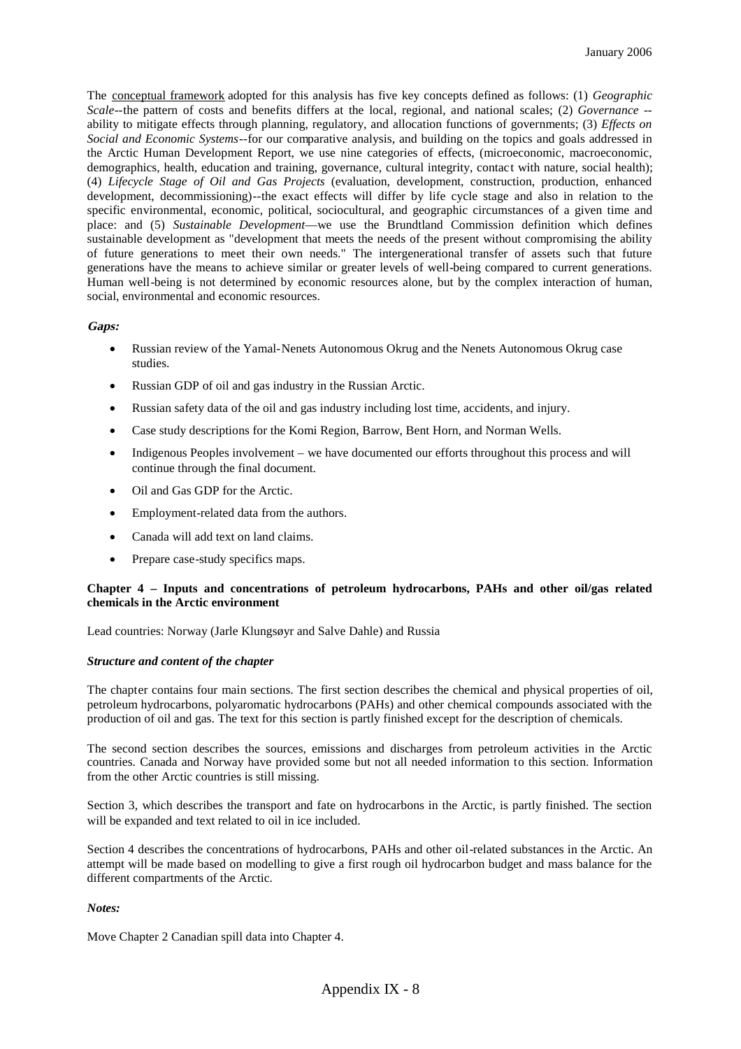The conceptual framework adopted for this analysis has five key concepts defined as follows: (1) *Geographic Scale*--the pattern of costs and benefits differs at the local, regional, and national scales; (2) *Governance* --ability to mitigate effects through planning, regulatory, and allocation functions of governments; (3) *Effects on Social and Economic Systems*--for our comparative analysis, and building on the topics and goals addressed in the Arctic Human Development Report, we use nine categories of effects, (microeconomic, macroeconomic, demographics, health, education and training, governance, cultural integrity, contact with nature, social health); (4) *Lifecycle Stage of Oil and Gas Projects* (evaluation, development, construction, production, enhanced development, decommissioning)--the exact effects will differ by life cycle stage and also in relation to the specific environmental, economic, political, sociocultural, and geographic circumstances of a given time and place: and (5) *Sustainable Development*—we use the Brundtland Commission definition which defines sustainable development as "development that meets the needs of the present without compromising the ability of future generations to meet their own needs." The intergenerational transfer of assets such that future generations have the means to achieve similar or greater levels of well-being compared to current generations. Human well-being is not determined by economic resources alone, but by the complex interaction of human, social, environmental and economic resources.

***Gaps:***

- Russian review of the Yamal-Nenets Autonomous Okrug and the Nenets Autonomous Okrug case studies.
- Russian GDP of oil and gas industry in the Russian Arctic.
- Russian safety data of the oil and gas industry including lost time, accidents, and injury.
- Case study descriptions for the Komi Region, Barrow, Bent Horn, and Norman Wells.
- Indigenous Peoples involvement – we have documented our efforts throughout this process and will continue through the final document.
- Oil and Gas GDP for the Arctic.
- Employment-related data from the authors.
- Canada will add text on land claims.
- Prepare case-study specifics maps.

**Chapter 4 – Inputs and concentrations of petroleum hydrocarbons, PAHs and other oil/gas related chemicals in the Arctic environment**

Lead countries: Norway (Jarle Klungsøyr and Salve Dahle) and Russia

***Structure and content of the chapter***

The chapter contains four main sections. The first section describes the chemical and physical properties of oil, petroleum hydrocarbons, polyaromatic hydrocarbons (PAHs) and other chemical compounds associated with the production of oil and gas. The text for this section is partly finished except for the description of chemicals.

The second section describes the sources, emissions and discharges from petroleum activities in the Arctic countries. Canada and Norway have provided some but not all needed information to this section. Information from the other Arctic countries is still missing.

Section 3, which describes the transport and fate on hydrocarbons in the Arctic, is partly finished. The section will be expanded and text related to oil in ice included.

Section 4 describes the concentrations of hydrocarbons, PAHs and other oil-related substances in the Arctic. An attempt will be made based on modelling to give a first rough oil hydrocarbon budget and mass balance for the different compartments of the Arctic.

***Notes:***

Move Chapter 2 Canadian spill data into Chapter 4.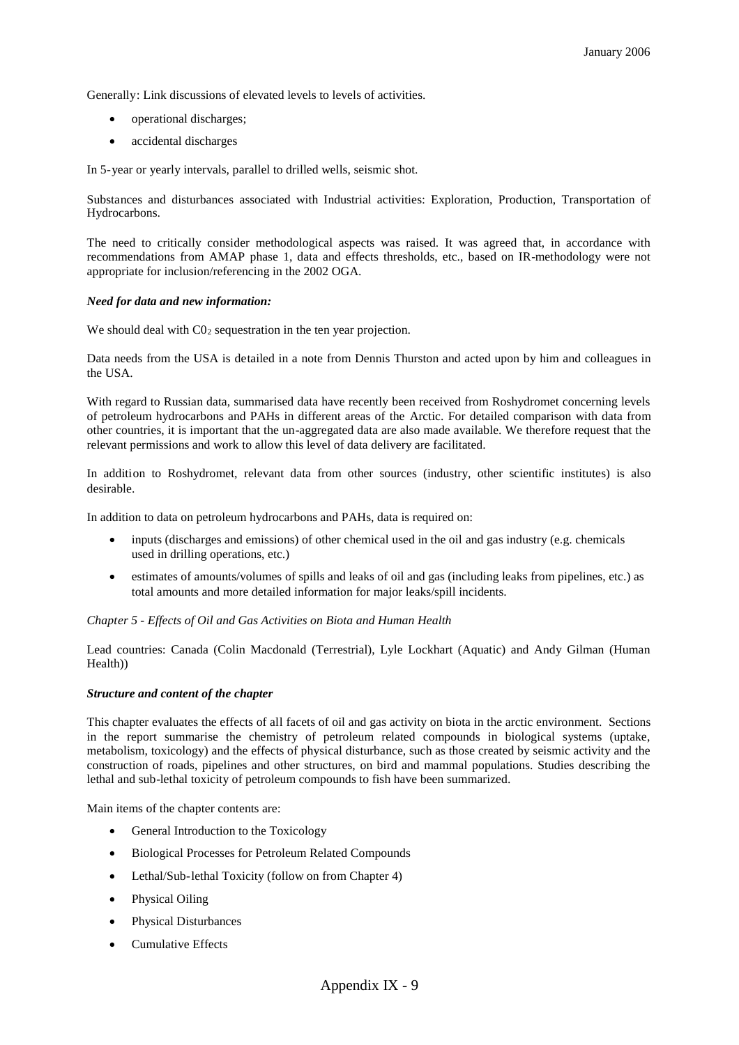Generally: Link discussions of elevated levels to levels of activities.

- operational discharges;
- accidental discharges

In 5-year or yearly intervals, parallel to drilled wells, seismic shot.

Substances and disturbances associated with Industrial activities: Exploration, Production, Transportation of Hydrocarbons.

The need to critically consider methodological aspects was raised. It was agreed that, in accordance with recommendations from AMAP phase 1, data and effects thresholds, etc., based on IR-methodology were not appropriate for inclusion/referencing in the 2002 OGA.

***Need for data and new information:***

We should deal with $C0_2$ sequestration in the ten year projection.

Data needs from the USA is detailed in a note from Dennis Thurston and acted upon by him and colleagues in the USA.

With regard to Russian data, summarised data have recently been received from Roshydromet concerning levels of petroleum hydrocarbons and PAHs in different areas of the Arctic. For detailed comparison with data from other countries, it is important that the un-aggregated data are also made available. We therefore request that the relevant permissions and work to allow this level of data delivery are facilitated.

In addition to Roshydromet, relevant data from other sources (industry, other scientific institutes) is also desirable.

In addition to data on petroleum hydrocarbons and PAHs, data is required on:

- inputs (discharges and emissions) of other chemical used in the oil and gas industry (e.g. chemicals used in drilling operations, etc.)
- estimates of amounts/volumes of spills and leaks of oil and gas (including leaks from pipelines, etc.) as total amounts and more detailed information for major leaks/spill incidents.

*Chapter 5 - Effects of Oil and Gas Activities on Biota and Human Health*

Lead countries: Canada (Colin Macdonald (Terrestrial), Lyle Lockhart (Aquatic) and Andy Gilman (Human Health))

***Structure and content of the chapter***

This chapter evaluates the effects of all facets of oil and gas activity on biota in the arctic environment. Sections in the report summarise the chemistry of petroleum related compounds in biological systems (uptake, metabolism, toxicology) and the effects of physical disturbance, such as those created by seismic activity and the construction of roads, pipelines and other structures, on bird and mammal populations. Studies describing the lethal and sub-lethal toxicity of petroleum compounds to fish have been summarized.

Main items of the chapter contents are:

- General Introduction to the Toxicology
- Biological Processes for Petroleum Related Compounds
- Lethal/Sub-lethal Toxicity (follow on from Chapter 4)
- Physical Oiling
- Physical Disturbances
- Cumulative Effects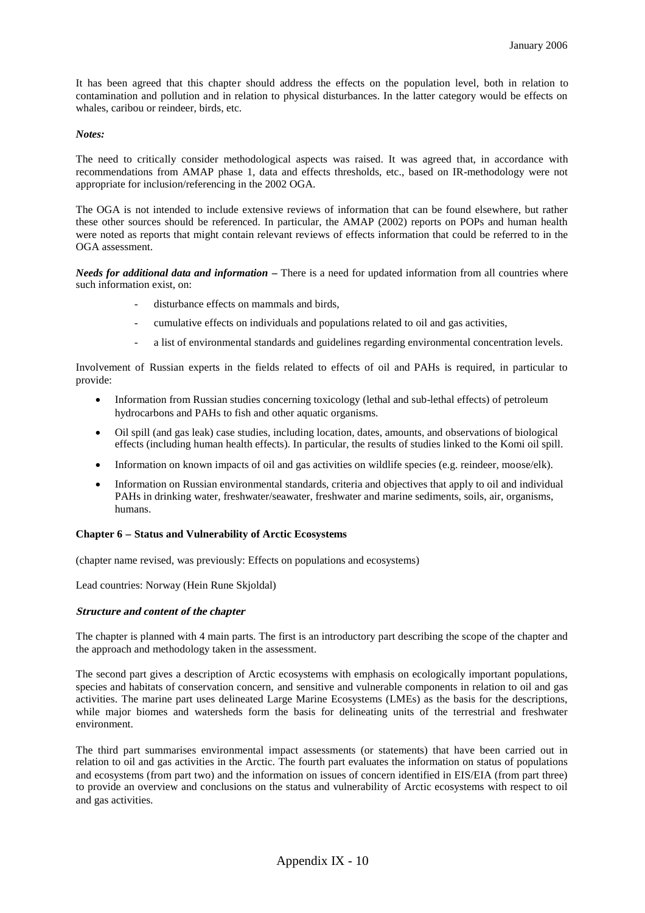It has been agreed that this chapter should address the effects on the population level, both in relation to contamination and pollution and in relation to physical disturbances. In the latter category would be effects on whales, caribou or reindeer, birds, etc.

***Notes:***

The need to critically consider methodological aspects was raised. It was agreed that, in accordance with recommendations from AMAP phase 1, data and effects thresholds, etc., based on IR-methodology were not appropriate for inclusion/referencing in the 2002 OGA.

The OGA is not intended to include extensive reviews of information that can be found elsewhere, but rather these other sources should be referenced. In particular, the AMAP (2002) reports on POPs and human health were noted as reports that might contain relevant reviews of effects information that could be referred to in the OGA assessment.

***Needs for additional data and information –*** There is a need for updated information from all countries where such information exist, on:

- disturbance effects on mammals and birds,
- cumulative effects on individuals and populations related to oil and gas activities,
- a list of environmental standards and guidelines regarding environmental concentration levels.

Involvement of Russian experts in the fields related to effects of oil and PAHs is required, in particular to provide:

- Information from Russian studies concerning toxicology (lethal and sub-lethal effects) of petroleum hydrocarbons and PAHs to fish and other aquatic organisms.
- Oil spill (and gas leak) case studies, including location, dates, amounts, and observations of biological effects (including human health effects). In particular, the results of studies linked to the Komi oil spill.
- Information on known impacts of oil and gas activities on wildlife species (e.g. reindeer, moose/elk).
- Information on Russian environmental standards, criteria and objectives that apply to oil and individual PAHs in drinking water, freshwater/seawater, freshwater and marine sediments, soils, air, organisms, humans.

**Chapter 6 – Status and Vulnerability of Arctic Ecosystems**

(chapter name revised, was previously: Effects on populations and ecosystems)

Lead countries: Norway (Hein Rune Skjoldal)

***Structure and content of the chapter***

The chapter is planned with 4 main parts. The first is an introductory part describing the scope of the chapter and the approach and methodology taken in the assessment.

The second part gives a description of Arctic ecosystems with emphasis on ecologically important populations, species and habitats of conservation concern, and sensitive and vulnerable components in relation to oil and gas activities. The marine part uses delineated Large Marine Ecosystems (LMEs) as the basis for the descriptions, while major biomes and watersheds form the basis for delineating units of the terrestrial and freshwater environment.

The third part summarises environmental impact assessments (or statements) that have been carried out in relation to oil and gas activities in the Arctic. The fourth part evaluates the information on status of populations and ecosystems (from part two) and the information on issues of concern identified in EIS/EIA (from part three) to provide an overview and conclusions on the status and vulnerability of Arctic ecosystems with respect to oil and gas activities.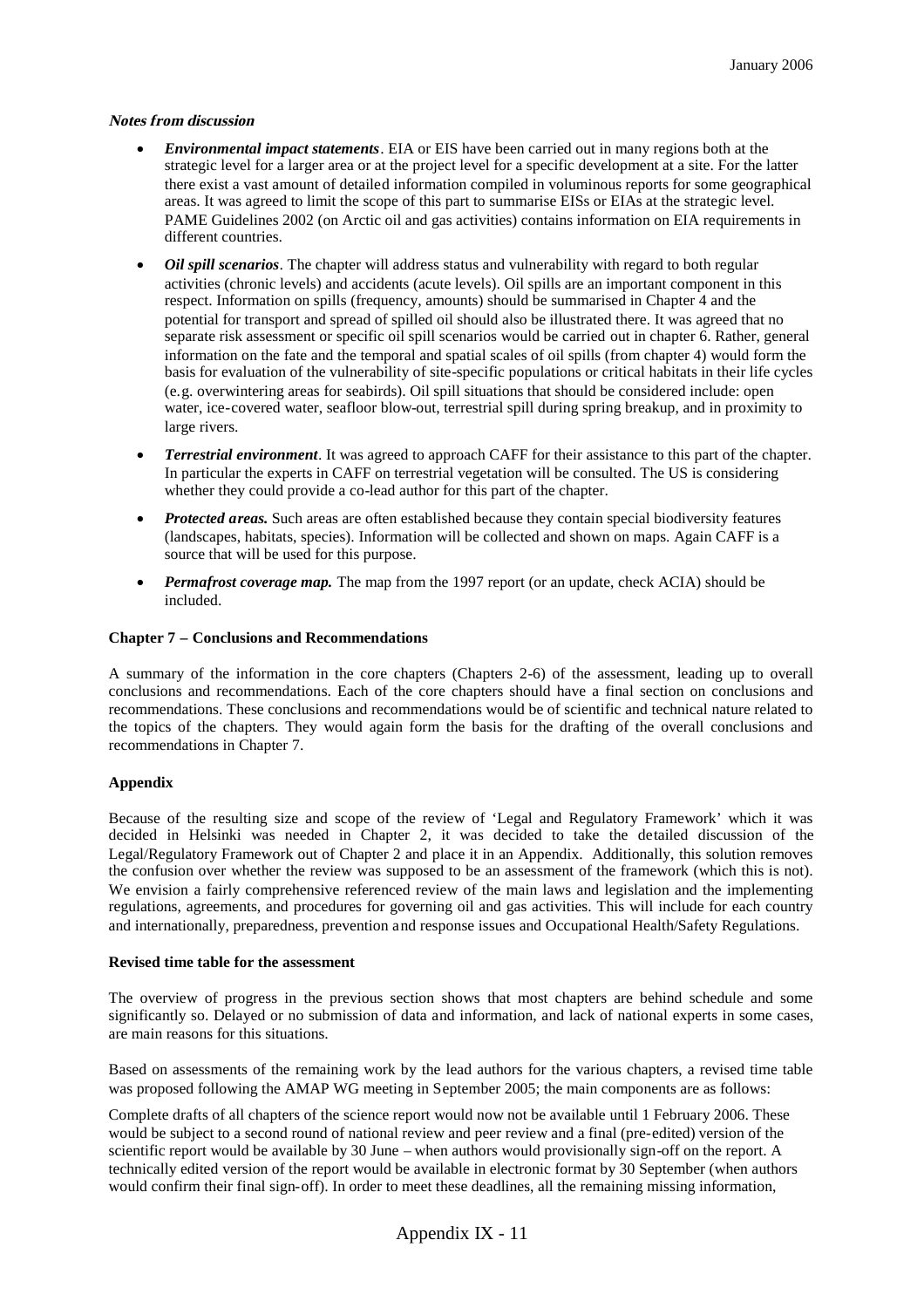***Notes from discussion***

- ***Environmental impact statements***. EIA or EIS have been carried out in many regions both at the strategic level for a larger area or at the project level for a specific development at a site. For the latter there exist a vast amount of detailed information compiled in voluminous reports for some geographical areas. It was agreed to limit the scope of this part to summarise EISs or EIAs at the strategic level. PAME Guidelines 2002 (on Arctic oil and gas activities) contains information on EIA requirements in different countries.
- ***Oil spill scenarios***. The chapter will address status and vulnerability with regard to both regular activities (chronic levels) and accidents (acute levels). Oil spills are an important component in this respect. Information on spills (frequency, amounts) should be summarised in Chapter 4 and the potential for transport and spread of spilled oil should also be illustrated there. It was agreed that no separate risk assessment or specific oil spill scenarios would be carried out in chapter 6. Rather, general information on the fate and the temporal and spatial scales of oil spills (from chapter 4) would form the basis for evaluation of the vulnerability of site-specific populations or critical habitats in their life cycles (e.g. overwintering areas for seabirds). Oil spill situations that should be considered include: open water, ice-covered water, seafloor blow-out, terrestrial spill during spring breakup, and in proximity to large rivers.
- ***Terrestrial environment***. It was agreed to approach CAFF for their assistance to this part of the chapter. In particular the experts in CAFF on terrestrial vegetation will be consulted. The US is considering whether they could provide a co-lead author for this part of the chapter.
- ***Protected areas.*** Such areas are often established because they contain special biodiversity features (landscapes, habitats, species). Information will be collected and shown on maps. Again CAFF is a source that will be used for this purpose.
- ***Permafrost coverage map.*** The map from the 1997 report (or an update, check ACIA) should be included.

**Chapter 7 – Conclusions and Recommendations**

A summary of the information in the core chapters (Chapters 2-6) of the assessment, leading up to overall conclusions and recommendations. Each of the core chapters should have a final section on conclusions and recommendations. These conclusions and recommendations would be of scientific and technical nature related to the topics of the chapters. They would again form the basis for the drafting of the overall conclusions and recommendations in Chapter 7.

**Appendix**

Because of the resulting size and scope of the review of 'Legal and Regulatory Framework' which it was decided in Helsinki was needed in Chapter 2, it was decided to take the detailed discussion of the Legal/Regulatory Framework out of Chapter 2 and place it in an Appendix. Additionally, this solution removes the confusion over whether the review was supposed to be an assessment of the framework (which this is not). We envision a fairly comprehensive referenced review of the main laws and legislation and the implementing regulations, agreements, and procedures for governing oil and gas activities. This will include for each country and internationally, preparedness, prevention and response issues and Occupational Health/Safety Regulations.

**Revised time table for the assessment**

The overview of progress in the previous section shows that most chapters are behind schedule and some significantly so. Delayed or no submission of data and information, and lack of national experts in some cases, are main reasons for this situations.

Based on assessments of the remaining work by the lead authors for the various chapters, a revised time table was proposed following the AMAP WG meeting in September 2005; the main components are as follows:

Complete drafts of all chapters of the science report would now not be available until 1 February 2006. These would be subject to a second round of national review and peer review and a final (pre-edited) version of the scientific report would be available by 30 June – when authors would provisionally sign-off on the report. A technically edited version of the report would be available in electronic format by 30 September (when authors would confirm their final sign-off). In order to meet these deadlines, all the remaining missing information,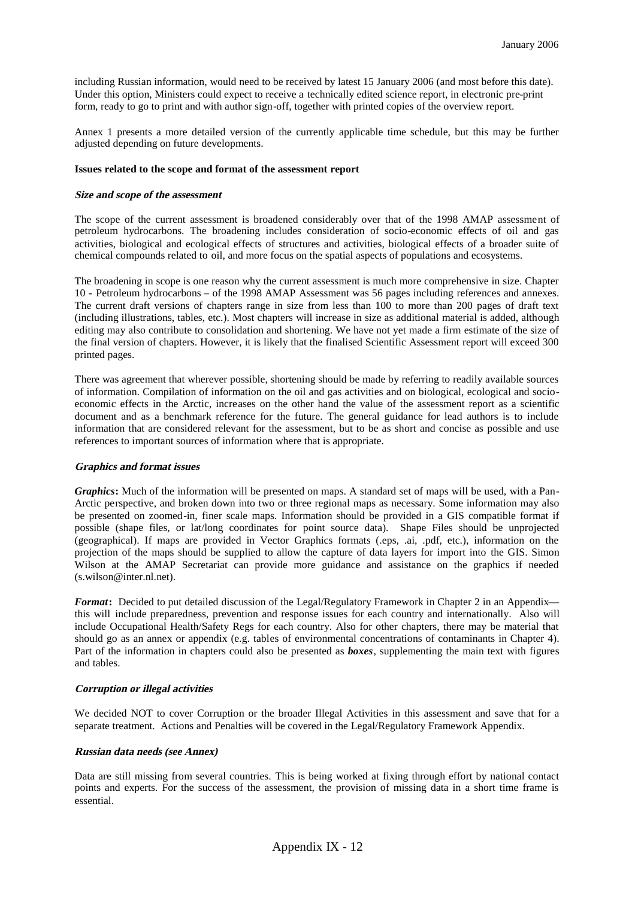including Russian information, would need to be received by latest 15 January 2006 (and most before this date). Under this option, Ministers could expect to receive a technically edited science report, in electronic pre-print form, ready to go to print and with author sign-off, together with printed copies of the overview report.

Annex 1 presents a more detailed version of the currently applicable time schedule, but this may be further adjusted depending on future developments.

**Issues related to the scope and format of the assessment report**

***Size and scope of the assessment***

The scope of the current assessment is broadened considerably over that of the 1998 AMAP assessment of petroleum hydrocarbons. The broadening includes consideration of socio-economic effects of oil and gas activities, biological and ecological effects of structures and activities, biological effects of a broader suite of chemical compounds related to oil, and more focus on the spatial aspects of populations and ecosystems.

The broadening in scope is one reason why the current assessment is much more comprehensive in size. Chapter 10 - Petroleum hydrocarbons – of the 1998 AMAP Assessment was 56 pages including references and annexes. The current draft versions of chapters range in size from less than 100 to more than 200 pages of draft text (including illustrations, tables, etc.). Most chapters will increase in size as additional material is added, although editing may also contribute to consolidation and shortening. We have not yet made a firm estimate of the size of the final version of chapters. However, it is likely that the finalised Scientific Assessment report will exceed 300 printed pages.

There was agreement that wherever possible, shortening should be made by referring to readily available sources of information. Compilation of information on the oil and gas activities and on biological, ecological and socio-economic effects in the Arctic, increases on the other hand the value of the assessment report as a scientific document and as a benchmark reference for the future. The general guidance for lead authors is to include information that are considered relevant for the assessment, but to be as short and concise as possible and use references to important sources of information where that is appropriate.

***Graphics and format issues***

***Graphics*****:** Much of the information will be presented on maps. A standard set of maps will be used, with a Pan-Arctic perspective, and broken down into two or three regional maps as necessary. Some information may also be presented on zoomed-in, finer scale maps. Information should be provided in a GIS compatible format if possible (shape files, or lat/long coordinates for point source data). Shape Files should be unprojected (geographical). If maps are provided in Vector Graphics formats (.eps, .ai, .pdf, etc.), information on the projection of the maps should be supplied to allow the capture of data layers for import into the GIS. Simon Wilson at the AMAP Secretariat can provide more guidance and assistance on the graphics if needed (s.wilson@inter.nl.net).

***Format*****:** Decided to put detailed discussion of the Legal/Regulatory Framework in Chapter 2 in an Appendix—this will include preparedness, prevention and response issues for each country and internationally. Also will include Occupational Health/Safety Regs for each country. Also for other chapters, there may be material that should go as an annex or appendix (e.g. tables of environmental concentrations of contaminants in Chapter 4). Part of the information in chapters could also be presented as ***boxes***, supplementing the main text with figures and tables.

***Corruption or illegal activities***

We decided NOT to cover Corruption or the broader Illegal Activities in this assessment and save that for a separate treatment. Actions and Penalties will be covered in the Legal/Regulatory Framework Appendix.

***Russian data needs (see Annex)***

Data are still missing from several countries. This is being worked at fixing through effort by national contact points and experts. For the success of the assessment, the provision of missing data in a short time frame is essential.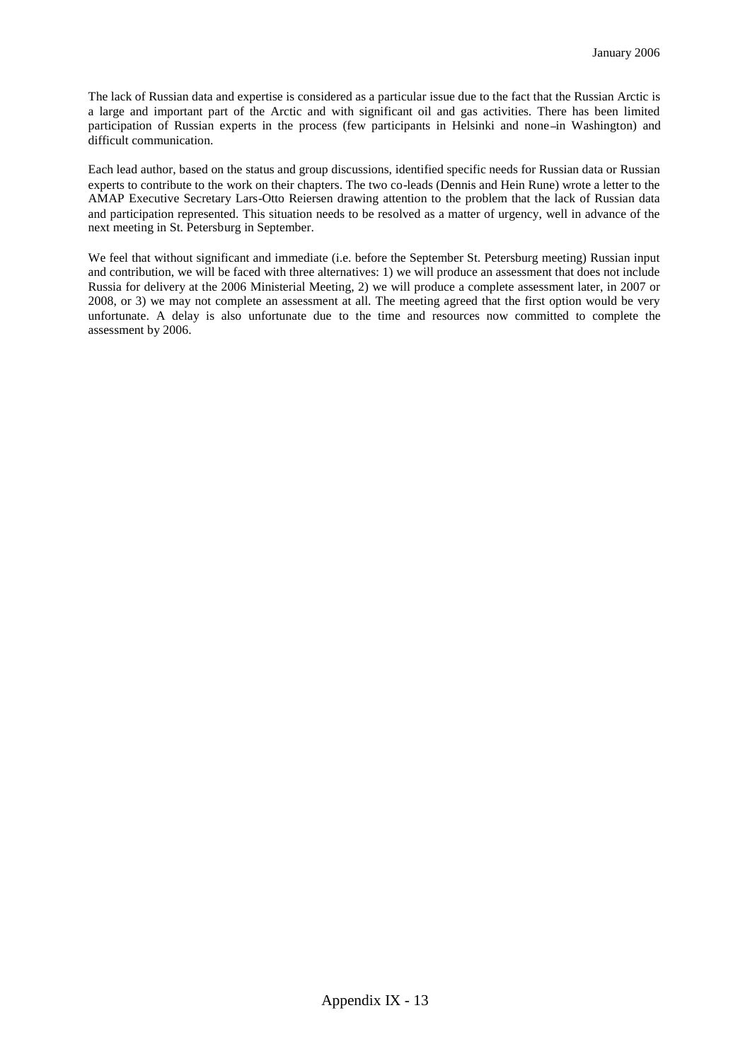The lack of Russian data and expertise is considered as a particular issue due to the fact that the Russian Arctic is a large and important part of the Arctic and with significant oil and gas activities. There has been limited participation of Russian experts in the process (few participants in Helsinki and none in Washington) and difficult communication.

Each lead author, based on the status and group discussions, identified specific needs for Russian data or Russian experts to contribute to the work on their chapters. The two co-leads (Dennis and Hein Rune) wrote a letter to the AMAP Executive Secretary Lars-Otto Reiersen drawing attention to the problem that the lack of Russian data and participation represented. This situation needs to be resolved as a matter of urgency, well in advance of the next meeting in St. Petersburg in September.

We feel that without significant and immediate (i.e. before the September St. Petersburg meeting) Russian input and contribution, we will be faced with three alternatives: 1) we will produce an assessment that does not include Russia for delivery at the 2006 Ministerial Meeting, 2) we will produce a complete assessment later, in 2007 or 2008, or 3) we may not complete an assessment at all. The meeting agreed that the first option would be very unfortunate. A delay is also unfortunate due to the time and resources now committed to complete the assessment by 2006.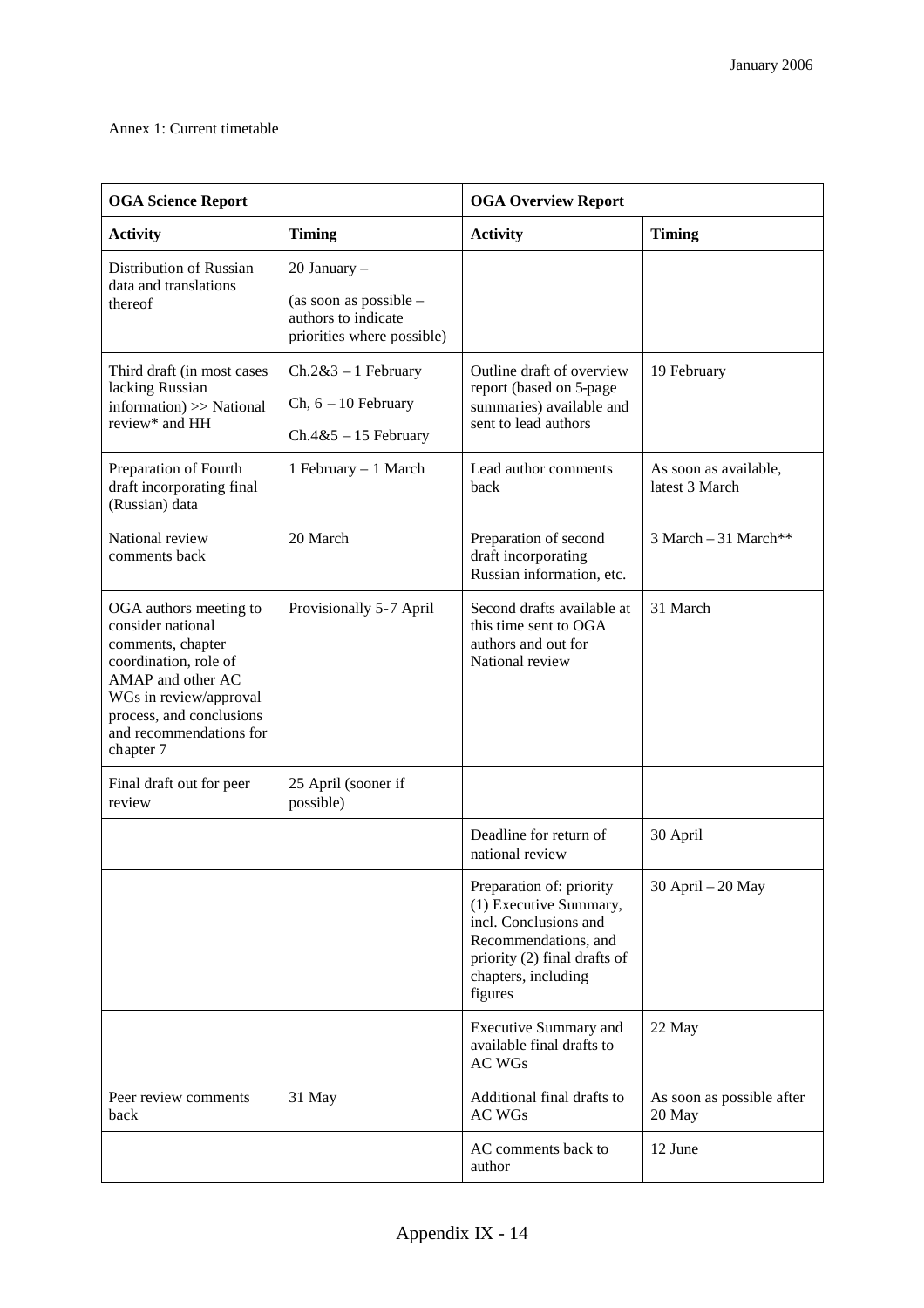Annex 1: Current timetable

| **OGA Science Report** | | **OGA Overview Report** | |
|---|---|---|---|
| **Activity** | **Timing** | **Activity** | **Timing** |
| Distribution of Russian data and translations thereof | 20 January – (as soon as possible – authors to indicate priorities where possible) | | |
| Third draft (in most cases lacking Russian information) >> National review* and HH | Ch.2&3 – 1 February<br>Ch, 6 – 10 February<br>Ch.4&5 – 15 February | Outline draft of overview report (based on 5-page summaries) available and sent to lead authors | 19 February |
| Preparation of Fourth draft incorporating final (Russian) data | 1 February – 1 March | Lead author comments back | As soon as available, latest 3 March |
| National review comments back | 20 March | Preparation of second draft incorporating Russian information, etc. | 3 March – 31 March** |
| OGA authors meeting to consider national comments, chapter coordination, role of AMAP and other AC WGs in review/approval process, and conclusions and recommendations for chapter 7 | Provisionally 5-7 April | Second drafts available at this time sent to OGA authors and out for National review | 31 March |
| Final draft out for peer review | 25 April (sooner if possible) | | |
| | | Deadline for return of national review | 30 April |
| | | Preparation of: priority (1) Executive Summary, incl. Conclusions and Recommendations, and priority (2) final drafts of chapters, including figures | 30 April – 20 May |
| | | Executive Summary and available final drafts to AC WGs | 22 May |
| Peer review comments back | 31 May | Additional final drafts to AC WGs | As soon as possible after 20 May |
| | | AC comments back to author | 12 June |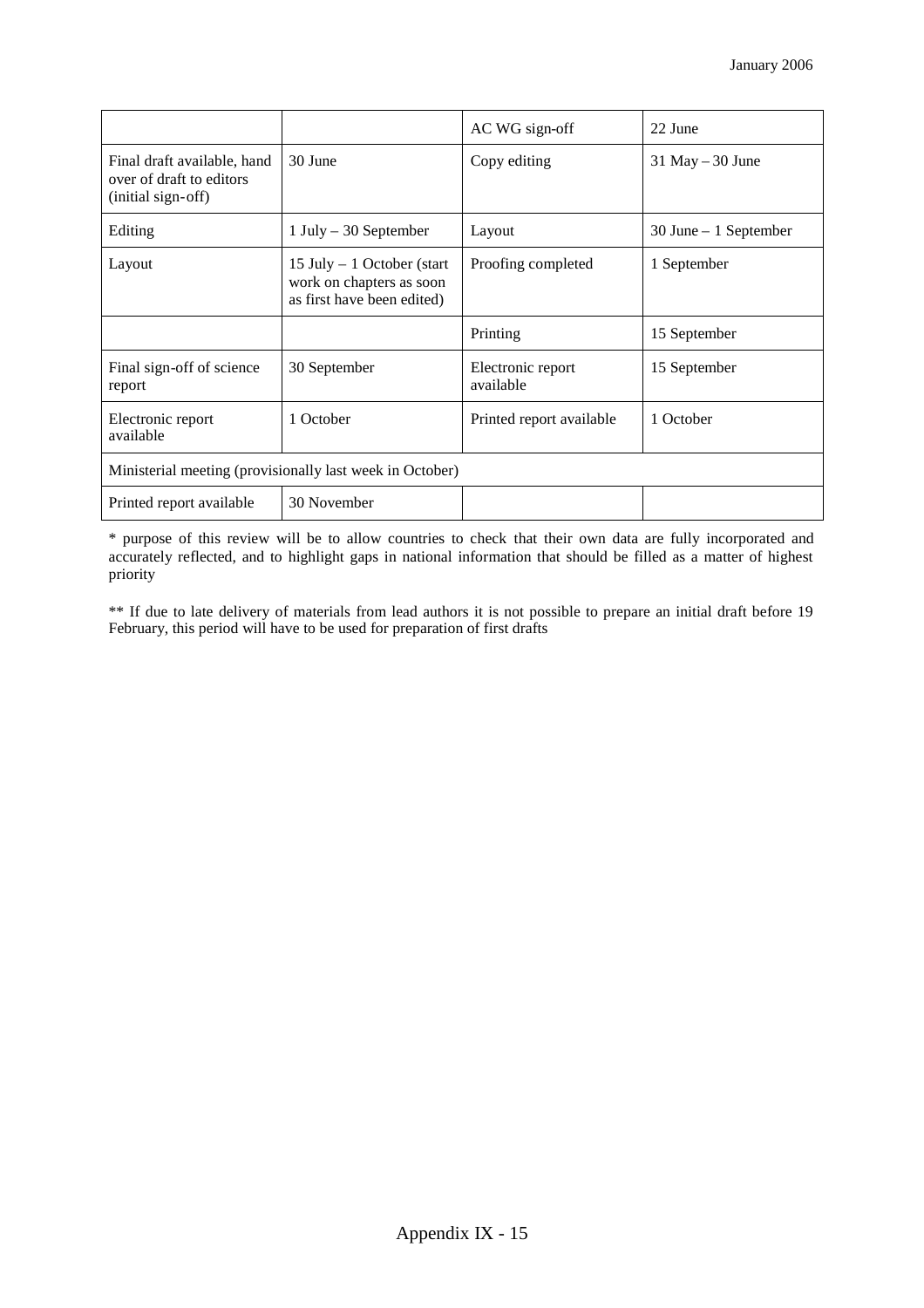| | | AC WG sign-off | 22 June |
|---|---|---|---|
| Final draft available, hand over of draft to editors (initial sign-off) | 30 June | Copy editing | 31 May – 30 June |
| Editing | 1 July – 30 September | Layout | 30 June – 1 September |
| Layout | 15 July – 1 October (start work on chapters as soon as first have been edited) | Proofing completed | 1 September |
| | | Printing | 15 September |
| Final sign-off of science report | 30 September | Electronic report available | 15 September |
| Electronic report available | 1 October | Printed report available | 1 October |
| Ministerial meeting (provisionally last week in October) | | | |
| Printed report available | 30 November | | |

* purpose of this review will be to allow countries to check that their own data are fully incorporated and accurately reflected, and to highlight gaps in national information that should be filled as a matter of highest priority

** If due to late delivery of materials from lead authors it is not possible to prepare an initial draft before 19 February, this period will have to be used for preparation of first drafts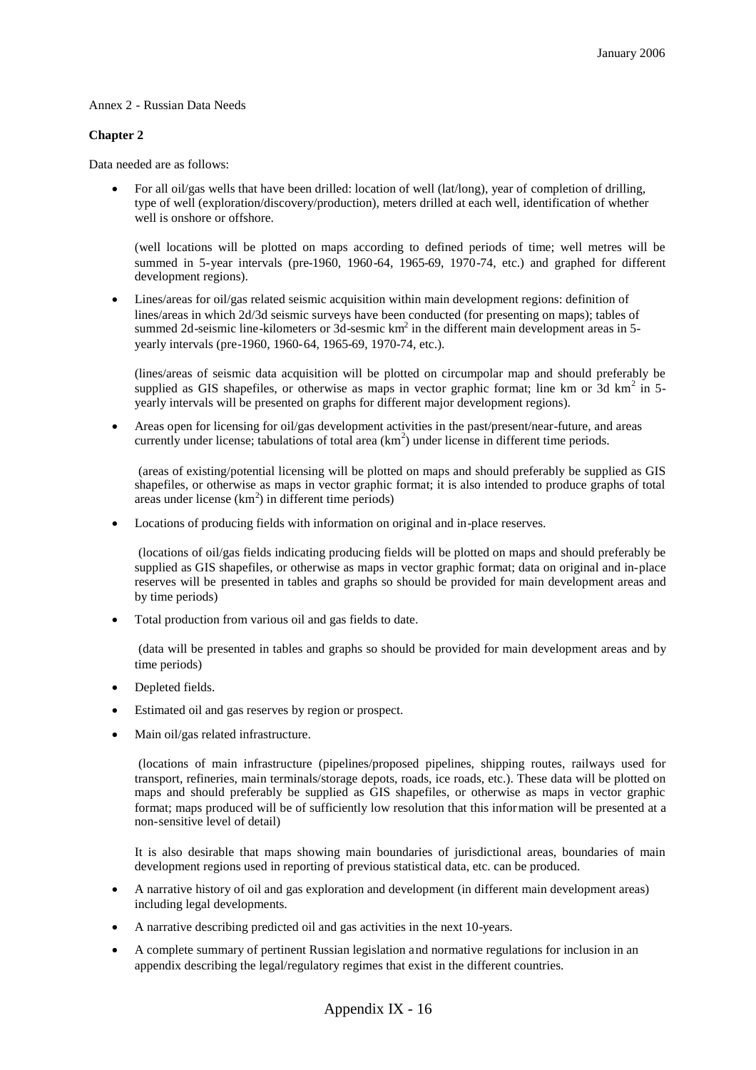Annex 2 - Russian Data Needs

**Chapter 2**

Data needed are as follows:

- For all oil/gas wells that have been drilled: location of well (lat/long), year of completion of drilling, type of well (exploration/discovery/production), meters drilled at each well, identification of whether well is onshore or offshore.

  (well locations will be plotted on maps according to defined periods of time; well metres will be summed in 5-year intervals (pre-1960, 1960-64, 1965-69, 1970-74, etc.) and graphed for different development regions).

- Lines/areas for oil/gas related seismic acquisition within main development regions: definition of lines/areas in which 2d/3d seismic surveys have been conducted (for presenting on maps); tables of summed 2d-seismic line-kilometers or 3d-sesmic $km^2$ in the different main development areas in 5-yearly intervals (pre-1960, 1960-64, 1965-69, 1970-74, etc.).

  (lines/areas of seismic data acquisition will be plotted on circumpolar map and should preferably be supplied as GIS shapefiles, or otherwise as maps in vector graphic format; line km or 3d $km^2$ in 5-yearly intervals will be presented on graphs for different major development regions).

- Areas open for licensing for oil/gas development activities in the past/present/near-future, and areas currently under license; tabulations of total area ($km^2$) under license in different time periods.

  (areas of existing/potential licensing will be plotted on maps and should preferably be supplied as GIS shapefiles, or otherwise as maps in vector graphic format; it is also intended to produce graphs of total areas under license ($km^2$) in different time periods)

- Locations of producing fields with information on original and in-place reserves.

  (locations of oil/gas fields indicating producing fields will be plotted on maps and should preferably be supplied as GIS shapefiles, or otherwise as maps in vector graphic format; data on original and in-place reserves will be presented in tables and graphs so should be provided for main development areas and by time periods)

- Total production from various oil and gas fields to date.

  (data will be presented in tables and graphs so should be provided for main development areas and by time periods)

- Depleted fields.

- Estimated oil and gas reserves by region or prospect.

- Main oil/gas related infrastructure.

  (locations of main infrastructure (pipelines/proposed pipelines, shipping routes, railways used for transport, refineries, main terminals/storage depots, roads, ice roads, etc.). These data will be plotted on maps and should preferably be supplied as GIS shapefiles, or otherwise as maps in vector graphic format; maps produced will be of sufficiently low resolution that this information will be presented at a non-sensitive level of detail)

  It is also desirable that maps showing main boundaries of jurisdictional areas, boundaries of main development regions used in reporting of previous statistical data, etc. can be produced.

- A narrative history of oil and gas exploration and development (in different main development areas) including legal developments.

- A narrative describing predicted oil and gas activities in the next 10-years.

- A complete summary of pertinent Russian legislation and normative regulations for inclusion in an appendix describing the legal/regulatory regimes that exist in the different countries.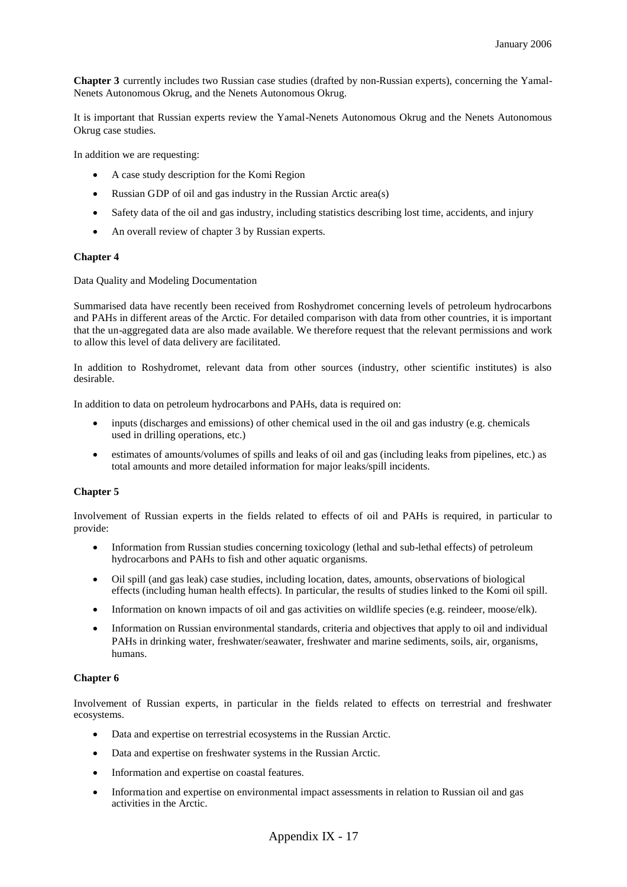**Chapter 3** currently includes two Russian case studies (drafted by non-Russian experts), concerning the Yamal-Nenets Autonomous Okrug, and the Nenets Autonomous Okrug.

It is important that Russian experts review the Yamal-Nenets Autonomous Okrug and the Nenets Autonomous Okrug case studies.

In addition we are requesting:

- A case study description for the Komi Region
- Russian GDP of oil and gas industry in the Russian Arctic area(s)
- Safety data of the oil and gas industry, including statistics describing lost time, accidents, and injury
- An overall review of chapter 3 by Russian experts.

**Chapter 4**

Data Quality and Modeling Documentation

Summarised data have recently been received from Roshydromet concerning levels of petroleum hydrocarbons and PAHs in different areas of the Arctic. For detailed comparison with data from other countries, it is important that the un-aggregated data are also made available. We therefore request that the relevant permissions and work to allow this level of data delivery are facilitated.

In addition to Roshydromet, relevant data from other sources (industry, other scientific institutes) is also desirable.

In addition to data on petroleum hydrocarbons and PAHs, data is required on:

- inputs (discharges and emissions) of other chemical used in the oil and gas industry (e.g. chemicals used in drilling operations, etc.)
- estimates of amounts/volumes of spills and leaks of oil and gas (including leaks from pipelines, etc.) as total amounts and more detailed information for major leaks/spill incidents.

**Chapter 5**

Involvement of Russian experts in the fields related to effects of oil and PAHs is required, in particular to provide:

- Information from Russian studies concerning toxicology (lethal and sub-lethal effects) of petroleum hydrocarbons and PAHs to fish and other aquatic organisms.
- Oil spill (and gas leak) case studies, including location, dates, amounts, observations of biological effects (including human health effects). In particular, the results of studies linked to the Komi oil spill.
- Information on known impacts of oil and gas activities on wildlife species (e.g. reindeer, moose/elk).
- Information on Russian environmental standards, criteria and objectives that apply to oil and individual PAHs in drinking water, freshwater/seawater, freshwater and marine sediments, soils, air, organisms, humans.

**Chapter 6**

Involvement of Russian experts, in particular in the fields related to effects on terrestrial and freshwater ecosystems.

- Data and expertise on terrestrial ecosystems in the Russian Arctic.
- Data and expertise on freshwater systems in the Russian Arctic.
- Information and expertise on coastal features.
- Information and expertise on environmental impact assessments in relation to Russian oil and gas activities in the Arctic.